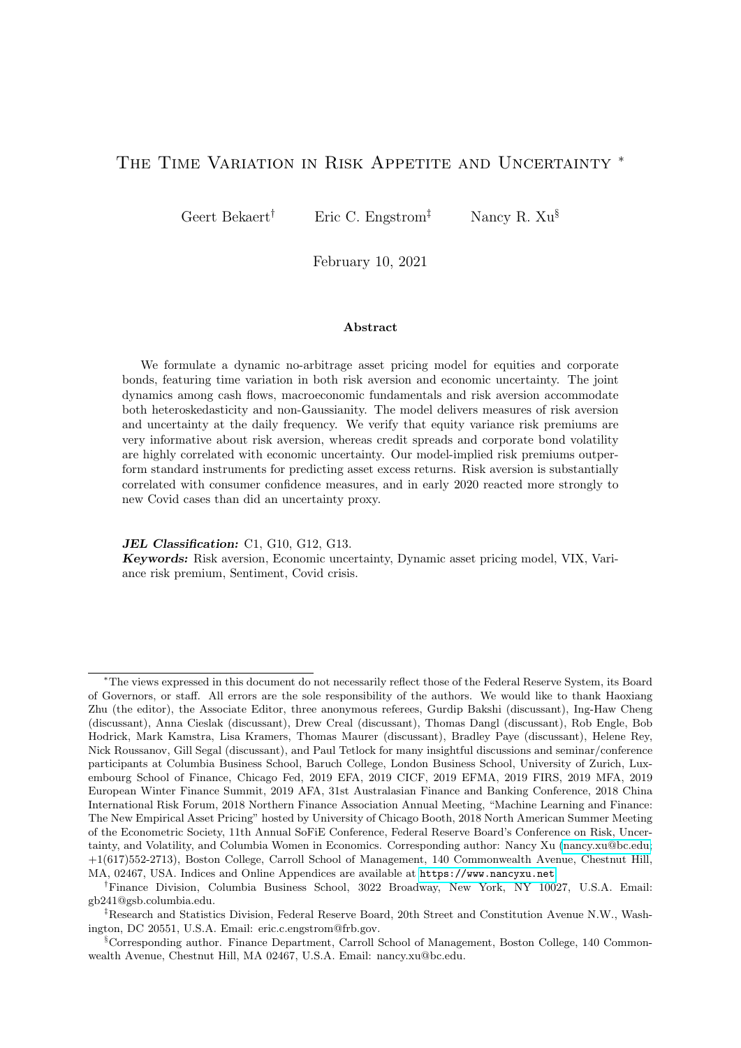# The Time Variation in Risk Appetite and Uncertainty [*]

Geert Bekaert[†] Eric C. Engstrom[‡] Nancy R. Xu[§]

February 10, 2021

### Abstract

We formulate a dynamic no-arbitrage asset pricing model for equities and corporate bonds, featuring time variation in both risk aversion and economic uncertainty. The joint dynamics among cash flows, macroeconomic fundamentals and risk aversion accommodate both heteroskedasticity and non-Gaussianity. The model delivers measures of risk aversion and uncertainty at the daily frequency. We verify that equity variance risk premiums are very informative about risk aversion, whereas credit spreads and corporate bond volatility are highly correlated with economic uncertainty. Our model-implied risk premiums outperform standard instruments for predicting asset excess returns. Risk aversion is substantially correlated with consumer confidence measures, and in early 2020 reacted more strongly to new Covid cases than did an uncertainty proxy.

***JEL Classification:*** C1, G10, G12, G13.
***Keywords:*** Risk aversion, Economic uncertainty, Dynamic asset pricing model, VIX, Variance risk premium, Sentiment, Covid crisis.

---

[*]The views expressed in this document do not necessarily reflect those of the Federal Reserve System, its Board of Governors, or staff. All errors are the sole responsibility of the authors. We would like to thank Haoxiang Zhu (the editor), the Associate Editor, three anonymous referees, Gurdip Bakshi (discussant), Ing-Haw Cheng (discussant), Anna Cieslak (discussant), Drew Creal (discussant), Thomas Dangl (discussant), Rob Engle, Bob Hodrick, Mark Kamstra, Lisa Kramers, Thomas Maurer (discussant), Bradley Paye (discussant), Helene Rey, Nick Roussanov, Gill Segal (discussant), and Paul Tetlock for many insightful discussions and seminar/conference participants at Columbia Business School, Baruch College, London Business School, University of Zurich, Luxembourg School of Finance, Chicago Fed, 2019 EFA, 2019 CICF, 2019 EFMA, 2019 FIRS, 2019 MFA, 2019 European Winter Finance Summit, 2019 AFA, 31st Australasian Finance and Banking Conference, 2018 China International Risk Forum, 2018 Northern Finance Association Annual Meeting, "Machine Learning and Finance: The New Empirical Asset Pricing" hosted by University of Chicago Booth, 2018 North American Summer Meeting of the Econometric Society, 11th Annual SoFiE Conference, Federal Reserve Board's Conference on Risk, Uncertainty, and Volatility, and Columbia Women in Economics. Corresponding author: Nancy Xu (nancy.xu@bc.edu; +1(617)552-2713), Boston College, Carroll School of Management, 140 Commonwealth Avenue, Chestnut Hill, MA, 02467, USA. Indices and Online Appendices are available at https://www.nancyxu.net.

[†]Finance Division, Columbia Business School, 3022 Broadway, New York, NY 10027, U.S.A. Email: gb241@gsb.columbia.edu.

[‡]Research and Statistics Division, Federal Reserve Board, 20th Street and Constitution Avenue N.W., Washington, DC 20551, U.S.A. Email: eric.c.engstrom@frb.gov.

[§]Corresponding author. Finance Department, Carroll School of Management, Boston College, 140 Commonwealth Avenue, Chestnut Hill, MA 02467, U.S.A. Email: nancy.xu@bc.edu.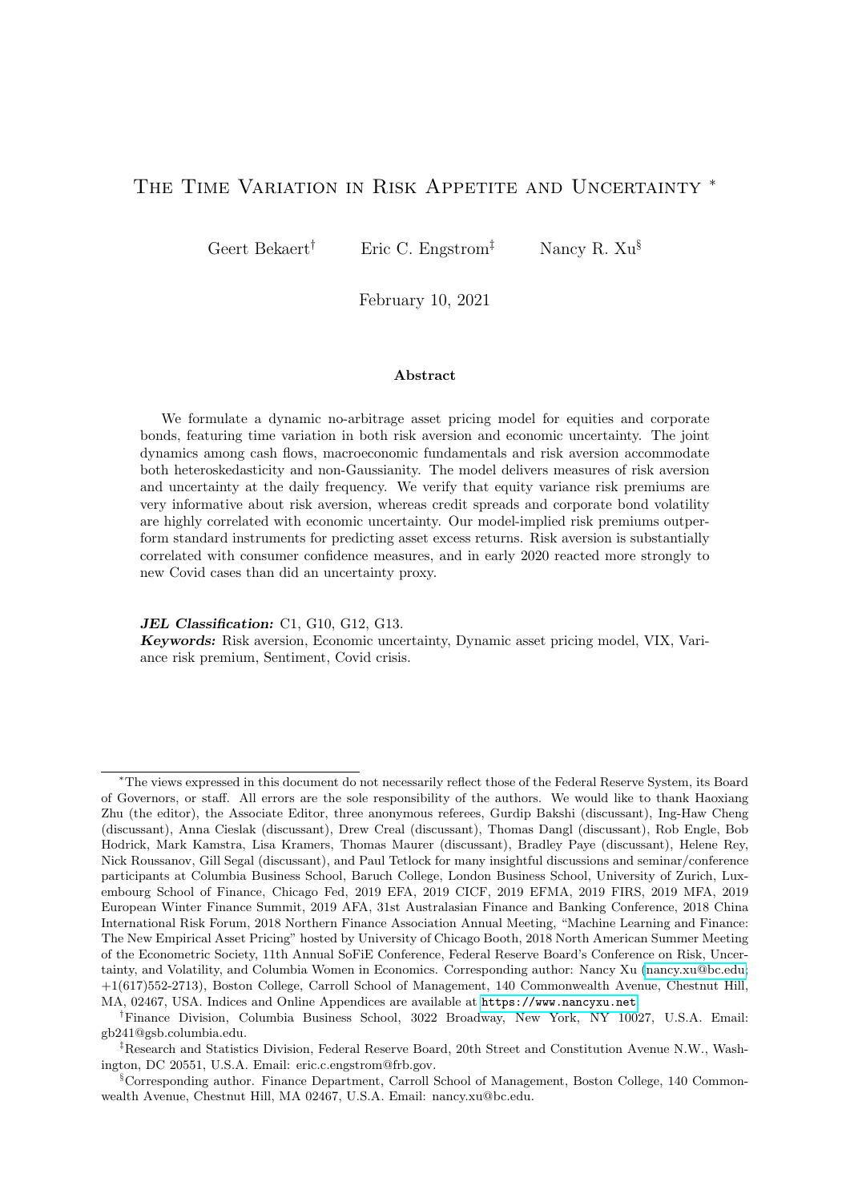# The Time Variation in Risk Appetite and Uncertainty *

Geert Bekaert[†] Eric C. Engstrom[‡] Nancy R. Xu[§]

February 10, 2021

### Abstract

We formulate a dynamic no-arbitrage asset pricing model for equities and corporate bonds, featuring time variation in both risk aversion and economic uncertainty. The joint dynamics among cash flows, macroeconomic fundamentals and risk aversion accommodate both heteroskedasticity and non-Gaussianity. The model delivers measures of risk aversion and uncertainty at the daily frequency. We verify that equity variance risk premiums are very informative about risk aversion, whereas credit spreads and corporate bond volatility are highly correlated with economic uncertainty. Our model-implied risk premiums outperform standard instruments for predicting asset excess returns. Risk aversion is substantially correlated with consumer confidence measures, and in early 2020 reacted more strongly to new Covid cases than did an uncertainty proxy.

***JEL Classification:*** C1, G10, G12, G13.
***Keywords:*** Risk aversion, Economic uncertainty, Dynamic asset pricing model, VIX, Variance risk premium, Sentiment, Covid crisis.

---

*The views expressed in this document do not necessarily reflect those of the Federal Reserve System, its Board of Governors, or staff. All errors are the sole responsibility of the authors. We would like to thank Haoxiang Zhu (the editor), the Associate Editor, three anonymous referees, Gurdip Bakshi (discussant), Ing-Haw Cheng (discussant), Anna Cieslak (discussant), Drew Creal (discussant), Thomas Dangl (discussant), Rob Engle, Bob Hodrick, Mark Kamstra, Lisa Kramers, Thomas Maurer (discussant), Bradley Paye (discussant), Helene Rey, Nick Roussanov, Gill Segal (discussant), and Paul Tetlock for many insightful discussions and seminar/conference participants at Columbia Business School, Baruch College, London Business School, University of Zurich, Luxembourg School of Finance, Chicago Fed, 2019 EFA, 2019 CICF, 2019 EFMA, 2019 FIRS, 2019 MFA, 2019 European Winter Finance Summit, 2019 AFA, 31st Australasian Finance and Banking Conference, 2018 China International Risk Forum, 2018 Northern Finance Association Annual Meeting, "Machine Learning and Finance: The New Empirical Asset Pricing" hosted by University of Chicago Booth, 2018 North American Summer Meeting of the Econometric Society, 11th Annual SoFiE Conference, Federal Reserve Board's Conference on Risk, Uncertainty, and Volatility, and Columbia Women in Economics. Corresponding author: Nancy Xu (nancy.xu@bc.edu; +1(617)552-2713), Boston College, Carroll School of Management, 140 Commonwealth Avenue, Chestnut Hill, MA, 02467, USA. Indices and Online Appendices are available at https://www.nancyxu.net.

[†]Finance Division, Columbia Business School, 3022 Broadway, New York, NY 10027, U.S.A. Email: gb241@gsb.columbia.edu.

[‡]Research and Statistics Division, Federal Reserve Board, 20th Street and Constitution Avenue N.W., Washington, DC 20551, U.S.A. Email: eric.c.engstrom@frb.gov.

[§]Corresponding author. Finance Department, Carroll School of Management, Boston College, 140 Commonwealth Avenue, Chestnut Hill, MA 02467, U.S.A. Email: nancy.xu@bc.edu.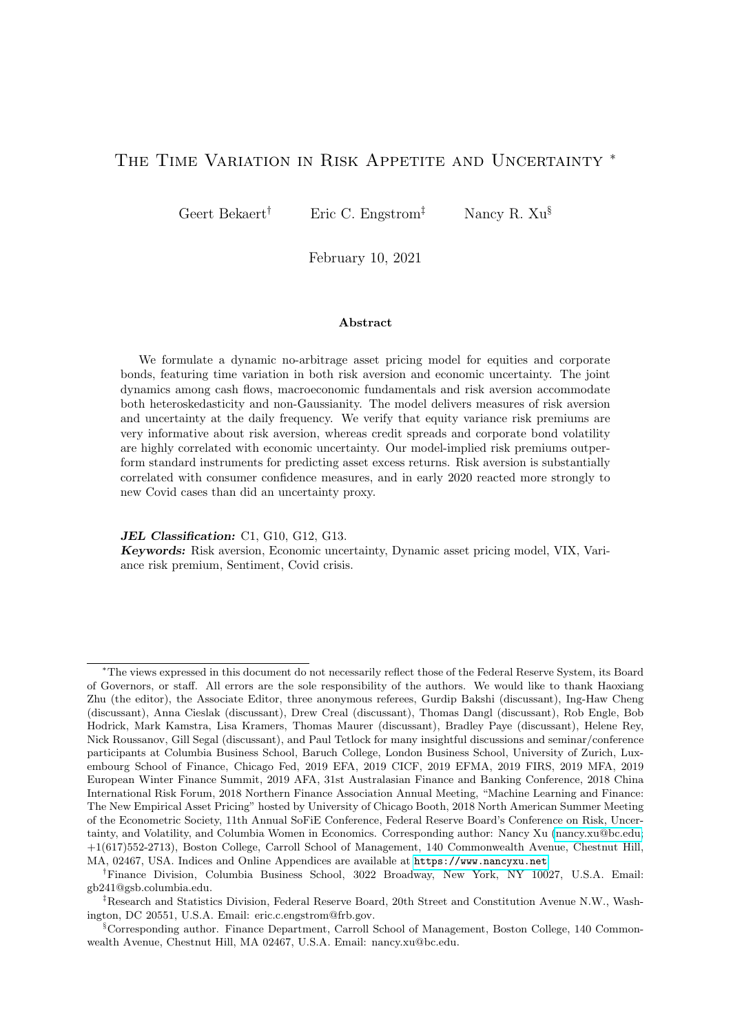# The Time Variation in Risk Appetite and Uncertainty *

Geert Bekaert[†] Eric C. Engstrom[‡] Nancy R. Xu[§]

February 10, 2021

### Abstract

We formulate a dynamic no-arbitrage asset pricing model for equities and corporate bonds, featuring time variation in both risk aversion and economic uncertainty. The joint dynamics among cash flows, macroeconomic fundamentals and risk aversion accommodate both heteroskedasticity and non-Gaussianity. The model delivers measures of risk aversion and uncertainty at the daily frequency. We verify that equity variance risk premiums are very informative about risk aversion, whereas credit spreads and corporate bond volatility are highly correlated with economic uncertainty. Our model-implied risk premiums outperform standard instruments for predicting asset excess returns. Risk aversion is substantially correlated with consumer confidence measures, and in early 2020 reacted more strongly to new Covid cases than did an uncertainty proxy.

***JEL Classification:*** C1, G10, G12, G13.
***Keywords:*** Risk aversion, Economic uncertainty, Dynamic asset pricing model, VIX, Variance risk premium, Sentiment, Covid crisis.

---

*The views expressed in this document do not necessarily reflect those of the Federal Reserve System, its Board of Governors, or staff. All errors are the sole responsibility of the authors. We would like to thank Haoxiang Zhu (the editor), the Associate Editor, three anonymous referees, Gurdip Bakshi (discussant), Ing-Haw Cheng (discussant), Anna Cieslak (discussant), Drew Creal (discussant), Thomas Dangl (discussant), Rob Engle, Bob Hodrick, Mark Kamstra, Lisa Kramers, Thomas Maurer (discussant), Bradley Paye (discussant), Helene Rey, Nick Roussanov, Gill Segal (discussant), and Paul Tetlock for many insightful discussions and seminar/conference participants at Columbia Business School, Baruch College, London Business School, University of Zurich, Luxembourg School of Finance, Chicago Fed, 2019 EFA, 2019 CICF, 2019 EFMA, 2019 FIRS, 2019 MFA, 2019 European Winter Finance Summit, 2019 AFA, 31st Australasian Finance and Banking Conference, 2018 China International Risk Forum, 2018 Northern Finance Association Annual Meeting, "Machine Learning and Finance: The New Empirical Asset Pricing" hosted by University of Chicago Booth, 2018 North American Summer Meeting of the Econometric Society, 11th Annual SoFiE Conference, Federal Reserve Board's Conference on Risk, Uncertainty, and Volatility, and Columbia Women in Economics. Corresponding author: Nancy Xu (nancy.xu@bc.edu; +1(617)552-2713), Boston College, Carroll School of Management, 140 Commonwealth Avenue, Chestnut Hill, MA, 02467, USA. Indices and Online Appendices are available at https://www.nancyxu.net.

[†]Finance Division, Columbia Business School, 3022 Broadway, New York, NY 10027, U.S.A. Email: gb241@gsb.columbia.edu.

[‡]Research and Statistics Division, Federal Reserve Board, 20th Street and Constitution Avenue N.W., Washington, DC 20551, U.S.A. Email: eric.c.engstrom@frb.gov.

[§]Corresponding author. Finance Department, Carroll School of Management, Boston College, 140 Commonwealth Avenue, Chestnut Hill, MA 02467, U.S.A. Email: nancy.xu@bc.edu.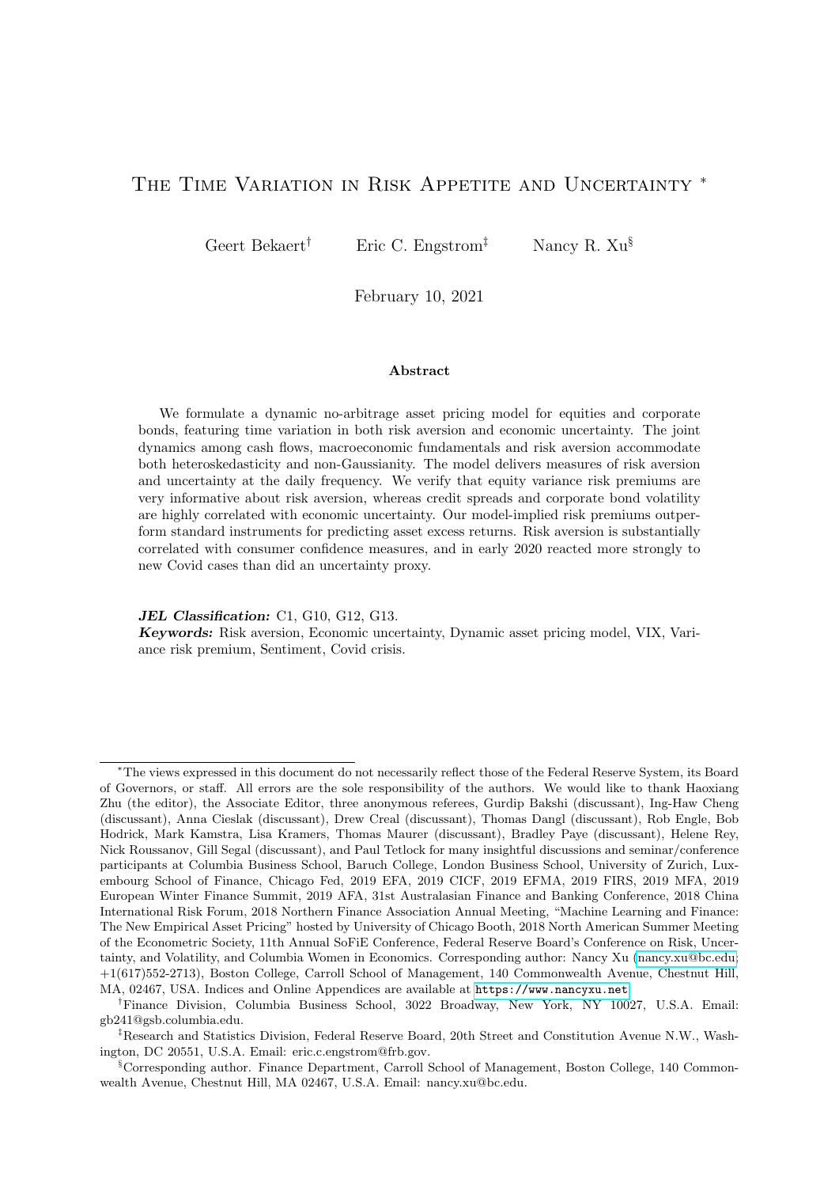# The Time Variation in Risk Appetite and Uncertainty *

Geert Bekaert† Eric C. Engstrom‡ Nancy R. Xu§

February 10, 2021

### Abstract

We formulate a dynamic no-arbitrage asset pricing model for equities and corporate bonds, featuring time variation in both risk aversion and economic uncertainty. The joint dynamics among cash flows, macroeconomic fundamentals and risk aversion accommodate both heteroskedasticity and non-Gaussianity. The model delivers measures of risk aversion and uncertainty at the daily frequency. We verify that equity variance risk premiums are very informative about risk aversion, whereas credit spreads and corporate bond volatility are highly correlated with economic uncertainty. Our model-implied risk premiums outperform standard instruments for predicting asset excess returns. Risk aversion is substantially correlated with consumer confidence measures, and in early 2020 reacted more strongly to new Covid cases than did an uncertainty proxy.

***JEL Classification:*** C1, G10, G12, G13.
***Keywords:*** Risk aversion, Economic uncertainty, Dynamic asset pricing model, VIX, Variance risk premium, Sentiment, Covid crisis.

---

*The views expressed in this document do not necessarily reflect those of the Federal Reserve System, its Board of Governors, or staff. All errors are the sole responsibility of the authors. We would like to thank Haoxiang Zhu (the editor), the Associate Editor, three anonymous referees, Gurdip Bakshi (discussant), Ing-Haw Cheng (discussant), Anna Cieslak (discussant), Drew Creal (discussant), Thomas Dangl (discussant), Rob Engle, Bob Hodrick, Mark Kamstra, Lisa Kramers, Thomas Maurer (discussant), Bradley Paye (discussant), Helene Rey, Nick Roussanov, Gill Segal (discussant), and Paul Tetlock for many insightful discussions and seminar/conference participants at Columbia Business School, Baruch College, London Business School, University of Zurich, Luxembourg School of Finance, Chicago Fed, 2019 EFA, 2019 CICF, 2019 EFMA, 2019 FIRS, 2019 MFA, 2019 European Winter Finance Summit, 2019 AFA, 31st Australasian Finance and Banking Conference, 2018 China International Risk Forum, 2018 Northern Finance Association Annual Meeting, "Machine Learning and Finance: The New Empirical Asset Pricing" hosted by University of Chicago Booth, 2018 North American Summer Meeting of the Econometric Society, 11th Annual SoFiE Conference, Federal Reserve Board's Conference on Risk, Uncertainty, and Volatility, and Columbia Women in Economics. Corresponding author: Nancy Xu (nancy.xu@bc.edu; +1(617)552-2713), Boston College, Carroll School of Management, 140 Commonwealth Avenue, Chestnut Hill, MA, 02467, USA. Indices and Online Appendices are available at https://www.nancyxu.net.

†Finance Division, Columbia Business School, 3022 Broadway, New York, NY 10027, U.S.A. Email: gb241@gsb.columbia.edu.

‡Research and Statistics Division, Federal Reserve Board, 20th Street and Constitution Avenue N.W., Washington, DC 20551, U.S.A. Email: eric.c.engstrom@frb.gov.

§Corresponding author. Finance Department, Carroll School of Management, Boston College, 140 Commonwealth Avenue, Chestnut Hill, MA 02467, U.S.A. Email: nancy.xu@bc.edu.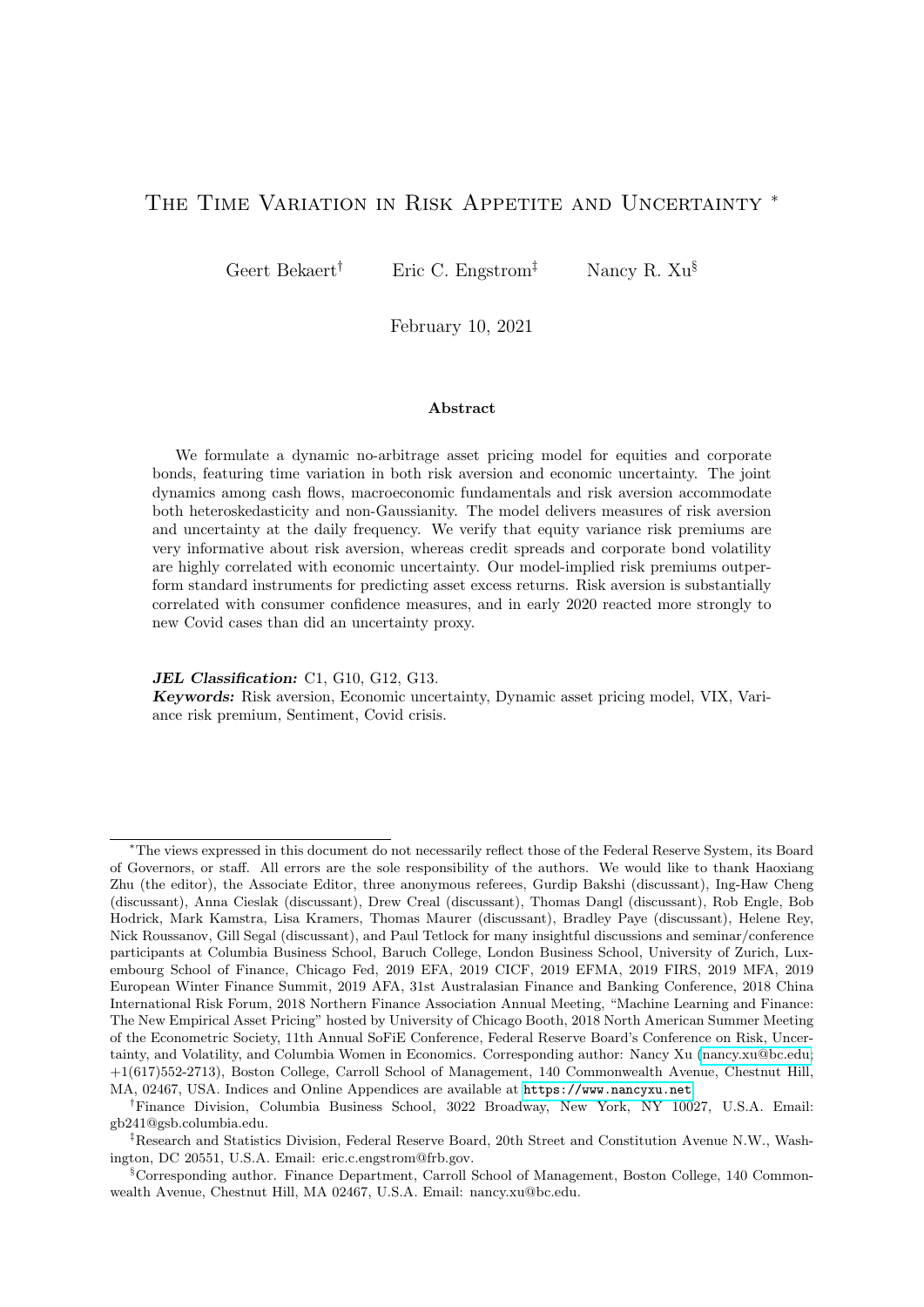# The Time Variation in Risk Appetite and Uncertainty *

Geert Bekaert[†] Eric C. Engstrom[‡] Nancy R. Xu[§]

February 10, 2021

### Abstract

We formulate a dynamic no-arbitrage asset pricing model for equities and corporate bonds, featuring time variation in both risk aversion and economic uncertainty. The joint dynamics among cash flows, macroeconomic fundamentals and risk aversion accommodate both heteroskedasticity and non-Gaussianity. The model delivers measures of risk aversion and uncertainty at the daily frequency. We verify that equity variance risk premiums are very informative about risk aversion, whereas credit spreads and corporate bond volatility are highly correlated with economic uncertainty. Our model-implied risk premiums outperform standard instruments for predicting asset excess returns. Risk aversion is substantially correlated with consumer confidence measures, and in early 2020 reacted more strongly to new Covid cases than did an uncertainty proxy.

***JEL Classification:*** C1, G10, G12, G13.
***Keywords:*** Risk aversion, Economic uncertainty, Dynamic asset pricing model, VIX, Variance risk premium, Sentiment, Covid crisis.

---

*The views expressed in this document do not necessarily reflect those of the Federal Reserve System, its Board of Governors, or staff. All errors are the sole responsibility of the authors. We would like to thank Haoxiang Zhu (the editor), the Associate Editor, three anonymous referees, Gurdip Bakshi (discussant), Ing-Haw Cheng (discussant), Anna Cieslak (discussant), Drew Creal (discussant), Thomas Dangl (discussant), Rob Engle, Bob Hodrick, Mark Kamstra, Lisa Kramers, Thomas Maurer (discussant), Bradley Paye (discussant), Helene Rey, Nick Roussanov, Gill Segal (discussant), and Paul Tetlock for many insightful discussions and seminar/conference participants at Columbia Business School, Baruch College, London Business School, University of Zurich, Luxembourg School of Finance, Chicago Fed, 2019 EFA, 2019 CICF, 2019 EFMA, 2019 FIRS, 2019 MFA, 2019 European Winter Finance Summit, 2019 AFA, 31st Australasian Finance and Banking Conference, 2018 China International Risk Forum, 2018 Northern Finance Association Annual Meeting, "Machine Learning and Finance: The New Empirical Asset Pricing" hosted by University of Chicago Booth, 2018 North American Summer Meeting of the Econometric Society, 11th Annual SoFiE Conference, Federal Reserve Board's Conference on Risk, Uncertainty, and Volatility, and Columbia Women in Economics. Corresponding author: Nancy Xu (nancy.xu@bc.edu; +1(617)552-2713), Boston College, Carroll School of Management, 140 Commonwealth Avenue, Chestnut Hill, MA, 02467, USA. Indices and Online Appendices are available at https://www.nancyxu.net.

[†]Finance Division, Columbia Business School, 3022 Broadway, New York, NY 10027, U.S.A. Email: gb241@gsb.columbia.edu.

[‡]Research and Statistics Division, Federal Reserve Board, 20th Street and Constitution Avenue N.W., Washington, DC 20551, U.S.A. Email: eric.c.engstrom@frb.gov.

[§]Corresponding author. Finance Department, Carroll School of Management, Boston College, 140 Commonwealth Avenue, Chestnut Hill, MA 02467, U.S.A. Email: nancy.xu@bc.edu.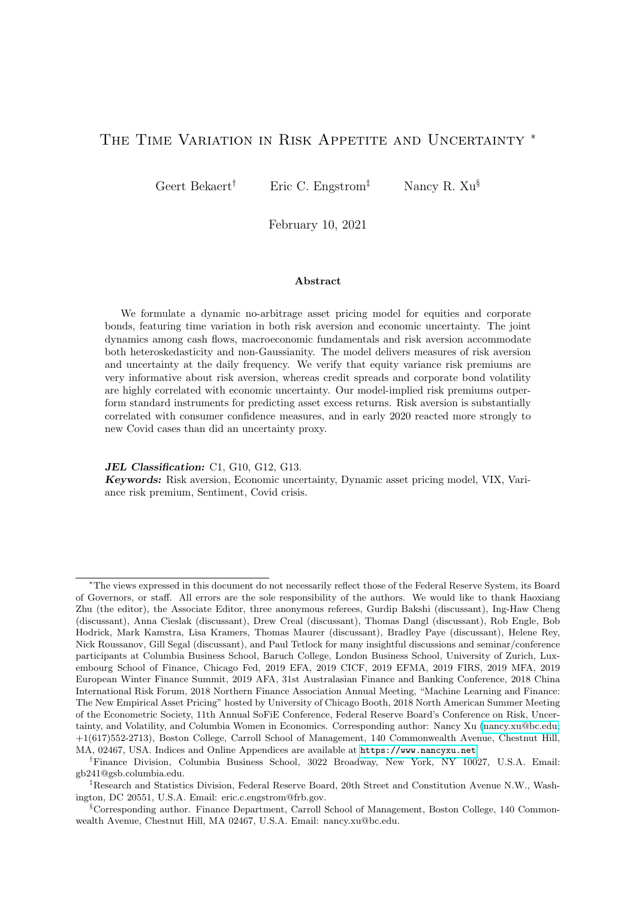# The Time Variation in Risk Appetite and Uncertainty *

Geert Bekaert[†] Eric C. Engstrom[‡] Nancy R. Xu[§]

February 10, 2021

### Abstract

We formulate a dynamic no-arbitrage asset pricing model for equities and corporate bonds, featuring time variation in both risk aversion and economic uncertainty. The joint dynamics among cash flows, macroeconomic fundamentals and risk aversion accommodate both heteroskedasticity and non-Gaussianity. The model delivers measures of risk aversion and uncertainty at the daily frequency. We verify that equity variance risk premiums are very informative about risk aversion, whereas credit spreads and corporate bond volatility are highly correlated with economic uncertainty. Our model-implied risk premiums outperform standard instruments for predicting asset excess returns. Risk aversion is substantially correlated with consumer confidence measures, and in early 2020 reacted more strongly to new Covid cases than did an uncertainty proxy.

***JEL Classification:*** C1, G10, G12, G13.
***Keywords:*** Risk aversion, Economic uncertainty, Dynamic asset pricing model, VIX, Variance risk premium, Sentiment, Covid crisis.

---

*The views expressed in this document do not necessarily reflect those of the Federal Reserve System, its Board of Governors, or staff. All errors are the sole responsibility of the authors. We would like to thank Haoxiang Zhu (the editor), the Associate Editor, three anonymous referees, Gurdip Bakshi (discussant), Ing-Haw Cheng (discussant), Anna Cieslak (discussant), Drew Creal (discussant), Thomas Dangl (discussant), Rob Engle, Bob Hodrick, Mark Kamstra, Lisa Kramers, Thomas Maurer (discussant), Bradley Paye (discussant), Helene Rey, Nick Roussanov, Gill Segal (discussant), and Paul Tetlock for many insightful discussions and seminar/conference participants at Columbia Business School, Baruch College, London Business School, University of Zurich, Luxembourg School of Finance, Chicago Fed, 2019 EFA, 2019 CICF, 2019 EFMA, 2019 FIRS, 2019 MFA, 2019 European Winter Finance Summit, 2019 AFA, 31st Australasian Finance and Banking Conference, 2018 China International Risk Forum, 2018 Northern Finance Association Annual Meeting, "Machine Learning and Finance: The New Empirical Asset Pricing" hosted by University of Chicago Booth, 2018 North American Summer Meeting of the Econometric Society, 11th Annual SoFiE Conference, Federal Reserve Board's Conference on Risk, Uncertainty, and Volatility, and Columbia Women in Economics. Corresponding author: Nancy Xu (nancy.xu@bc.edu; +1(617)552-2713), Boston College, Carroll School of Management, 140 Commonwealth Avenue, Chestnut Hill, MA, 02467, USA. Indices and Online Appendices are available at https://www.nancyxu.net.

[†]Finance Division, Columbia Business School, 3022 Broadway, New York, NY 10027, U.S.A. Email: gb241@gsb.columbia.edu.

[‡]Research and Statistics Division, Federal Reserve Board, 20th Street and Constitution Avenue N.W., Washington, DC 20551, U.S.A. Email: eric.c.engstrom@frb.gov.

[§]Corresponding author. Finance Department, Carroll School of Management, Boston College, 140 Commonwealth Avenue, Chestnut Hill, MA 02467, U.S.A. Email: nancy.xu@bc.edu.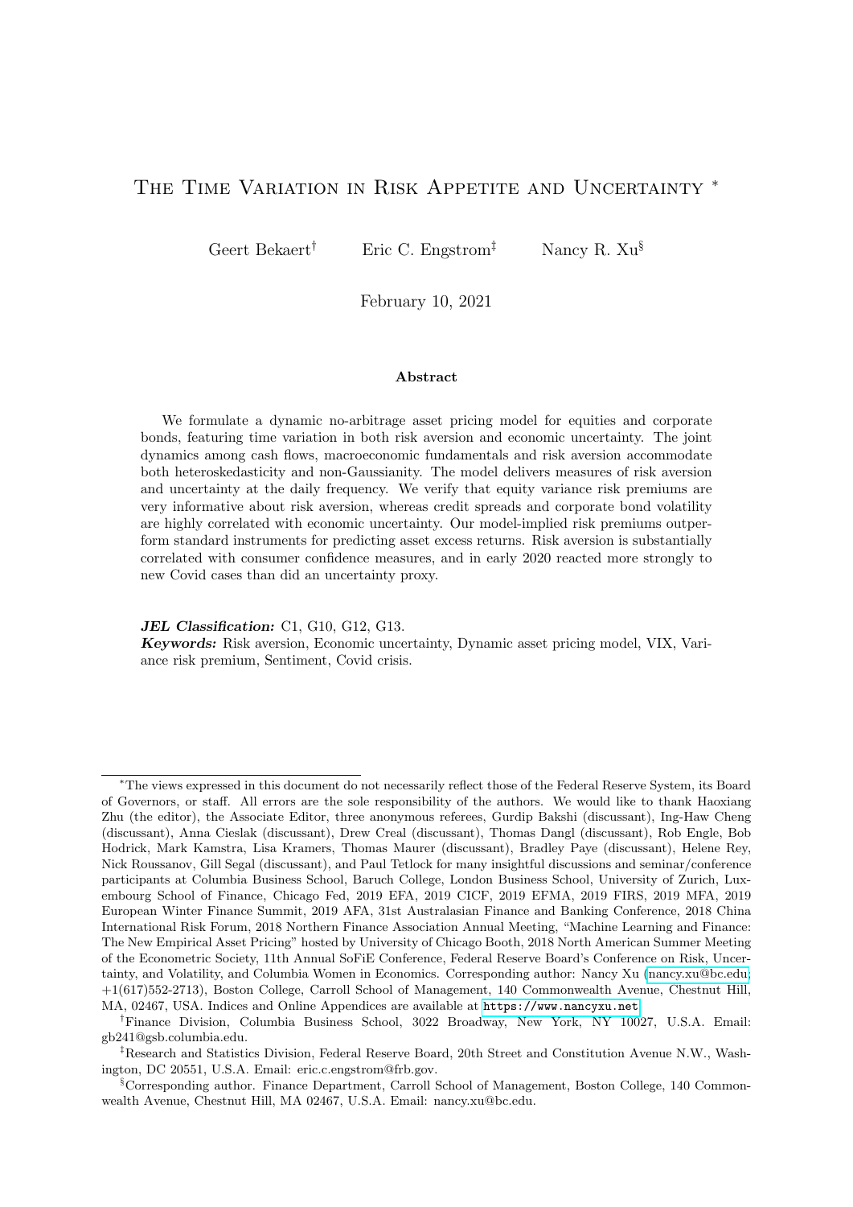# The Time Variation in Risk Appetite and Uncertainty [*]

Geert Bekaert[†] Eric C. Engstrom[‡] Nancy R. Xu[§]

February 10, 2021

### Abstract

We formulate a dynamic no-arbitrage asset pricing model for equities and corporate bonds, featuring time variation in both risk aversion and economic uncertainty. The joint dynamics among cash flows, macroeconomic fundamentals and risk aversion accommodate both heteroskedasticity and non-Gaussianity. The model delivers measures of risk aversion and uncertainty at the daily frequency. We verify that equity variance risk premiums are very informative about risk aversion, whereas credit spreads and corporate bond volatility are highly correlated with economic uncertainty. Our model-implied risk premiums outperform standard instruments for predicting asset excess returns. Risk aversion is substantially correlated with consumer confidence measures, and in early 2020 reacted more strongly to new Covid cases than did an uncertainty proxy.

***JEL Classification:*** C1, G10, G12, G13.

***Keywords:*** Risk aversion, Economic uncertainty, Dynamic asset pricing model, VIX, Variance risk premium, Sentiment, Covid crisis.

---

[*] The views expressed in this document do not necessarily reflect those of the Federal Reserve System, its Board of Governors, or staff. All errors are the sole responsibility of the authors. We would like to thank Haoxiang Zhu (the editor), the Associate Editor, three anonymous referees, Gurdip Bakshi (discussant), Ing-Haw Cheng (discussant), Anna Cieslak (discussant), Drew Creal (discussant), Thomas Dangl (discussant), Rob Engle, Bob Hodrick, Mark Kamstra, Lisa Kramers, Thomas Maurer (discussant), Bradley Paye (discussant), Helene Rey, Nick Roussanov, Gill Segal (discussant), and Paul Tetlock for many insightful discussions and seminar/conference participants at Columbia Business School, Baruch College, London Business School, University of Zurich, Luxembourg School of Finance, Chicago Fed, 2019 EFA, 2019 CICF, 2019 EFMA, 2019 FIRS, 2019 MFA, 2019 European Winter Finance Summit, 2019 AFA, 31st Australasian Finance and Banking Conference, 2018 China International Risk Forum, 2018 Northern Finance Association Annual Meeting, "Machine Learning and Finance: The New Empirical Asset Pricing" hosted by University of Chicago Booth, 2018 North American Summer Meeting of the Econometric Society, 11th Annual SoFiE Conference, Federal Reserve Board's Conference on Risk, Uncertainty, and Volatility, and Columbia Women in Economics. Corresponding author: Nancy Xu (nancy.xu@bc.edu; +1(617)552-2713), Boston College, Carroll School of Management, 140 Commonwealth Avenue, Chestnut Hill, MA, 02467, USA. Indices and Online Appendices are available at https://www.nancyxu.net.

[†] Finance Division, Columbia Business School, 3022 Broadway, New York, NY 10027, U.S.A. Email: gb241@gsb.columbia.edu.

[‡] Research and Statistics Division, Federal Reserve Board, 20th Street and Constitution Avenue N.W., Washington, DC 20551, U.S.A. Email: eric.c.engstrom@frb.gov.

[§] Corresponding author. Finance Department, Carroll School of Management, Boston College, 140 Commonwealth Avenue, Chestnut Hill, MA 02467, U.S.A. Email: nancy.xu@bc.edu.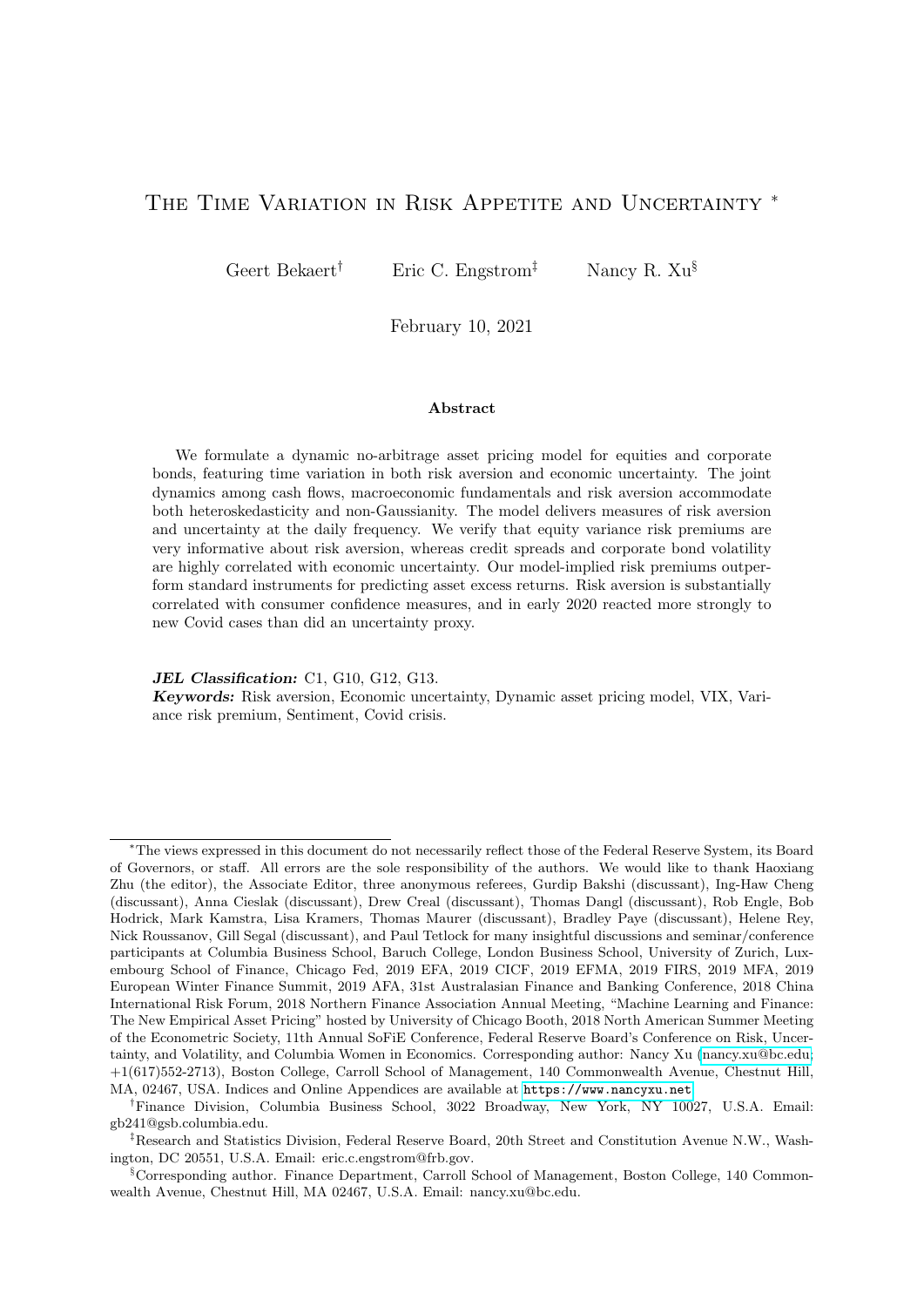# The Time Variation in Risk Appetite and Uncertainty [*]

Geert Bekaert[†] Eric C. Engstrom[‡] Nancy R. Xu[§]

February 10, 2021

### Abstract

We formulate a dynamic no-arbitrage asset pricing model for equities and corporate bonds, featuring time variation in both risk aversion and economic uncertainty. The joint dynamics among cash flows, macroeconomic fundamentals and risk aversion accommodate both heteroskedasticity and non-Gaussianity. The model delivers measures of risk aversion and uncertainty at the daily frequency. We verify that equity variance risk premiums are very informative about risk aversion, whereas credit spreads and corporate bond volatility are highly correlated with economic uncertainty. Our model-implied risk premiums outperform standard instruments for predicting asset excess returns. Risk aversion is substantially correlated with consumer confidence measures, and in early 2020 reacted more strongly to new Covid cases than did an uncertainty proxy.

***JEL Classification:*** C1, G10, G12, G13.
***Keywords:*** Risk aversion, Economic uncertainty, Dynamic asset pricing model, VIX, Variance risk premium, Sentiment, Covid crisis.

---

[*] The views expressed in this document do not necessarily reflect those of the Federal Reserve System, its Board of Governors, or staff. All errors are the sole responsibility of the authors. We would like to thank Haoxiang Zhu (the editor), the Associate Editor, three anonymous referees, Gurdip Bakshi (discussant), Ing-Haw Cheng (discussant), Anna Cieslak (discussant), Drew Creal (discussant), Thomas Dangl (discussant), Rob Engle, Bob Hodrick, Mark Kamstra, Lisa Kramers, Thomas Maurer (discussant), Bradley Paye (discussant), Helene Rey, Nick Roussanov, Gill Segal (discussant), and Paul Tetlock for many insightful discussions and seminar/conference participants at Columbia Business School, Baruch College, London Business School, University of Zurich, Luxembourg School of Finance, Chicago Fed, 2019 EFA, 2019 CICF, 2019 EFMA, 2019 FIRS, 2019 MFA, 2019 European Winter Finance Summit, 2019 AFA, 31st Australasian Finance and Banking Conference, 2018 China International Risk Forum, 2018 Northern Finance Association Annual Meeting, "Machine Learning and Finance: The New Empirical Asset Pricing" hosted by University of Chicago Booth, 2018 North American Summer Meeting of the Econometric Society, 11th Annual SoFiE Conference, Federal Reserve Board's Conference on Risk, Uncertainty, and Volatility, and Columbia Women in Economics. Corresponding author: Nancy Xu (nancy.xu@bc.edu; +1(617)552-2713), Boston College, Carroll School of Management, 140 Commonwealth Avenue, Chestnut Hill, MA, 02467, USA. Indices and Online Appendices are available at https://www.nancyxu.net.

[†] Finance Division, Columbia Business School, 3022 Broadway, New York, NY 10027, U.S.A. Email: gb241@gsb.columbia.edu.

[‡] Research and Statistics Division, Federal Reserve Board, 20th Street and Constitution Avenue N.W., Washington, DC 20551, U.S.A. Email: eric.c.engstrom@frb.gov.

[§] Corresponding author. Finance Department, Carroll School of Management, Boston College, 140 Commonwealth Avenue, Chestnut Hill, MA 02467, U.S.A. Email: nancy.xu@bc.edu.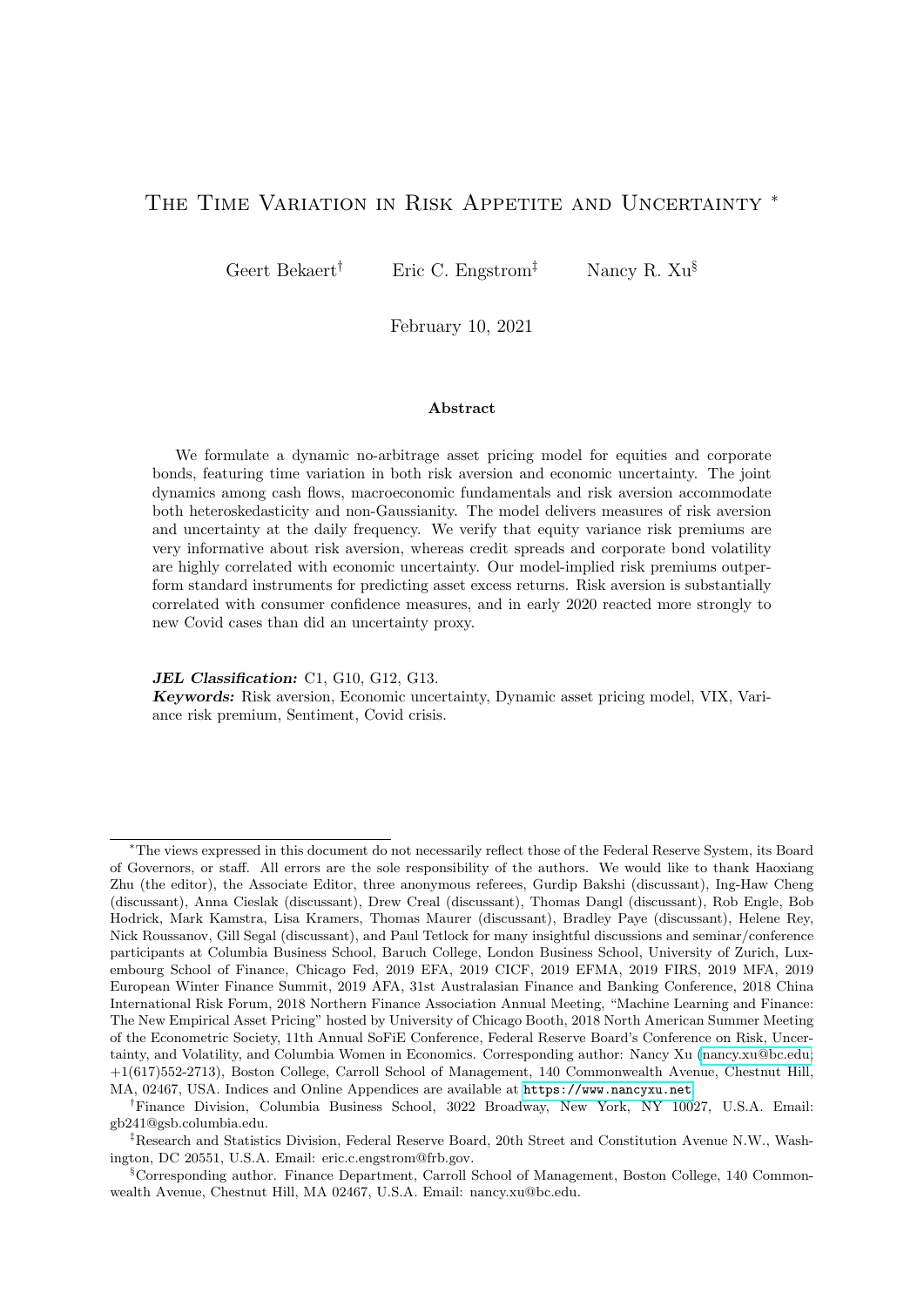# The Time Variation in Risk Appetite and Uncertainty *

Geert Bekaert† Eric C. Engstrom‡ Nancy R. Xu§

February 10, 2021

### Abstract

We formulate a dynamic no-arbitrage asset pricing model for equities and corporate bonds, featuring time variation in both risk aversion and economic uncertainty. The joint dynamics among cash flows, macroeconomic fundamentals and risk aversion accommodate both heteroskedasticity and non-Gaussianity. The model delivers measures of risk aversion and uncertainty at the daily frequency. We verify that equity variance risk premiums are very informative about risk aversion, whereas credit spreads and corporate bond volatility are highly correlated with economic uncertainty. Our model-implied risk premiums outperform standard instruments for predicting asset excess returns. Risk aversion is substantially correlated with consumer confidence measures, and in early 2020 reacted more strongly to new Covid cases than did an uncertainty proxy.

***JEL Classification:*** C1, G10, G12, G13.
***Keywords:*** Risk aversion, Economic uncertainty, Dynamic asset pricing model, VIX, Variance risk premium, Sentiment, Covid crisis.

---

*The views expressed in this document do not necessarily reflect those of the Federal Reserve System, its Board of Governors, or staff. All errors are the sole responsibility of the authors. We would like to thank Haoxiang Zhu (the editor), the Associate Editor, three anonymous referees, Gurdip Bakshi (discussant), Ing-Haw Cheng (discussant), Anna Cieslak (discussant), Drew Creal (discussant), Thomas Dangl (discussant), Rob Engle, Bob Hodrick, Mark Kamstra, Lisa Kramers, Thomas Maurer (discussant), Bradley Paye (discussant), Helene Rey, Nick Roussanov, Gill Segal (discussant), and Paul Tetlock for many insightful discussions and seminar/conference participants at Columbia Business School, Baruch College, London Business School, University of Zurich, Luxembourg School of Finance, Chicago Fed, 2019 EFA, 2019 CICF, 2019 EFMA, 2019 FIRS, 2019 MFA, 2019 European Winter Finance Summit, 2019 AFA, 31st Australasian Finance and Banking Conference, 2018 China International Risk Forum, 2018 Northern Finance Association Annual Meeting, "Machine Learning and Finance: The New Empirical Asset Pricing" hosted by University of Chicago Booth, 2018 North American Summer Meeting of the Econometric Society, 11th Annual SoFiE Conference, Federal Reserve Board's Conference on Risk, Uncertainty, and Volatility, and Columbia Women in Economics. Corresponding author: Nancy Xu (nancy.xu@bc.edu; +1(617)552-2713), Boston College, Carroll School of Management, 140 Commonwealth Avenue, Chestnut Hill, MA, 02467, USA. Indices and Online Appendices are available at https://www.nancyxu.net.

†Finance Division, Columbia Business School, 3022 Broadway, New York, NY 10027, U.S.A. Email: gb241@gsb.columbia.edu.

‡Research and Statistics Division, Federal Reserve Board, 20th Street and Constitution Avenue N.W., Washington, DC 20551, U.S.A. Email: eric.c.engstrom@frb.gov.

§Corresponding author. Finance Department, Carroll School of Management, Boston College, 140 Commonwealth Avenue, Chestnut Hill, MA 02467, U.S.A. Email: nancy.xu@bc.edu.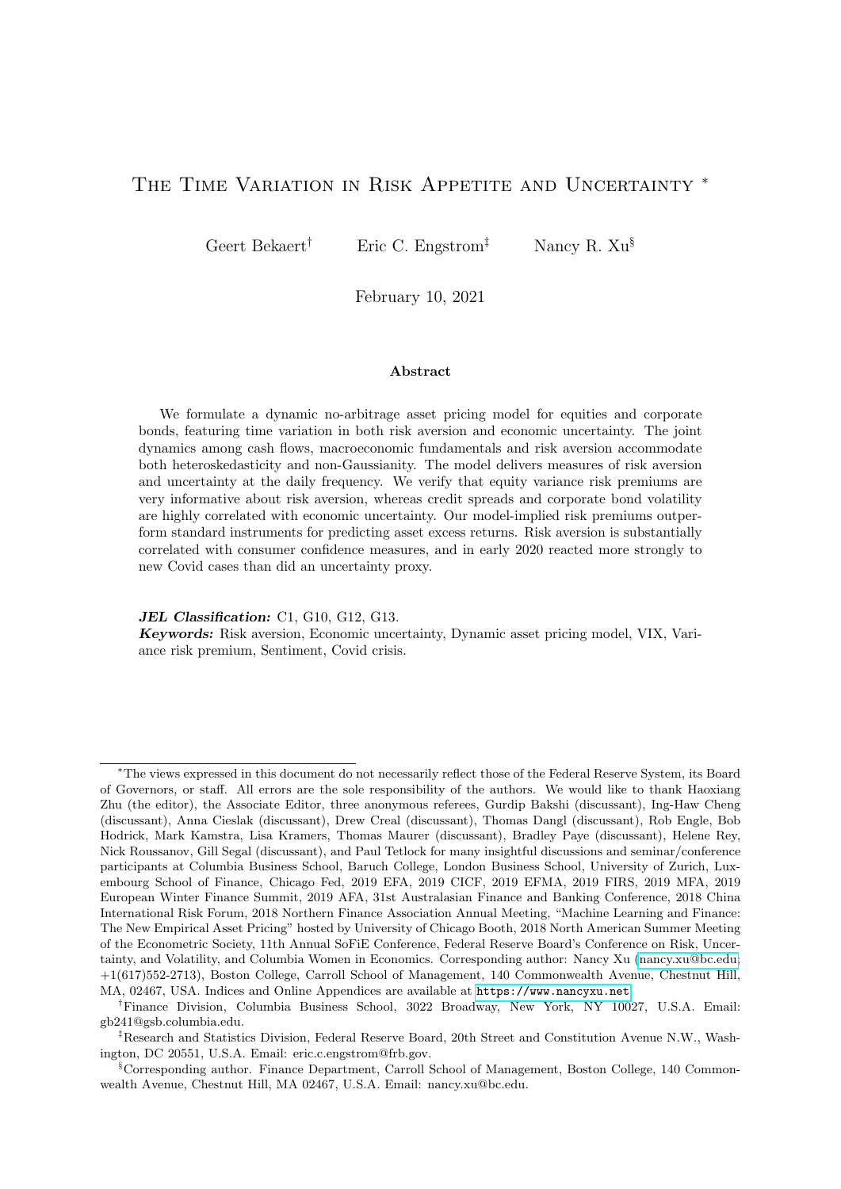# The Time Variation in Risk Appetite and Uncertainty [*]

Geert Bekaert[†] Eric C. Engstrom[‡] Nancy R. Xu[§]

February 10, 2021

### Abstract

We formulate a dynamic no-arbitrage asset pricing model for equities and corporate bonds, featuring time variation in both risk aversion and economic uncertainty. The joint dynamics among cash flows, macroeconomic fundamentals and risk aversion accommodate both heteroskedasticity and non-Gaussianity. The model delivers measures of risk aversion and uncertainty at the daily frequency. We verify that equity variance risk premiums are very informative about risk aversion, whereas credit spreads and corporate bond volatility are highly correlated with economic uncertainty. Our model-implied risk premiums outperform standard instruments for predicting asset excess returns. Risk aversion is substantially correlated with consumer confidence measures, and in early 2020 reacted more strongly to new Covid cases than did an uncertainty proxy.

***JEL Classification:*** C1, G10, G12, G13.
***Keywords:*** Risk aversion, Economic uncertainty, Dynamic asset pricing model, VIX, Variance risk premium, Sentiment, Covid crisis.

---

[*] The views expressed in this document do not necessarily reflect those of the Federal Reserve System, its Board of Governors, or staff. All errors are the sole responsibility of the authors. We would like to thank Haoxiang Zhu (the editor), the Associate Editor, three anonymous referees, Gurdip Bakshi (discussant), Ing-Haw Cheng (discussant), Anna Cieslak (discussant), Drew Creal (discussant), Thomas Dangl (discussant), Rob Engle, Bob Hodrick, Mark Kamstra, Lisa Kramers, Thomas Maurer (discussant), Bradley Paye (discussant), Helene Rey, Nick Roussanov, Gill Segal (discussant), and Paul Tetlock for many insightful discussions and seminar/conference participants at Columbia Business School, Baruch College, London Business School, University of Zurich, Luxembourg School of Finance, Chicago Fed, 2019 EFA, 2019 CICF, 2019 EFMA, 2019 FIRS, 2019 MFA, 2019 European Winter Finance Summit, 2019 AFA, 31st Australasian Finance and Banking Conference, 2018 China International Risk Forum, 2018 Northern Finance Association Annual Meeting, "Machine Learning and Finance: The New Empirical Asset Pricing" hosted by University of Chicago Booth, 2018 North American Summer Meeting of the Econometric Society, 11th Annual SoFiE Conference, Federal Reserve Board's Conference on Risk, Uncertainty, and Volatility, and Columbia Women in Economics. Corresponding author: Nancy Xu (nancy.xu@bc.edu; +1(617)552-2713), Boston College, Carroll School of Management, 140 Commonwealth Avenue, Chestnut Hill, MA, 02467, USA. Indices and Online Appendices are available at https://www.nancyxu.net.

[†] Finance Division, Columbia Business School, 3022 Broadway, New York, NY 10027, U.S.A. Email: gb241@gsb.columbia.edu.

[‡] Research and Statistics Division, Federal Reserve Board, 20th Street and Constitution Avenue N.W., Washington, DC 20551, U.S.A. Email: eric.c.engstrom@frb.gov.

[§] Corresponding author. Finance Department, Carroll School of Management, Boston College, 140 Commonwealth Avenue, Chestnut Hill, MA 02467, U.S.A. Email: nancy.xu@bc.edu.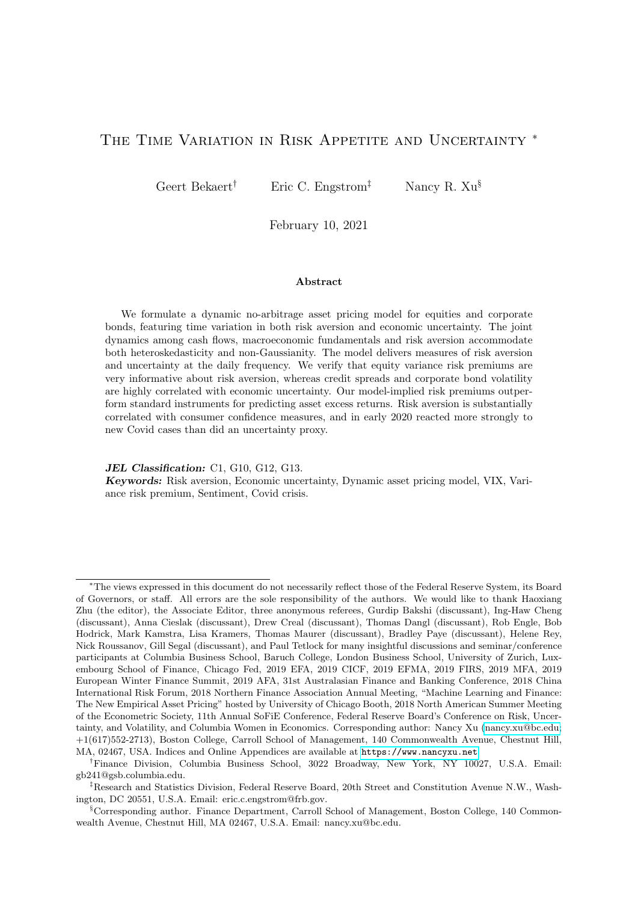# The Time Variation in Risk Appetite and Uncertainty *

Geert Bekaert[†] Eric C. Engstrom[‡] Nancy R. Xu[§]

February 10, 2021

### Abstract

We formulate a dynamic no-arbitrage asset pricing model for equities and corporate bonds, featuring time variation in both risk aversion and economic uncertainty. The joint dynamics among cash flows, macroeconomic fundamentals and risk aversion accommodate both heteroskedasticity and non-Gaussianity. The model delivers measures of risk aversion and uncertainty at the daily frequency. We verify that equity variance risk premiums are very informative about risk aversion, whereas credit spreads and corporate bond volatility are highly correlated with economic uncertainty. Our model-implied risk premiums outperform standard instruments for predicting asset excess returns. Risk aversion is substantially correlated with consumer confidence measures, and in early 2020 reacted more strongly to new Covid cases than did an uncertainty proxy.

***JEL Classification:*** C1, G10, G12, G13.
***Keywords:*** Risk aversion, Economic uncertainty, Dynamic asset pricing model, VIX, Variance risk premium, Sentiment, Covid crisis.

---

*The views expressed in this document do not necessarily reflect those of the Federal Reserve System, its Board of Governors, or staff. All errors are the sole responsibility of the authors. We would like to thank Haoxiang Zhu (the editor), the Associate Editor, three anonymous referees, Gurdip Bakshi (discussant), Ing-Haw Cheng (discussant), Anna Cieslak (discussant), Drew Creal (discussant), Thomas Dangl (discussant), Rob Engle, Bob Hodrick, Mark Kamstra, Lisa Kramers, Thomas Maurer (discussant), Bradley Paye (discussant), Helene Rey, Nick Roussanov, Gill Segal (discussant), and Paul Tetlock for many insightful discussions and seminar/conference participants at Columbia Business School, Baruch College, London Business School, University of Zurich, Luxembourg School of Finance, Chicago Fed, 2019 EFA, 2019 CICF, 2019 EFMA, 2019 FIRS, 2019 MFA, 2019 European Winter Finance Summit, 2019 AFA, 31st Australasian Finance and Banking Conference, 2018 China International Risk Forum, 2018 Northern Finance Association Annual Meeting, "Machine Learning and Finance: The New Empirical Asset Pricing" hosted by University of Chicago Booth, 2018 North American Summer Meeting of the Econometric Society, 11th Annual SoFiE Conference, Federal Reserve Board's Conference on Risk, Uncertainty, and Volatility, and Columbia Women in Economics. Corresponding author: Nancy Xu (nancy.xu@bc.edu; +1(617)552-2713), Boston College, Carroll School of Management, 140 Commonwealth Avenue, Chestnut Hill, MA, 02467, USA. Indices and Online Appendices are available at https://www.nancyxu.net.

[†]Finance Division, Columbia Business School, 3022 Broadway, New York, NY 10027, U.S.A. Email: gb241@gsb.columbia.edu.

[‡]Research and Statistics Division, Federal Reserve Board, 20th Street and Constitution Avenue N.W., Washington, DC 20551, U.S.A. Email: eric.c.engstrom@frb.gov.

[§]Corresponding author. Finance Department, Carroll School of Management, Boston College, 140 Commonwealth Avenue, Chestnut Hill, MA 02467, U.S.A. Email: nancy.xu@bc.edu.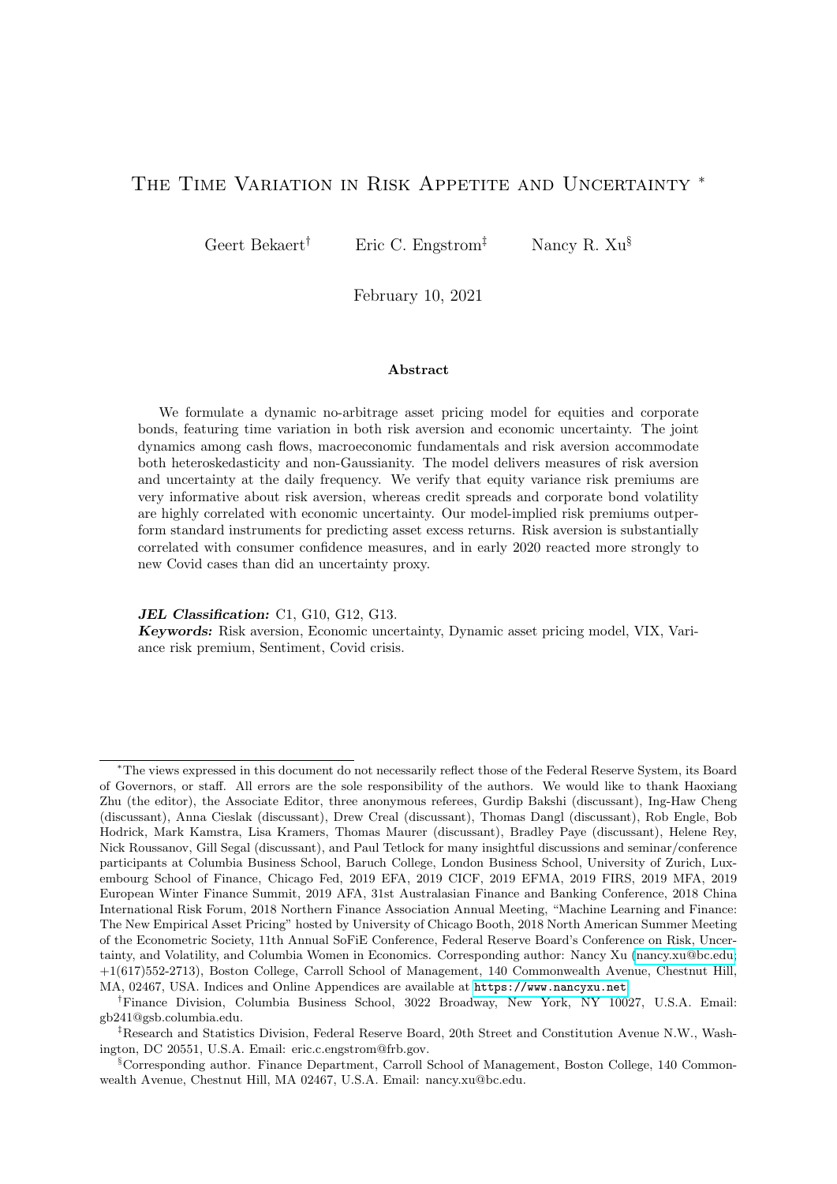# The Time Variation in Risk Appetite and Uncertainty *

Geert Bekaert† Eric C. Engstrom‡ Nancy R. Xu§

February 10, 2021

### Abstract

We formulate a dynamic no-arbitrage asset pricing model for equities and corporate bonds, featuring time variation in both risk aversion and economic uncertainty. The joint dynamics among cash flows, macroeconomic fundamentals and risk aversion accommodate both heteroskedasticity and non-Gaussianity. The model delivers measures of risk aversion and uncertainty at the daily frequency. We verify that equity variance risk premiums are very informative about risk aversion, whereas credit spreads and corporate bond volatility are highly correlated with economic uncertainty. Our model-implied risk premiums outperform standard instruments for predicting asset excess returns. Risk aversion is substantially correlated with consumer confidence measures, and in early 2020 reacted more strongly to new Covid cases than did an uncertainty proxy.

***JEL Classification:*** C1, G10, G12, G13.
***Keywords:*** Risk aversion, Economic uncertainty, Dynamic asset pricing model, VIX, Variance risk premium, Sentiment, Covid crisis.

---

*The views expressed in this document do not necessarily reflect those of the Federal Reserve System, its Board of Governors, or staff. All errors are the sole responsibility of the authors. We would like to thank Haoxiang Zhu (the editor), the Associate Editor, three anonymous referees, Gurdip Bakshi (discussant), Ing-Haw Cheng (discussant), Anna Cieslak (discussant), Drew Creal (discussant), Thomas Dangl (discussant), Rob Engle, Bob Hodrick, Mark Kamstra, Lisa Kramers, Thomas Maurer (discussant), Bradley Paye (discussant), Helene Rey, Nick Roussanov, Gill Segal (discussant), and Paul Tetlock for many insightful discussions and seminar/conference participants at Columbia Business School, Baruch College, London Business School, University of Zurich, Luxembourg School of Finance, Chicago Fed, 2019 EFA, 2019 CICF, 2019 EFMA, 2019 FIRS, 2019 MFA, 2019 European Winter Finance Summit, 2019 AFA, 31st Australasian Finance and Banking Conference, 2018 China International Risk Forum, 2018 Northern Finance Association Annual Meeting, "Machine Learning and Finance: The New Empirical Asset Pricing" hosted by University of Chicago Booth, 2018 North American Summer Meeting of the Econometric Society, 11th Annual SoFiE Conference, Federal Reserve Board's Conference on Risk, Uncertainty, and Volatility, and Columbia Women in Economics. Corresponding author: Nancy Xu (nancy.xu@bc.edu; +1(617)552-2713), Boston College, Carroll School of Management, 140 Commonwealth Avenue, Chestnut Hill, MA, 02467, USA. Indices and Online Appendices are available at https://www.nancyxu.net.

†Finance Division, Columbia Business School, 3022 Broadway, New York, NY 10027, U.S.A. Email: gb241@gsb.columbia.edu.

‡Research and Statistics Division, Federal Reserve Board, 20th Street and Constitution Avenue N.W., Washington, DC 20551, U.S.A. Email: eric.c.engstrom@frb.gov.

§Corresponding author. Finance Department, Carroll School of Management, Boston College, 140 Commonwealth Avenue, Chestnut Hill, MA 02467, U.S.A. Email: nancy.xu@bc.edu.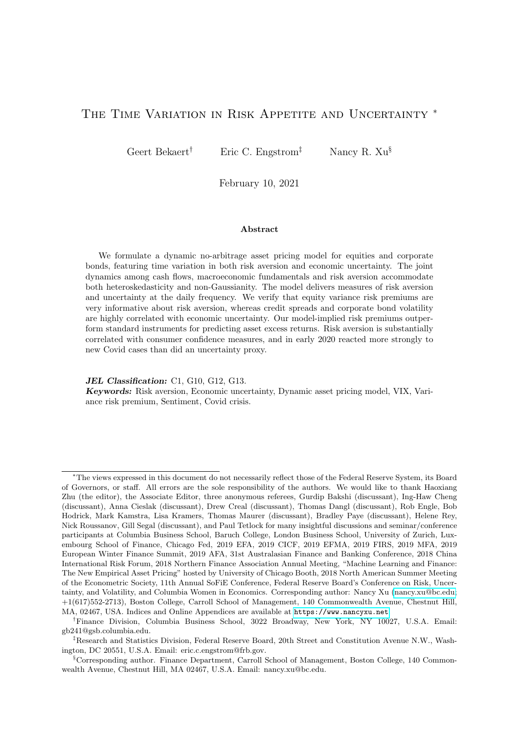# The Time Variation in Risk Appetite and Uncertainty *

Geert Bekaert[†] Eric C. Engstrom[‡] Nancy R. Xu[§]

February 10, 2021

### Abstract

We formulate a dynamic no-arbitrage asset pricing model for equities and corporate bonds, featuring time variation in both risk aversion and economic uncertainty. The joint dynamics among cash flows, macroeconomic fundamentals and risk aversion accommodate both heteroskedasticity and non-Gaussianity. The model delivers measures of risk aversion and uncertainty at the daily frequency. We verify that equity variance risk premiums are very informative about risk aversion, whereas credit spreads and corporate bond volatility are highly correlated with economic uncertainty. Our model-implied risk premiums outperform standard instruments for predicting asset excess returns. Risk aversion is substantially correlated with consumer confidence measures, and in early 2020 reacted more strongly to new Covid cases than did an uncertainty proxy.

***JEL Classification:*** C1, G10, G12, G13.
***Keywords:*** Risk aversion, Economic uncertainty, Dynamic asset pricing model, VIX, Variance risk premium, Sentiment, Covid crisis.

---

*The views expressed in this document do not necessarily reflect those of the Federal Reserve System, its Board of Governors, or staff. All errors are the sole responsibility of the authors. We would like to thank Haoxiang Zhu (the editor), the Associate Editor, three anonymous referees, Gurdip Bakshi (discussant), Ing-Haw Cheng (discussant), Anna Cieslak (discussant), Drew Creal (discussant), Thomas Dangl (discussant), Rob Engle, Bob Hodrick, Mark Kamstra, Lisa Kramers, Thomas Maurer (discussant), Bradley Paye (discussant), Helene Rey, Nick Roussanov, Gill Segal (discussant), and Paul Tetlock for many insightful discussions and seminar/conference participants at Columbia Business School, Baruch College, London Business School, University of Zurich, Luxembourg School of Finance, Chicago Fed, 2019 EFA, 2019 CICF, 2019 EFMA, 2019 FIRS, 2019 MFA, 2019 European Winter Finance Summit, 2019 AFA, 31st Australasian Finance and Banking Conference, 2018 China International Risk Forum, 2018 Northern Finance Association Annual Meeting, "Machine Learning and Finance: The New Empirical Asset Pricing" hosted by University of Chicago Booth, 2018 North American Summer Meeting of the Econometric Society, 11th Annual SoFiE Conference, Federal Reserve Board's Conference on Risk, Uncertainty, and Volatility, and Columbia Women in Economics. Corresponding author: Nancy Xu (nancy.xu@bc.edu; +1(617)552-2713), Boston College, Carroll School of Management, 140 Commonwealth Avenue, Chestnut Hill, MA, 02467, USA. Indices and Online Appendices are available at https://www.nancyxu.net.

[†] Finance Division, Columbia Business School, 3022 Broadway, New York, NY 10027, U.S.A. Email: gb241@gsb.columbia.edu.

[‡] Research and Statistics Division, Federal Reserve Board, 20th Street and Constitution Avenue N.W., Washington, DC 20551, U.S.A. Email: eric.c.engstrom@frb.gov.

[§] Corresponding author. Finance Department, Carroll School of Management, Boston College, 140 Commonwealth Avenue, Chestnut Hill, MA 02467, U.S.A. Email: nancy.xu@bc.edu.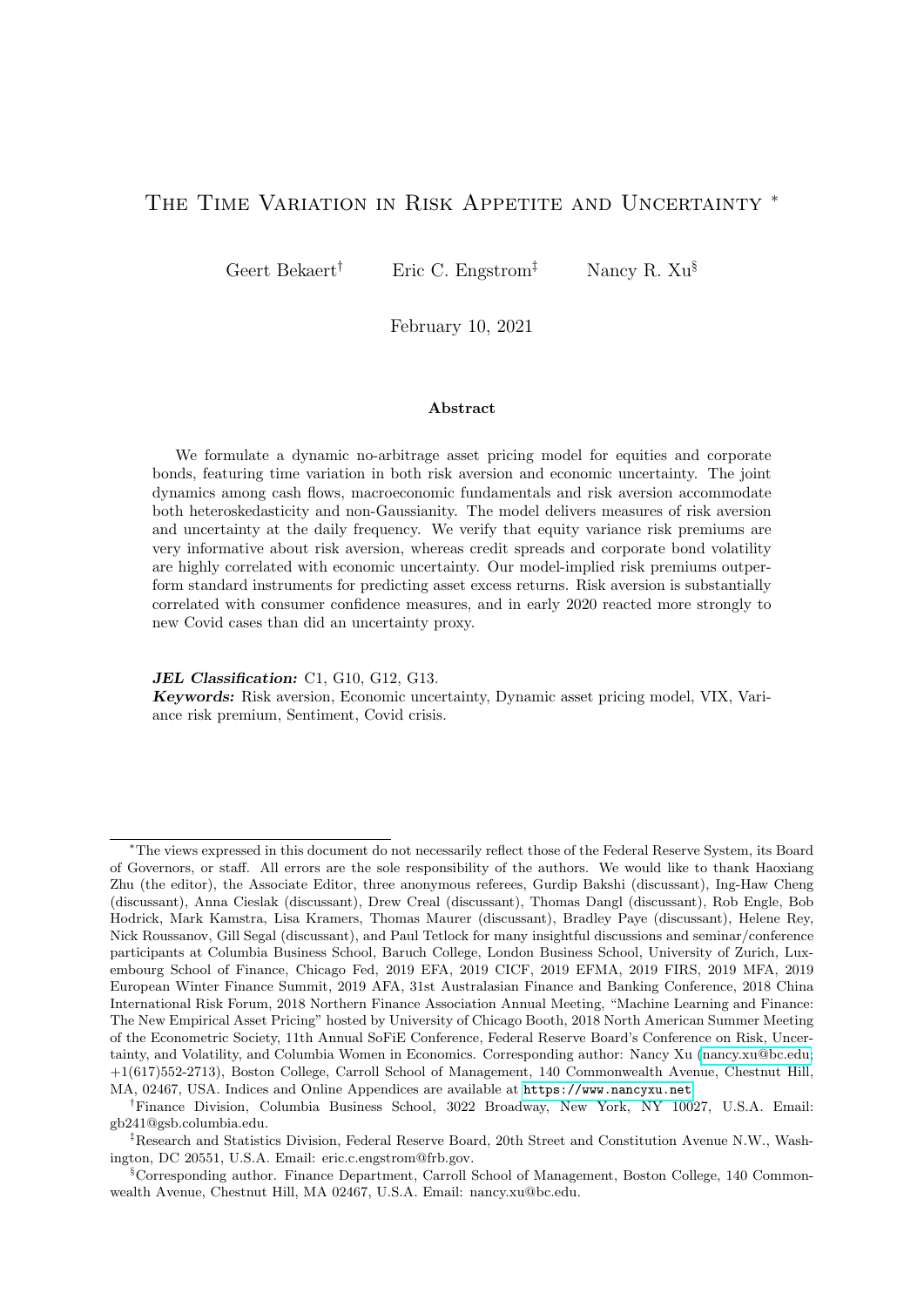# The Time Variation in Risk Appetite and Uncertainty *

Geert Bekaert[†] Eric C. Engstrom[‡] Nancy R. Xu[§]

February 10, 2021

### Abstract

We formulate a dynamic no-arbitrage asset pricing model for equities and corporate bonds, featuring time variation in both risk aversion and economic uncertainty. The joint dynamics among cash flows, macroeconomic fundamentals and risk aversion accommodate both heteroskedasticity and non-Gaussianity. The model delivers measures of risk aversion and uncertainty at the daily frequency. We verify that equity variance risk premiums are very informative about risk aversion, whereas credit spreads and corporate bond volatility are highly correlated with economic uncertainty. Our model-implied risk premiums outperform standard instruments for predicting asset excess returns. Risk aversion is substantially correlated with consumer confidence measures, and in early 2020 reacted more strongly to new Covid cases than did an uncertainty proxy.

***JEL Classification:*** C1, G10, G12, G13.
***Keywords:*** Risk aversion, Economic uncertainty, Dynamic asset pricing model, VIX, Variance risk premium, Sentiment, Covid crisis.

---

*The views expressed in this document do not necessarily reflect those of the Federal Reserve System, its Board of Governors, or staff. All errors are the sole responsibility of the authors. We would like to thank Haoxiang Zhu (the editor), the Associate Editor, three anonymous referees, Gurdip Bakshi (discussant), Ing-Haw Cheng (discussant), Anna Cieslak (discussant), Drew Creal (discussant), Thomas Dangl (discussant), Rob Engle, Bob Hodrick, Mark Kamstra, Lisa Kramers, Thomas Maurer (discussant), Bradley Paye (discussant), Helene Rey, Nick Roussanov, Gill Segal (discussant), and Paul Tetlock for many insightful discussions and seminar/conference participants at Columbia Business School, Baruch College, London Business School, University of Zurich, Luxembourg School of Finance, Chicago Fed, 2019 EFA, 2019 CICF, 2019 EFMA, 2019 FIRS, 2019 MFA, 2019 European Winter Finance Summit, 2019 AFA, 31st Australasian Finance and Banking Conference, 2018 China International Risk Forum, 2018 Northern Finance Association Annual Meeting, "Machine Learning and Finance: The New Empirical Asset Pricing" hosted by University of Chicago Booth, 2018 North American Summer Meeting of the Econometric Society, 11th Annual SoFiE Conference, Federal Reserve Board's Conference on Risk, Uncertainty, and Volatility, and Columbia Women in Economics. Corresponding author: Nancy Xu (nancy.xu@bc.edu; +1(617)552-2713), Boston College, Carroll School of Management, 140 Commonwealth Avenue, Chestnut Hill, MA, 02467, USA. Indices and Online Appendices are available at https://www.nancyxu.net.

[†]Finance Division, Columbia Business School, 3022 Broadway, New York, NY 10027, U.S.A. Email: gb241@gsb.columbia.edu.

[‡]Research and Statistics Division, Federal Reserve Board, 20th Street and Constitution Avenue N.W., Washington, DC 20551, U.S.A. Email: eric.c.engstrom@frb.gov.

[§]Corresponding author. Finance Department, Carroll School of Management, Boston College, 140 Commonwealth Avenue, Chestnut Hill, MA 02467, U.S.A. Email: nancy.xu@bc.edu.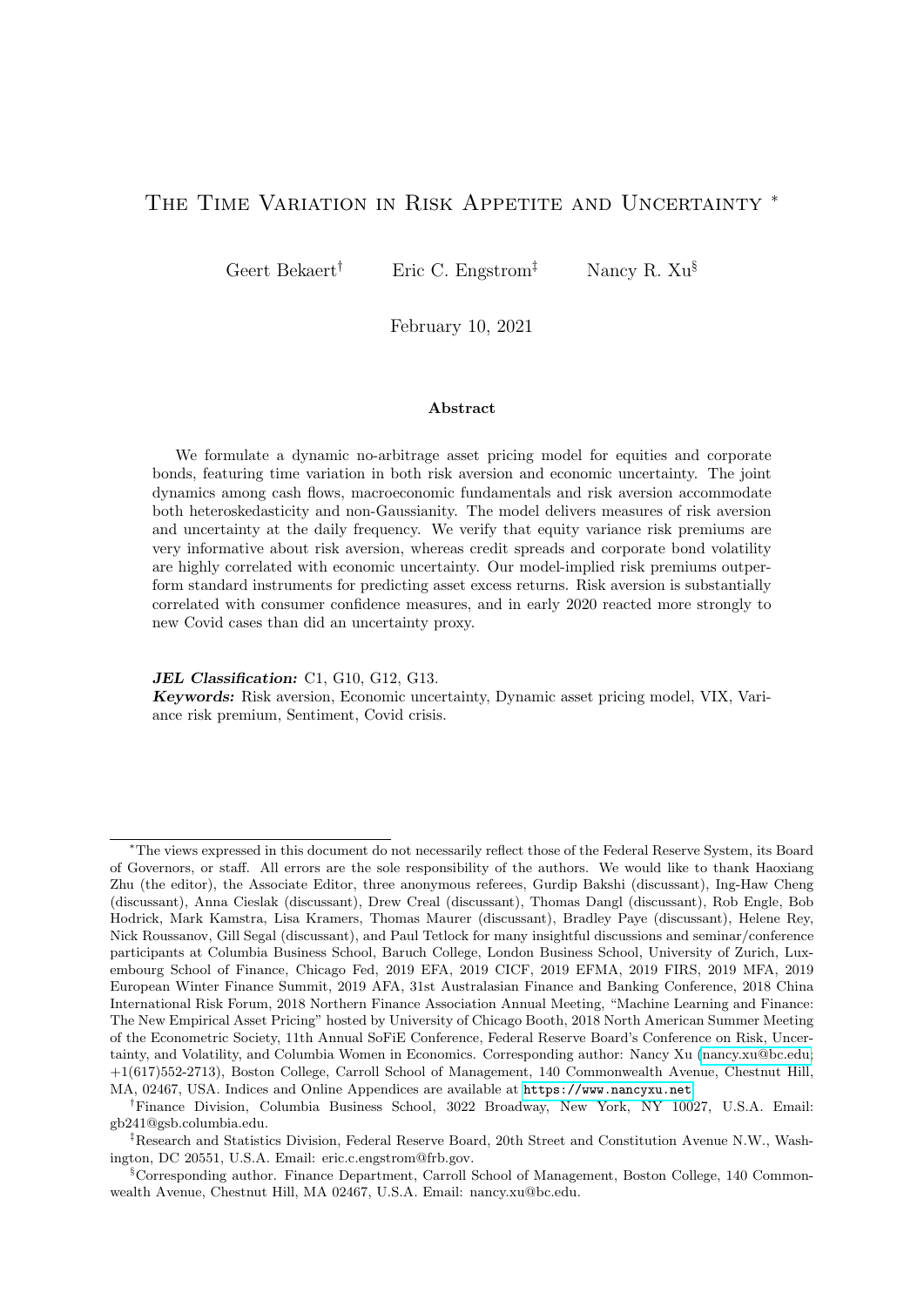# The Time Variation in Risk Appetite and Uncertainty *

Geert Bekaert[†] Eric C. Engstrom[‡] Nancy R. Xu[§]

February 10, 2021

### Abstract

We formulate a dynamic no-arbitrage asset pricing model for equities and corporate bonds, featuring time variation in both risk aversion and economic uncertainty. The joint dynamics among cash flows, macroeconomic fundamentals and risk aversion accommodate both heteroskedasticity and non-Gaussianity. The model delivers measures of risk aversion and uncertainty at the daily frequency. We verify that equity variance risk premiums are very informative about risk aversion, whereas credit spreads and corporate bond volatility are highly correlated with economic uncertainty. Our model-implied risk premiums outperform standard instruments for predicting asset excess returns. Risk aversion is substantially correlated with consumer confidence measures, and in early 2020 reacted more strongly to new Covid cases than did an uncertainty proxy.

***JEL Classification:*** C1, G10, G12, G13.
***Keywords:*** Risk aversion, Economic uncertainty, Dynamic asset pricing model, VIX, Variance risk premium, Sentiment, Covid crisis.

---

*The views expressed in this document do not necessarily reflect those of the Federal Reserve System, its Board of Governors, or staff. All errors are the sole responsibility of the authors. We would like to thank Haoxiang Zhu (the editor), the Associate Editor, three anonymous referees, Gurdip Bakshi (discussant), Ing-Haw Cheng (discussant), Anna Cieslak (discussant), Drew Creal (discussant), Thomas Dangl (discussant), Rob Engle, Bob Hodrick, Mark Kamstra, Lisa Kramers, Thomas Maurer (discussant), Bradley Paye (discussant), Helene Rey, Nick Roussanov, Gill Segal (discussant), and Paul Tetlock for many insightful discussions and seminar/conference participants at Columbia Business School, Baruch College, London Business School, University of Zurich, Luxembourg School of Finance, Chicago Fed, 2019 EFA, 2019 CICF, 2019 EFMA, 2019 FIRS, 2019 MFA, 2019 European Winter Finance Summit, 2019 AFA, 31st Australasian Finance and Banking Conference, 2018 China International Risk Forum, 2018 Northern Finance Association Annual Meeting, "Machine Learning and Finance: The New Empirical Asset Pricing" hosted by University of Chicago Booth, 2018 North American Summer Meeting of the Econometric Society, 11th Annual SoFiE Conference, Federal Reserve Board's Conference on Risk, Uncertainty, and Volatility, and Columbia Women in Economics. Corresponding author: Nancy Xu (nancy.xu@bc.edu; +1(617)552-2713), Boston College, Carroll School of Management, 140 Commonwealth Avenue, Chestnut Hill, MA, 02467, USA. Indices and Online Appendices are available at https://www.nancyxu.net.

[†]Finance Division, Columbia Business School, 3022 Broadway, New York, NY 10027, U.S.A. Email: gb241@gsb.columbia.edu.

[‡]Research and Statistics Division, Federal Reserve Board, 20th Street and Constitution Avenue N.W., Washington, DC 20551, U.S.A. Email: eric.c.engstrom@frb.gov.

[§]Corresponding author. Finance Department, Carroll School of Management, Boston College, 140 Commonwealth Avenue, Chestnut Hill, MA 02467, U.S.A. Email: nancy.xu@bc.edu.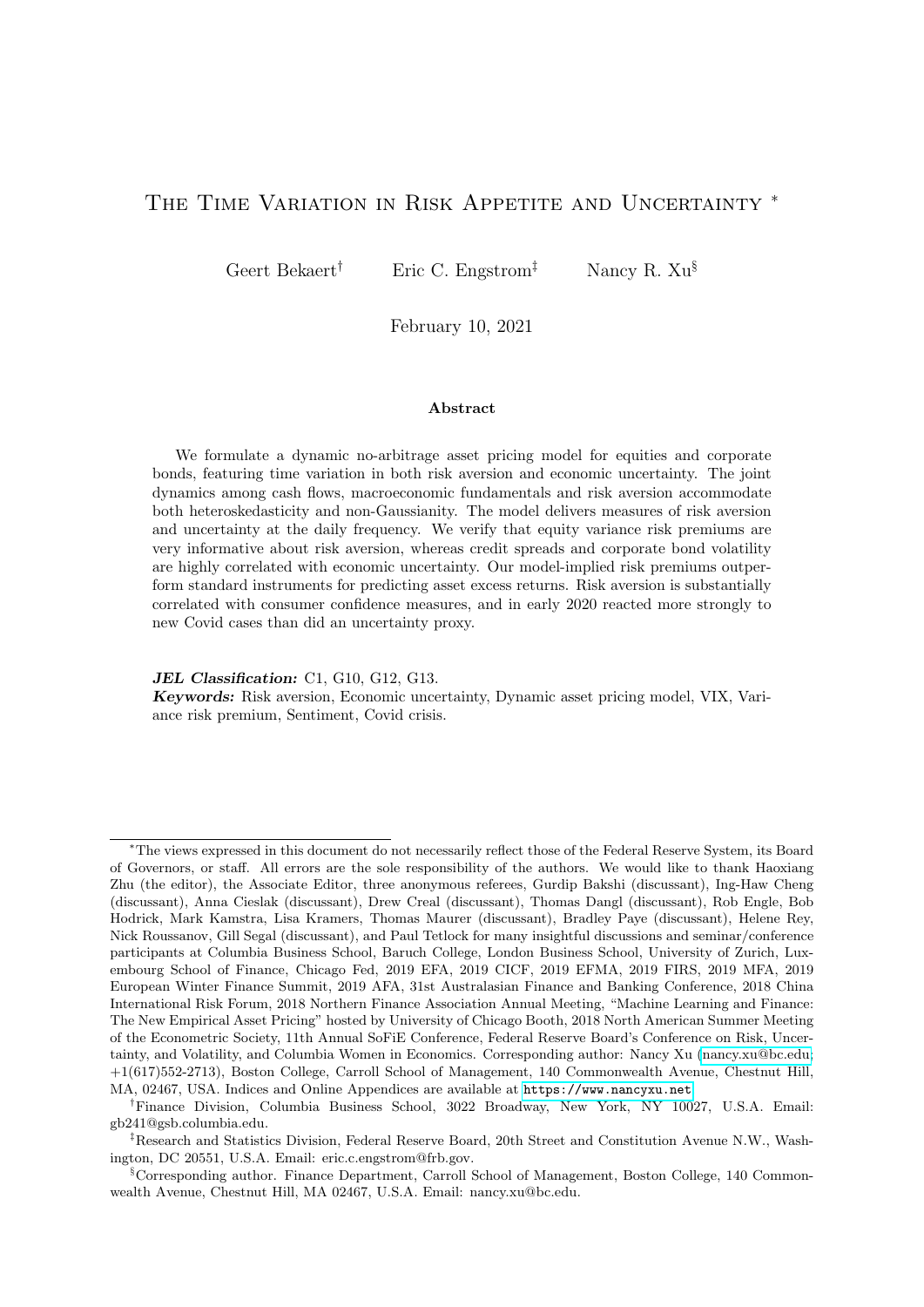# The Time Variation in Risk Appetite and Uncertainty *

Geert Bekaert[†] Eric C. Engstrom[‡] Nancy R. Xu[§]

February 10, 2021

### Abstract

We formulate a dynamic no-arbitrage asset pricing model for equities and corporate bonds, featuring time variation in both risk aversion and economic uncertainty. The joint dynamics among cash flows, macroeconomic fundamentals and risk aversion accommodate both heteroskedasticity and non-Gaussianity. The model delivers measures of risk aversion and uncertainty at the daily frequency. We verify that equity variance risk premiums are very informative about risk aversion, whereas credit spreads and corporate bond volatility are highly correlated with economic uncertainty. Our model-implied risk premiums outperform standard instruments for predicting asset excess returns. Risk aversion is substantially correlated with consumer confidence measures, and in early 2020 reacted more strongly to new Covid cases than did an uncertainty proxy.

***JEL Classification:*** C1, G10, G12, G13.
***Keywords:*** Risk aversion, Economic uncertainty, Dynamic asset pricing model, VIX, Variance risk premium, Sentiment, Covid crisis.

---

*The views expressed in this document do not necessarily reflect those of the Federal Reserve System, its Board of Governors, or staff. All errors are the sole responsibility of the authors. We would like to thank Haoxiang Zhu (the editor), the Associate Editor, three anonymous referees, Gurdip Bakshi (discussant), Ing-Haw Cheng (discussant), Anna Cieslak (discussant), Drew Creal (discussant), Thomas Dangl (discussant), Rob Engle, Bob Hodrick, Mark Kamstra, Lisa Kramers, Thomas Maurer (discussant), Bradley Paye (discussant), Helene Rey, Nick Roussanov, Gill Segal (discussant), and Paul Tetlock for many insightful discussions and seminar/conference participants at Columbia Business School, Baruch College, London Business School, University of Zurich, Luxembourg School of Finance, Chicago Fed, 2019 EFA, 2019 CICF, 2019 EFMA, 2019 FIRS, 2019 MFA, 2019 European Winter Finance Summit, 2019 AFA, 31st Australasian Finance and Banking Conference, 2018 China International Risk Forum, 2018 Northern Finance Association Annual Meeting, "Machine Learning and Finance: The New Empirical Asset Pricing" hosted by University of Chicago Booth, 2018 North American Summer Meeting of the Econometric Society, 11th Annual SoFiE Conference, Federal Reserve Board's Conference on Risk, Uncertainty, and Volatility, and Columbia Women in Economics. Corresponding author: Nancy Xu (nancy.xu@bc.edu; +1(617)552-2713), Boston College, Carroll School of Management, 140 Commonwealth Avenue, Chestnut Hill, MA, 02467, USA. Indices and Online Appendices are available at https://www.nancyxu.net.

[†]Finance Division, Columbia Business School, 3022 Broadway, New York, NY 10027, U.S.A. Email: gb241@gsb.columbia.edu.

[‡]Research and Statistics Division, Federal Reserve Board, 20th Street and Constitution Avenue N.W., Washington, DC 20551, U.S.A. Email: eric.c.engstrom@frb.gov.

[§]Corresponding author. Finance Department, Carroll School of Management, Boston College, 140 Commonwealth Avenue, Chestnut Hill, MA 02467, U.S.A. Email: nancy.xu@bc.edu.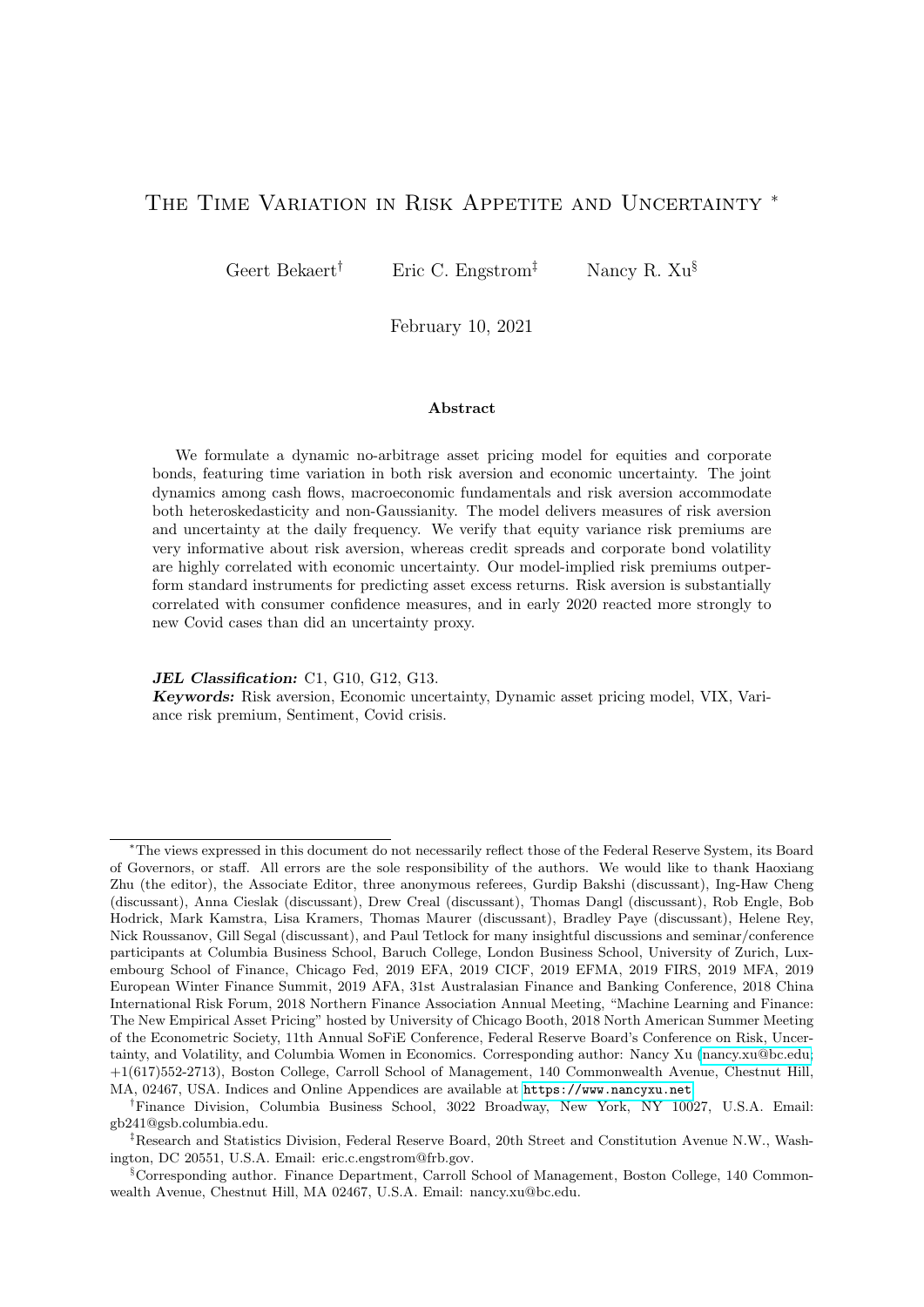# The Time Variation in Risk Appetite and Uncertainty [*]

Geert Bekaert[†] Eric C. Engstrom[‡] Nancy R. Xu[§]

February 10, 2021

### Abstract

We formulate a dynamic no-arbitrage asset pricing model for equities and corporate bonds, featuring time variation in both risk aversion and economic uncertainty. The joint dynamics among cash flows, macroeconomic fundamentals and risk aversion accommodate both heteroskedasticity and non-Gaussianity. The model delivers measures of risk aversion and uncertainty at the daily frequency. We verify that equity variance risk premiums are very informative about risk aversion, whereas credit spreads and corporate bond volatility are highly correlated with economic uncertainty. Our model-implied risk premiums outperform standard instruments for predicting asset excess returns. Risk aversion is substantially correlated with consumer confidence measures, and in early 2020 reacted more strongly to new Covid cases than did an uncertainty proxy.

***JEL Classification:*** C1, G10, G12, G13.
***Keywords:*** Risk aversion, Economic uncertainty, Dynamic asset pricing model, VIX, Variance risk premium, Sentiment, Covid crisis.

---

[*]The views expressed in this document do not necessarily reflect those of the Federal Reserve System, its Board of Governors, or staff. All errors are the sole responsibility of the authors. We would like to thank Haoxiang Zhu (the editor), the Associate Editor, three anonymous referees, Gurdip Bakshi (discussant), Ing-Haw Cheng (discussant), Anna Cieslak (discussant), Drew Creal (discussant), Thomas Dangl (discussant), Rob Engle, Bob Hodrick, Mark Kamstra, Lisa Kramers, Thomas Maurer (discussant), Bradley Paye (discussant), Helene Rey, Nick Roussanov, Gill Segal (discussant), and Paul Tetlock for many insightful discussions and seminar/conference participants at Columbia Business School, Baruch College, London Business School, University of Zurich, Luxembourg School of Finance, Chicago Fed, 2019 EFA, 2019 CICF, 2019 EFMA, 2019 FIRS, 2019 MFA, 2019 European Winter Finance Summit, 2019 AFA, 31st Australasian Finance and Banking Conference, 2018 China International Risk Forum, 2018 Northern Finance Association Annual Meeting, "Machine Learning and Finance: The New Empirical Asset Pricing" hosted by University of Chicago Booth, 2018 North American Summer Meeting of the Econometric Society, 11th Annual SoFiE Conference, Federal Reserve Board's Conference on Risk, Uncertainty, and Volatility, and Columbia Women in Economics. Corresponding author: Nancy Xu (nancy.xu@bc.edu; +1(617)552-2713), Boston College, Carroll School of Management, 140 Commonwealth Avenue, Chestnut Hill, MA, 02467, USA. Indices and Online Appendices are available at https://www.nancyxu.net.

[†]Finance Division, Columbia Business School, 3022 Broadway, New York, NY 10027, U.S.A. Email: gb241@gsb.columbia.edu.

[‡]Research and Statistics Division, Federal Reserve Board, 20th Street and Constitution Avenue N.W., Washington, DC 20551, U.S.A. Email: eric.c.engstrom@frb.gov.

[§]Corresponding author. Finance Department, Carroll School of Management, Boston College, 140 Commonwealth Avenue, Chestnut Hill, MA 02467, U.S.A. Email: nancy.xu@bc.edu.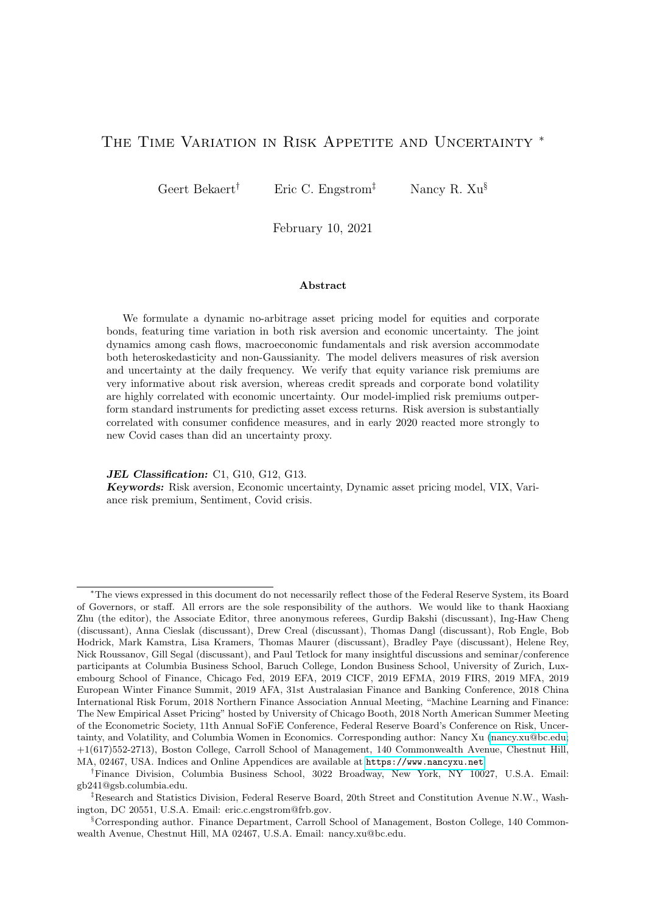# The Time Variation in Risk Appetite and Uncertainty *

Geert Bekaert[†] Eric C. Engstrom[‡] Nancy R. Xu[§]

February 10, 2021

#### Abstract

We formulate a dynamic no-arbitrage asset pricing model for equities and corporate bonds, featuring time variation in both risk aversion and economic uncertainty. The joint dynamics among cash flows, macroeconomic fundamentals and risk aversion accommodate both heteroskedasticity and non-Gaussianity. The model delivers measures of risk aversion and uncertainty at the daily frequency. We verify that equity variance risk premiums are very informative about risk aversion, whereas credit spreads and corporate bond volatility are highly correlated with economic uncertainty. Our model-implied risk premiums outperform standard instruments for predicting asset excess returns. Risk aversion is substantially correlated with consumer confidence measures, and in early 2020 reacted more strongly to new Covid cases than did an uncertainty proxy.

***JEL Classification:*** C1, G10, G12, G13.
***Keywords:*** Risk aversion, Economic uncertainty, Dynamic asset pricing model, VIX, Variance risk premium, Sentiment, Covid crisis.

---

*The views expressed in this document do not necessarily reflect those of the Federal Reserve System, its Board of Governors, or staff. All errors are the sole responsibility of the authors. We would like to thank Haoxiang Zhu (the editor), the Associate Editor, three anonymous referees, Gurdip Bakshi (discussant), Ing-Haw Cheng (discussant), Anna Cieslak (discussant), Drew Creal (discussant), Thomas Dangl (discussant), Rob Engle, Bob Hodrick, Mark Kamstra, Lisa Kramers, Thomas Maurer (discussant), Bradley Paye (discussant), Helene Rey, Nick Roussanov, Gill Segal (discussant), and Paul Tetlock for many insightful discussions and seminar/conference participants at Columbia Business School, Baruch College, London Business School, University of Zurich, Luxembourg School of Finance, Chicago Fed, 2019 EFA, 2019 CICF, 2019 EFMA, 2019 FIRS, 2019 MFA, 2019 European Winter Finance Summit, 2019 AFA, 31st Australasian Finance and Banking Conference, 2018 China International Risk Forum, 2018 Northern Finance Association Annual Meeting, "Machine Learning and Finance: The New Empirical Asset Pricing" hosted by University of Chicago Booth, 2018 North American Summer Meeting of the Econometric Society, 11th Annual SoFiE Conference, Federal Reserve Board's Conference on Risk, Uncertainty, and Volatility, and Columbia Women in Economics. Corresponding author: Nancy Xu (nancy.xu@bc.edu; +1(617)552-2713), Boston College, Carroll School of Management, 140 Commonwealth Avenue, Chestnut Hill, MA, 02467, USA. Indices and Online Appendices are available at https://www.nancyxu.net.

†Finance Division, Columbia Business School, 3022 Broadway, New York, NY 10027, U.S.A. Email: gb241@gsb.columbia.edu.

‡Research and Statistics Division, Federal Reserve Board, 20th Street and Constitution Avenue N.W., Washington, DC 20551, U.S.A. Email: eric.c.engstrom@frb.gov.

§Corresponding author. Finance Department, Carroll School of Management, Boston College, 140 Commonwealth Avenue, Chestnut Hill, MA 02467, U.S.A. Email: nancy.xu@bc.edu.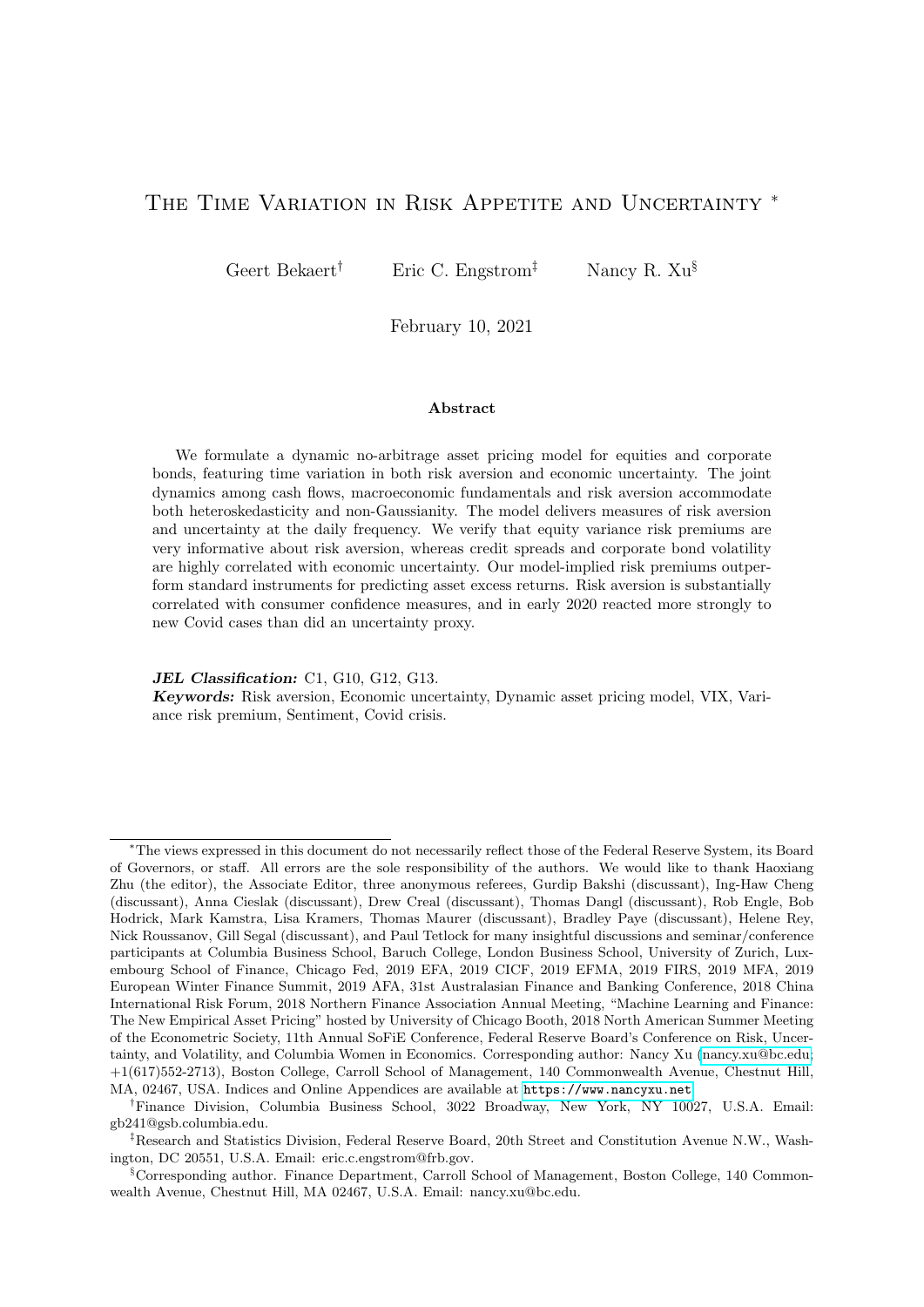# The Time Variation in Risk Appetite and Uncertainty *

Geert Bekaert† Eric C. Engstrom‡ Nancy R. Xu§

February 10, 2021

### Abstract

We formulate a dynamic no-arbitrage asset pricing model for equities and corporate bonds, featuring time variation in both risk aversion and economic uncertainty. The joint dynamics among cash flows, macroeconomic fundamentals and risk aversion accommodate both heteroskedasticity and non-Gaussianity. The model delivers measures of risk aversion and uncertainty at the daily frequency. We verify that equity variance risk premiums are very informative about risk aversion, whereas credit spreads and corporate bond volatility are highly correlated with economic uncertainty. Our model-implied risk premiums outperform standard instruments for predicting asset excess returns. Risk aversion is substantially correlated with consumer confidence measures, and in early 2020 reacted more strongly to new Covid cases than did an uncertainty proxy.

***JEL Classification:*** C1, G10, G12, G13.
***Keywords:*** Risk aversion, Economic uncertainty, Dynamic asset pricing model, VIX, Variance risk premium, Sentiment, Covid crisis.

---

*The views expressed in this document do not necessarily reflect those of the Federal Reserve System, its Board of Governors, or staff. All errors are the sole responsibility of the authors. We would like to thank Haoxiang Zhu (the editor), the Associate Editor, three anonymous referees, Gurdip Bakshi (discussant), Ing-Haw Cheng (discussant), Anna Cieslak (discussant), Drew Creal (discussant), Thomas Dangl (discussant), Rob Engle, Bob Hodrick, Mark Kamstra, Lisa Kramers, Thomas Maurer (discussant), Bradley Paye (discussant), Helene Rey, Nick Roussanov, Gill Segal (discussant), and Paul Tetlock for many insightful discussions and seminar/conference participants at Columbia Business School, Baruch College, London Business School, University of Zurich, Luxembourg School of Finance, Chicago Fed, 2019 EFA, 2019 CICF, 2019 EFMA, 2019 FIRS, 2019 MFA, 2019 European Winter Finance Summit, 2019 AFA, 31st Australasian Finance and Banking Conference, 2018 China International Risk Forum, 2018 Northern Finance Association Annual Meeting, "Machine Learning and Finance: The New Empirical Asset Pricing" hosted by University of Chicago Booth, 2018 North American Summer Meeting of the Econometric Society, 11th Annual SoFiE Conference, Federal Reserve Board's Conference on Risk, Uncertainty, and Volatility, and Columbia Women in Economics. Corresponding author: Nancy Xu (nancy.xu@bc.edu; +1(617)552-2713), Boston College, Carroll School of Management, 140 Commonwealth Avenue, Chestnut Hill, MA, 02467, USA. Indices and Online Appendices are available at https://www.nancyxu.net.

†Finance Division, Columbia Business School, 3022 Broadway, New York, NY 10027, U.S.A. Email: gb241@gsb.columbia.edu.

‡Research and Statistics Division, Federal Reserve Board, 20th Street and Constitution Avenue N.W., Washington, DC 20551, U.S.A. Email: eric.c.engstrom@frb.gov.

§Corresponding author. Finance Department, Carroll School of Management, Boston College, 140 Commonwealth Avenue, Chestnut Hill, MA 02467, U.S.A. Email: nancy.xu@bc.edu.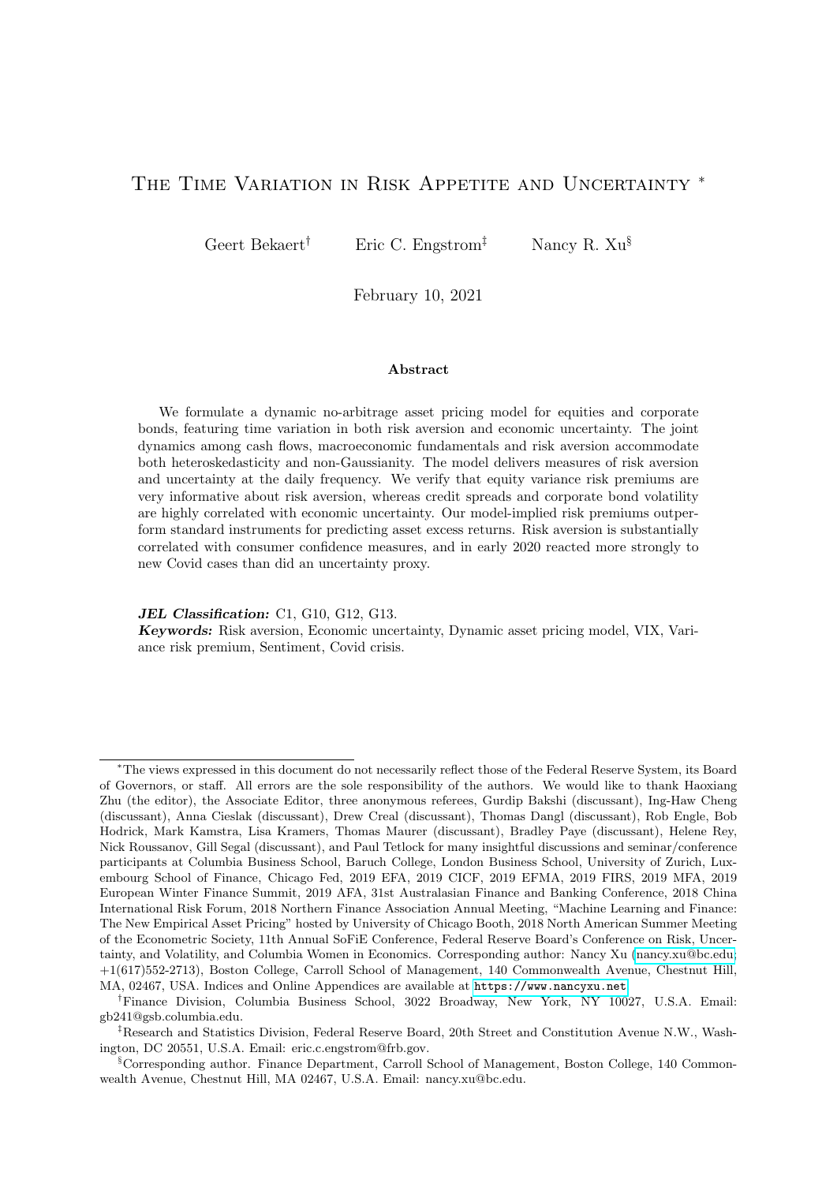# The Time Variation in Risk Appetite and Uncertainty [*]

Geert Bekaert[†] Eric C. Engstrom[‡] Nancy R. Xu[§]

February 10, 2021

### Abstract

We formulate a dynamic no-arbitrage asset pricing model for equities and corporate bonds, featuring time variation in both risk aversion and economic uncertainty. The joint dynamics among cash flows, macroeconomic fundamentals and risk aversion accommodate both heteroskedasticity and non-Gaussianity. The model delivers measures of risk aversion and uncertainty at the daily frequency. We verify that equity variance risk premiums are very informative about risk aversion, whereas credit spreads and corporate bond volatility are highly correlated with economic uncertainty. Our model-implied risk premiums outperform standard instruments for predicting asset excess returns. Risk aversion is substantially correlated with consumer confidence measures, and in early 2020 reacted more strongly to new Covid cases than did an uncertainty proxy.

***JEL Classification:*** C1, G10, G12, G13.
***Keywords:*** Risk aversion, Economic uncertainty, Dynamic asset pricing model, VIX, Variance risk premium, Sentiment, Covid crisis.

---

[*] The views expressed in this document do not necessarily reflect those of the Federal Reserve System, its Board of Governors, or staff. All errors are the sole responsibility of the authors. We would like to thank Haoxiang Zhu (the editor), the Associate Editor, three anonymous referees, Gurdip Bakshi (discussant), Ing-Haw Cheng (discussant), Anna Cieslak (discussant), Drew Creal (discussant), Thomas Dangl (discussant), Rob Engle, Bob Hodrick, Mark Kamstra, Lisa Kramers, Thomas Maurer (discussant), Bradley Paye (discussant), Helene Rey, Nick Roussanov, Gill Segal (discussant), and Paul Tetlock for many insightful discussions and seminar/conference participants at Columbia Business School, Baruch College, London Business School, University of Zurich, Luxembourg School of Finance, Chicago Fed, 2019 EFA, 2019 CICF, 2019 EFMA, 2019 FIRS, 2019 MFA, 2019 European Winter Finance Summit, 2019 AFA, 31st Australasian Finance and Banking Conference, 2018 China International Risk Forum, 2018 Northern Finance Association Annual Meeting, "Machine Learning and Finance: The New Empirical Asset Pricing" hosted by University of Chicago Booth, 2018 North American Summer Meeting of the Econometric Society, 11th Annual SoFiE Conference, Federal Reserve Board's Conference on Risk, Uncertainty, and Volatility, and Columbia Women in Economics. Corresponding author: Nancy Xu (nancy.xu@bc.edu; +1(617)552-2713), Boston College, Carroll School of Management, 140 Commonwealth Avenue, Chestnut Hill, MA, 02467, USA. Indices and Online Appendices are available at https://www.nancyxu.net.

[†] Finance Division, Columbia Business School, 3022 Broadway, New York, NY 10027, U.S.A. Email: gb241@gsb.columbia.edu.

[‡] Research and Statistics Division, Federal Reserve Board, 20th Street and Constitution Avenue N.W., Washington, DC 20551, U.S.A. Email: eric.c.engstrom@frb.gov.

[§] Corresponding author. Finance Department, Carroll School of Management, Boston College, 140 Commonwealth Avenue, Chestnut Hill, MA 02467, U.S.A. Email: nancy.xu@bc.edu.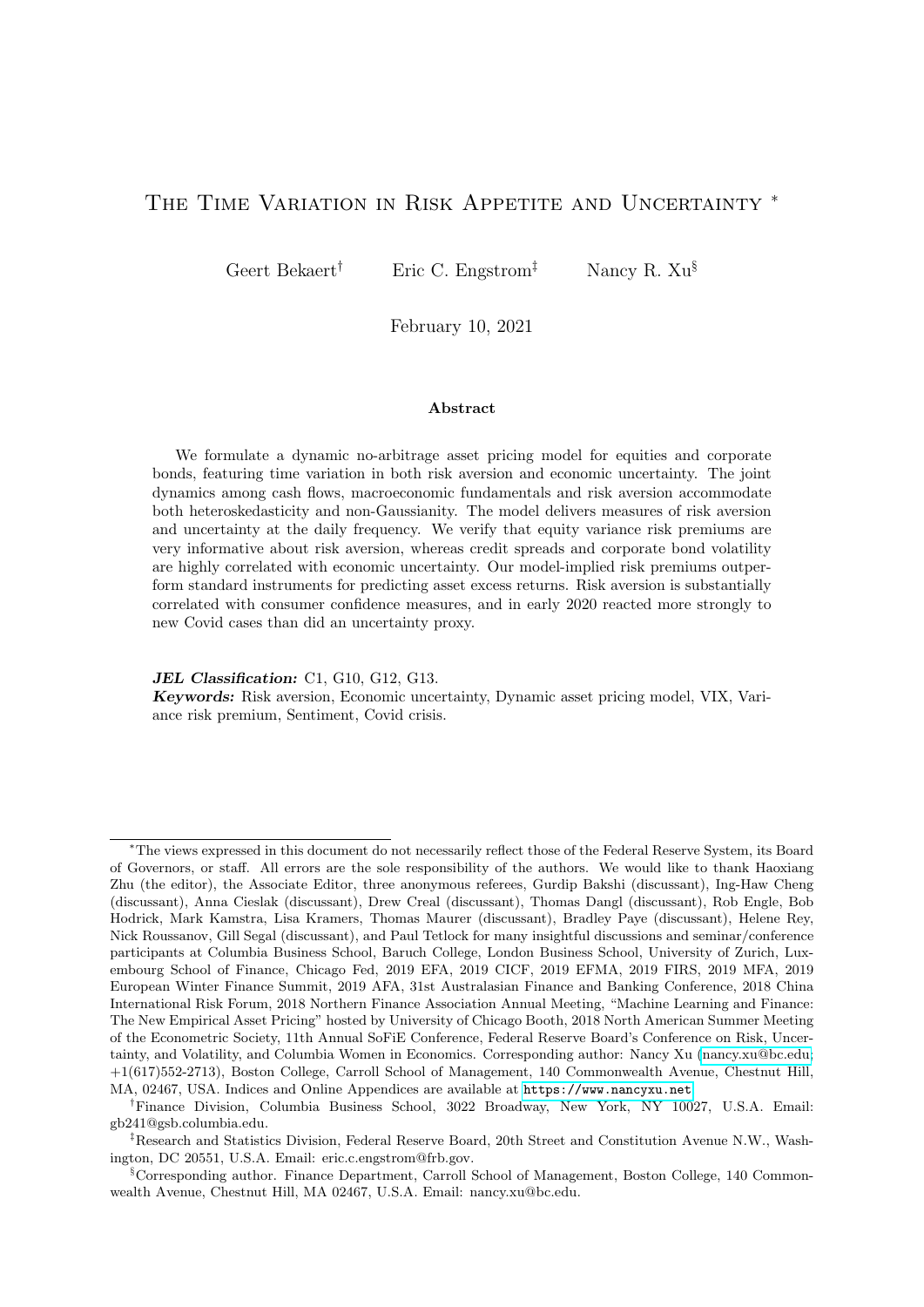# The Time Variation in Risk Appetite and Uncertainty *

Geert Bekaert† Eric C. Engstrom‡ Nancy R. Xu§

February 10, 2021

### Abstract

We formulate a dynamic no-arbitrage asset pricing model for equities and corporate bonds, featuring time variation in both risk aversion and economic uncertainty. The joint dynamics among cash flows, macroeconomic fundamentals and risk aversion accommodate both heteroskedasticity and non-Gaussianity. The model delivers measures of risk aversion and uncertainty at the daily frequency. We verify that equity variance risk premiums are very informative about risk aversion, whereas credit spreads and corporate bond volatility are highly correlated with economic uncertainty. Our model-implied risk premiums outperform standard instruments for predicting asset excess returns. Risk aversion is substantially correlated with consumer confidence measures, and in early 2020 reacted more strongly to new Covid cases than did an uncertainty proxy.

***JEL Classification:*** C1, G10, G12, G13.
***Keywords:*** Risk aversion, Economic uncertainty, Dynamic asset pricing model, VIX, Variance risk premium, Sentiment, Covid crisis.

---

*The views expressed in this document do not necessarily reflect those of the Federal Reserve System, its Board of Governors, or staff. All errors are the sole responsibility of the authors. We would like to thank Haoxiang Zhu (the editor), the Associate Editor, three anonymous referees, Gurdip Bakshi (discussant), Ing-Haw Cheng (discussant), Anna Cieslak (discussant), Drew Creal (discussant), Thomas Dangl (discussant), Rob Engle, Bob Hodrick, Mark Kamstra, Lisa Kramers, Thomas Maurer (discussant), Bradley Paye (discussant), Helene Rey, Nick Roussanov, Gill Segal (discussant), and Paul Tetlock for many insightful discussions and seminar/conference participants at Columbia Business School, Baruch College, London Business School, University of Zurich, Luxembourg School of Finance, Chicago Fed, 2019 EFA, 2019 CICF, 2019 EFMA, 2019 FIRS, 2019 MFA, 2019 European Winter Finance Summit, 2019 AFA, 31st Australasian Finance and Banking Conference, 2018 China International Risk Forum, 2018 Northern Finance Association Annual Meeting, "Machine Learning and Finance: The New Empirical Asset Pricing" hosted by University of Chicago Booth, 2018 North American Summer Meeting of the Econometric Society, 11th Annual SoFiE Conference, Federal Reserve Board's Conference on Risk, Uncertainty, and Volatility, and Columbia Women in Economics. Corresponding author: Nancy Xu (nancy.xu@bc.edu; +1(617)552-2713), Boston College, Carroll School of Management, 140 Commonwealth Avenue, Chestnut Hill, MA, 02467, USA. Indices and Online Appendices are available at https://www.nancyxu.net.

†Finance Division, Columbia Business School, 3022 Broadway, New York, NY 10027, U.S.A. Email: gb241@gsb.columbia.edu.

‡Research and Statistics Division, Federal Reserve Board, 20th Street and Constitution Avenue N.W., Washington, DC 20551, U.S.A. Email: eric.c.engstrom@frb.gov.

§Corresponding author. Finance Department, Carroll School of Management, Boston College, 140 Commonwealth Avenue, Chestnut Hill, MA 02467, U.S.A. Email: nancy.xu@bc.edu.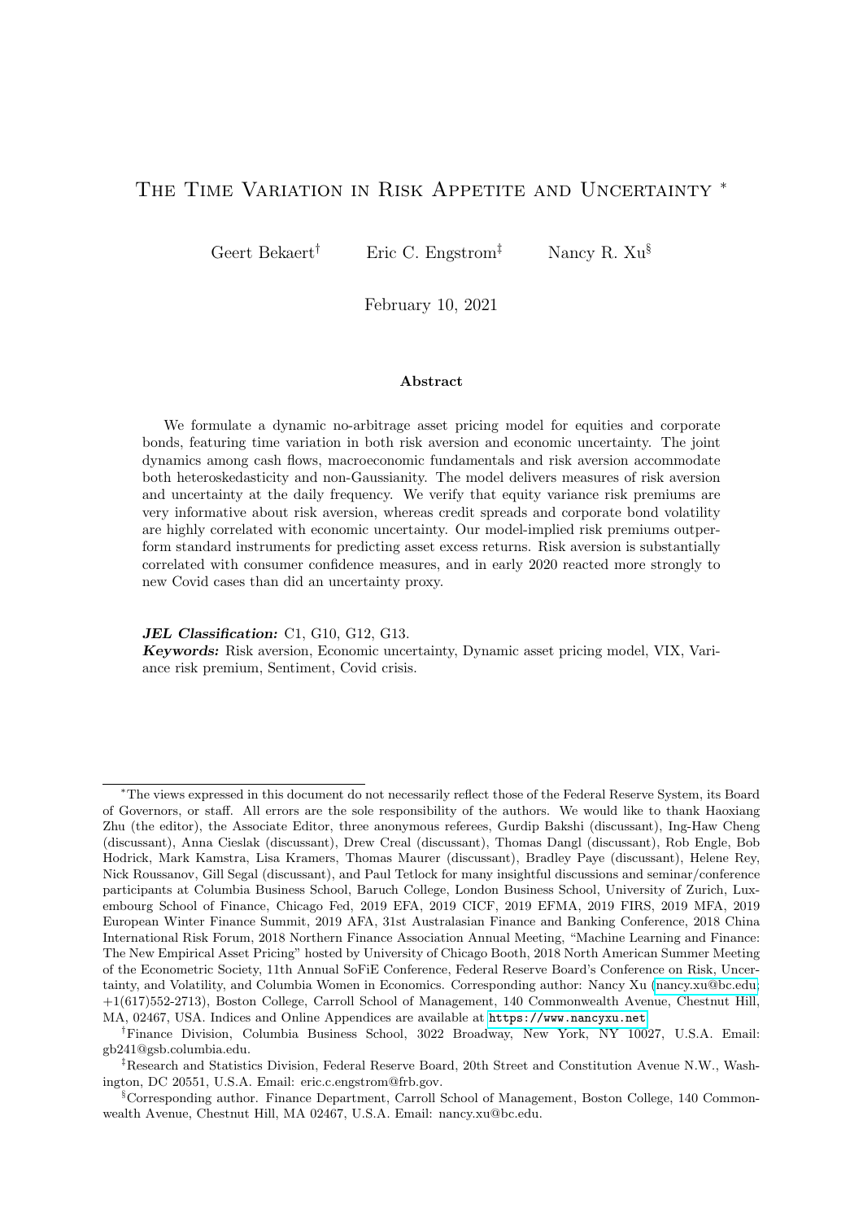# The Time Variation in Risk Appetite and Uncertainty [*]

Geert Bekaert[†] Eric C. Engstrom[‡] Nancy R. Xu[§]

February 10, 2021

### Abstract

We formulate a dynamic no-arbitrage asset pricing model for equities and corporate bonds, featuring time variation in both risk aversion and economic uncertainty. The joint dynamics among cash flows, macroeconomic fundamentals and risk aversion accommodate both heteroskedasticity and non-Gaussianity. The model delivers measures of risk aversion and uncertainty at the daily frequency. We verify that equity variance risk premiums are very informative about risk aversion, whereas credit spreads and corporate bond volatility are highly correlated with economic uncertainty. Our model-implied risk premiums outperform standard instruments for predicting asset excess returns. Risk aversion is substantially correlated with consumer confidence measures, and in early 2020 reacted more strongly to new Covid cases than did an uncertainty proxy.

***JEL Classification:*** C1, G10, G12, G13.
***Keywords:*** Risk aversion, Economic uncertainty, Dynamic asset pricing model, VIX, Variance risk premium, Sentiment, Covid crisis.

---

[*] The views expressed in this document do not necessarily reflect those of the Federal Reserve System, its Board of Governors, or staff. All errors are the sole responsibility of the authors. We would like to thank Haoxiang Zhu (the editor), the Associate Editor, three anonymous referees, Gurdip Bakshi (discussant), Ing-Haw Cheng (discussant), Anna Cieslak (discussant), Drew Creal (discussant), Thomas Dangl (discussant), Rob Engle, Bob Hodrick, Mark Kamstra, Lisa Kramers, Thomas Maurer (discussant), Bradley Paye (discussant), Helene Rey, Nick Roussanov, Gill Segal (discussant), and Paul Tetlock for many insightful discussions and seminar/conference participants at Columbia Business School, Baruch College, London Business School, University of Zurich, Luxembourg School of Finance, Chicago Fed, 2019 EFA, 2019 CICF, 2019 EFMA, 2019 FIRS, 2019 MFA, 2019 European Winter Finance Summit, 2019 AFA, 31st Australasian Finance and Banking Conference, 2018 China International Risk Forum, 2018 Northern Finance Association Annual Meeting, "Machine Learning and Finance: The New Empirical Asset Pricing" hosted by University of Chicago Booth, 2018 North American Summer Meeting of the Econometric Society, 11th Annual SoFiE Conference, Federal Reserve Board's Conference on Risk, Uncertainty, and Volatility, and Columbia Women in Economics. Corresponding author: Nancy Xu (nancy.xu@bc.edu; +1(617)552-2713), Boston College, Carroll School of Management, 140 Commonwealth Avenue, Chestnut Hill, MA, 02467, USA. Indices and Online Appendices are available at https://www.nancyxu.net.

[†] Finance Division, Columbia Business School, 3022 Broadway, New York, NY 10027, U.S.A. Email: gb241@gsb.columbia.edu.

[‡] Research and Statistics Division, Federal Reserve Board, 20th Street and Constitution Avenue N.W., Washington, DC 20551, U.S.A. Email: eric.c.engstrom@frb.gov.

[§] Corresponding author. Finance Department, Carroll School of Management, Boston College, 140 Commonwealth Avenue, Chestnut Hill, MA 02467, U.S.A. Email: nancy.xu@bc.edu.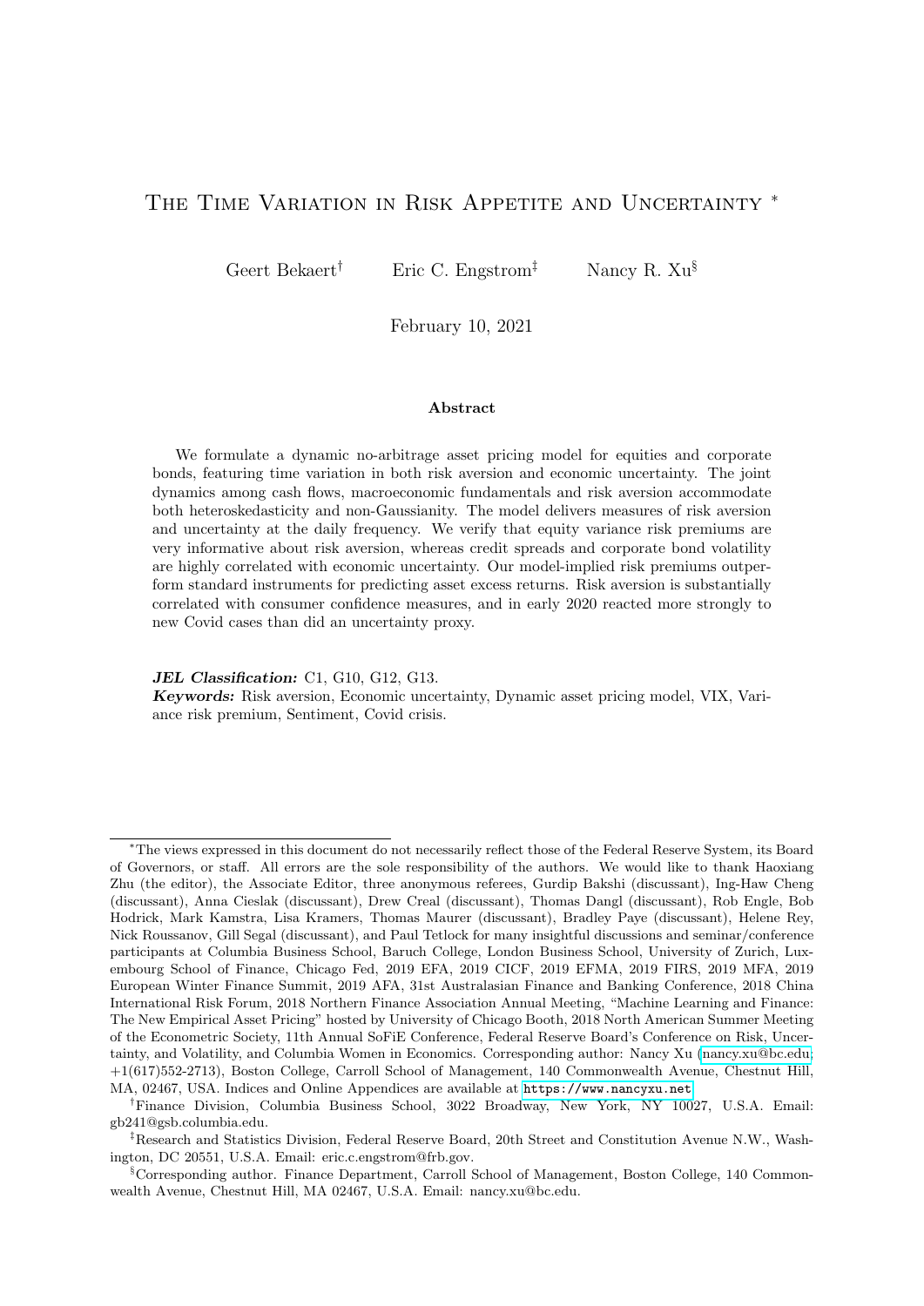# The Time Variation in Risk Appetite and Uncertainty *

Geert Bekaert[†] Eric C. Engstrom[‡] Nancy R. Xu[§]

February 10, 2021

### Abstract

We formulate a dynamic no-arbitrage asset pricing model for equities and corporate bonds, featuring time variation in both risk aversion and economic uncertainty. The joint dynamics among cash flows, macroeconomic fundamentals and risk aversion accommodate both heteroskedasticity and non-Gaussianity. The model delivers measures of risk aversion and uncertainty at the daily frequency. We verify that equity variance risk premiums are very informative about risk aversion, whereas credit spreads and corporate bond volatility are highly correlated with economic uncertainty. Our model-implied risk premiums outperform standard instruments for predicting asset excess returns. Risk aversion is substantially correlated with consumer confidence measures, and in early 2020 reacted more strongly to new Covid cases than did an uncertainty proxy.

***JEL Classification:*** C1, G10, G12, G13.
***Keywords:*** Risk aversion, Economic uncertainty, Dynamic asset pricing model, VIX, Variance risk premium, Sentiment, Covid crisis.

---

*The views expressed in this document do not necessarily reflect those of the Federal Reserve System, its Board of Governors, or staff. All errors are the sole responsibility of the authors. We would like to thank Haoxiang Zhu (the editor), the Associate Editor, three anonymous referees, Gurdip Bakshi (discussant), Ing-Haw Cheng (discussant), Anna Cieslak (discussant), Drew Creal (discussant), Thomas Dangl (discussant), Rob Engle, Bob Hodrick, Mark Kamstra, Lisa Kramers, Thomas Maurer (discussant), Bradley Paye (discussant), Helene Rey, Nick Roussanov, Gill Segal (discussant), and Paul Tetlock for many insightful discussions and seminar/conference participants at Columbia Business School, Baruch College, London Business School, University of Zurich, Luxembourg School of Finance, Chicago Fed, 2019 EFA, 2019 CICF, 2019 EFMA, 2019 FIRS, 2019 MFA, 2019 European Winter Finance Summit, 2019 AFA, 31st Australasian Finance and Banking Conference, 2018 China International Risk Forum, 2018 Northern Finance Association Annual Meeting, "Machine Learning and Finance: The New Empirical Asset Pricing" hosted by University of Chicago Booth, 2018 North American Summer Meeting of the Econometric Society, 11th Annual SoFiE Conference, Federal Reserve Board's Conference on Risk, Uncertainty, and Volatility, and Columbia Women in Economics. Corresponding author: Nancy Xu (nancy.xu@bc.edu; +1(617)552-2713), Boston College, Carroll School of Management, 140 Commonwealth Avenue, Chestnut Hill, MA, 02467, USA. Indices and Online Appendices are available at https://www.nancyxu.net.

[†]Finance Division, Columbia Business School, 3022 Broadway, New York, NY 10027, U.S.A. Email: gb241@gsb.columbia.edu.

[‡]Research and Statistics Division, Federal Reserve Board, 20th Street and Constitution Avenue N.W., Washington, DC 20551, U.S.A. Email: eric.c.engstrom@frb.gov.

[§]Corresponding author. Finance Department, Carroll School of Management, Boston College, 140 Commonwealth Avenue, Chestnut Hill, MA 02467, U.S.A. Email: nancy.xu@bc.edu.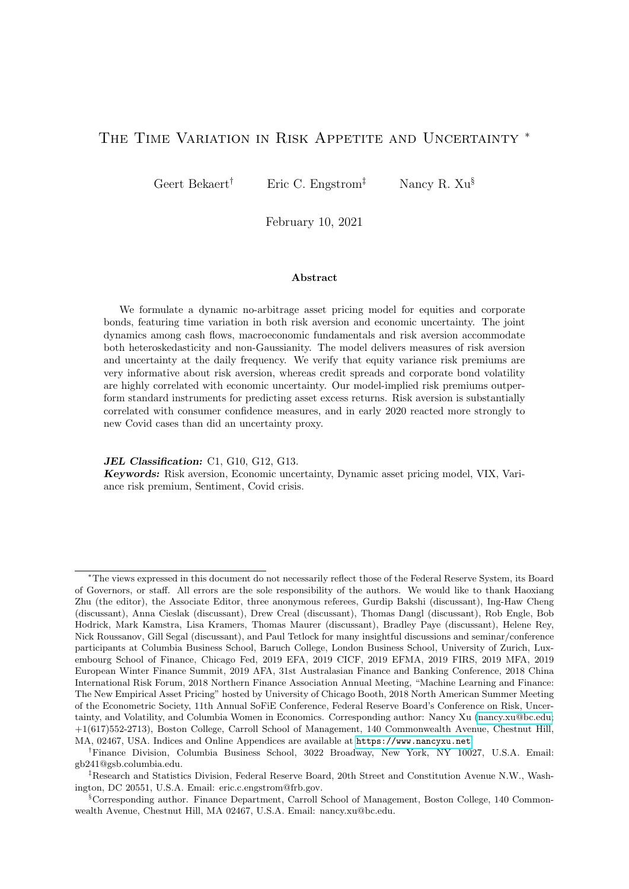# The Time Variation in Risk Appetite and Uncertainty *

Geert Bekaert† Eric C. Engstrom‡ Nancy R. Xu§

February 10, 2021

### Abstract

We formulate a dynamic no-arbitrage asset pricing model for equities and corporate bonds, featuring time variation in both risk aversion and economic uncertainty. The joint dynamics among cash flows, macroeconomic fundamentals and risk aversion accommodate both heteroskedasticity and non-Gaussianity. The model delivers measures of risk aversion and uncertainty at the daily frequency. We verify that equity variance risk premiums are very informative about risk aversion, whereas credit spreads and corporate bond volatility are highly correlated with economic uncertainty. Our model-implied risk premiums outperform standard instruments for predicting asset excess returns. Risk aversion is substantially correlated with consumer confidence measures, and in early 2020 reacted more strongly to new Covid cases than did an uncertainty proxy.

***JEL Classification:*** C1, G10, G12, G13.
***Keywords:*** Risk aversion, Economic uncertainty, Dynamic asset pricing model, VIX, Variance risk premium, Sentiment, Covid crisis.

---

*The views expressed in this document do not necessarily reflect those of the Federal Reserve System, its Board of Governors, or staff. All errors are the sole responsibility of the authors. We would like to thank Haoxiang Zhu (the editor), the Associate Editor, three anonymous referees, Gurdip Bakshi (discussant), Ing-Haw Cheng (discussant), Anna Cieslak (discussant), Drew Creal (discussant), Thomas Dangl (discussant), Rob Engle, Bob Hodrick, Mark Kamstra, Lisa Kramers, Thomas Maurer (discussant), Bradley Paye (discussant), Helene Rey, Nick Roussanov, Gill Segal (discussant), and Paul Tetlock for many insightful discussions and seminar/conference participants at Columbia Business School, Baruch College, London Business School, University of Zurich, Luxembourg School of Finance, Chicago Fed, 2019 EFA, 2019 CICF, 2019 EFMA, 2019 FIRS, 2019 MFA, 2019 European Winter Finance Summit, 2019 AFA, 31st Australasian Finance and Banking Conference, 2018 China International Risk Forum, 2018 Northern Finance Association Annual Meeting, "Machine Learning and Finance: The New Empirical Asset Pricing" hosted by University of Chicago Booth, 2018 North American Summer Meeting of the Econometric Society, 11th Annual SoFiE Conference, Federal Reserve Board's Conference on Risk, Uncertainty, and Volatility, and Columbia Women in Economics. Corresponding author: Nancy Xu (nancy.xu@bc.edu; +1(617)552-2713), Boston College, Carroll School of Management, 140 Commonwealth Avenue, Chestnut Hill, MA, 02467, USA. Indices and Online Appendices are available at https://www.nancyxu.net.

†Finance Division, Columbia Business School, 3022 Broadway, New York, NY 10027, U.S.A. Email: gb241@gsb.columbia.edu.

‡Research and Statistics Division, Federal Reserve Board, 20th Street and Constitution Avenue N.W., Washington, DC 20551, U.S.A. Email: eric.c.engstrom@frb.gov.

§Corresponding author. Finance Department, Carroll School of Management, Boston College, 140 Commonwealth Avenue, Chestnut Hill, MA 02467, U.S.A. Email: nancy.xu@bc.edu.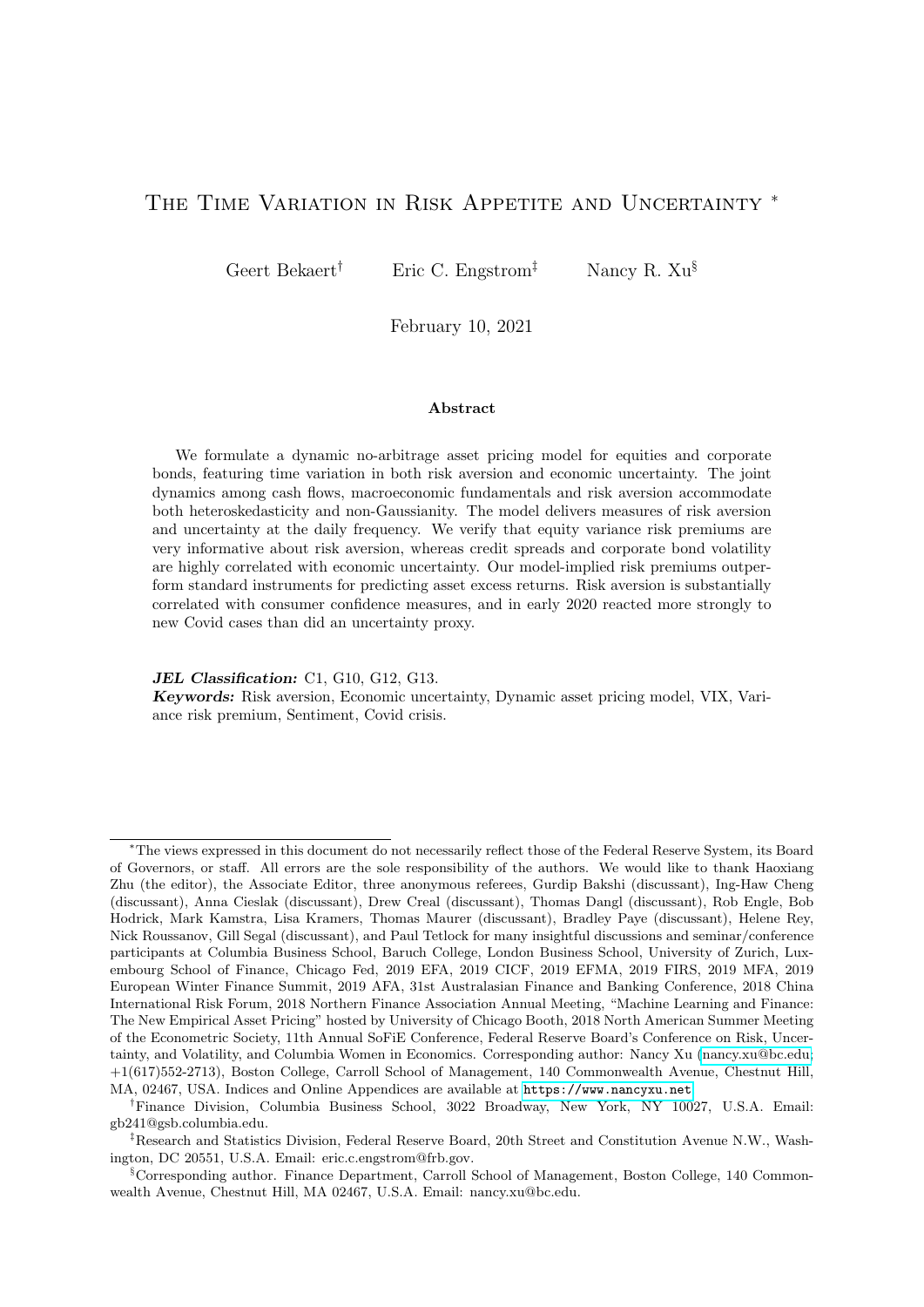# The Time Variation in Risk Appetite and Uncertainty *

Geert Bekaert[†] Eric C. Engstrom[‡] Nancy R. Xu[§]

February 10, 2021

### Abstract

We formulate a dynamic no-arbitrage asset pricing model for equities and corporate bonds, featuring time variation in both risk aversion and economic uncertainty. The joint dynamics among cash flows, macroeconomic fundamentals and risk aversion accommodate both heteroskedasticity and non-Gaussianity. The model delivers measures of risk aversion and uncertainty at the daily frequency. We verify that equity variance risk premiums are very informative about risk aversion, whereas credit spreads and corporate bond volatility are highly correlated with economic uncertainty. Our model-implied risk premiums outperform standard instruments for predicting asset excess returns. Risk aversion is substantially correlated with consumer confidence measures, and in early 2020 reacted more strongly to new Covid cases than did an uncertainty proxy.

***JEL Classification:*** C1, G10, G12, G13.
***Keywords:*** Risk aversion, Economic uncertainty, Dynamic asset pricing model, VIX, Variance risk premium, Sentiment, Covid crisis.

---

*The views expressed in this document do not necessarily reflect those of the Federal Reserve System, its Board of Governors, or staff. All errors are the sole responsibility of the authors. We would like to thank Haoxiang Zhu (the editor), the Associate Editor, three anonymous referees, Gurdip Bakshi (discussant), Ing-Haw Cheng (discussant), Anna Cieslak (discussant), Drew Creal (discussant), Thomas Dangl (discussant), Rob Engle, Bob Hodrick, Mark Kamstra, Lisa Kramers, Thomas Maurer (discussant), Bradley Paye (discussant), Helene Rey, Nick Roussanov, Gill Segal (discussant), and Paul Tetlock for many insightful discussions and seminar/conference participants at Columbia Business School, Baruch College, London Business School, University of Zurich, Luxembourg School of Finance, Chicago Fed, 2019 EFA, 2019 CICF, 2019 EFMA, 2019 FIRS, 2019 MFA, 2019 European Winter Finance Summit, 2019 AFA, 31st Australasian Finance and Banking Conference, 2018 China International Risk Forum, 2018 Northern Finance Association Annual Meeting, "Machine Learning and Finance: The New Empirical Asset Pricing" hosted by University of Chicago Booth, 2018 North American Summer Meeting of the Econometric Society, 11th Annual SoFiE Conference, Federal Reserve Board's Conference on Risk, Uncertainty, and Volatility, and Columbia Women in Economics. Corresponding author: Nancy Xu (nancy.xu@bc.edu; +1(617)552-2713), Boston College, Carroll School of Management, 140 Commonwealth Avenue, Chestnut Hill, MA, 02467, USA. Indices and Online Appendices are available at https://www.nancyxu.net.

[†]Finance Division, Columbia Business School, 3022 Broadway, New York, NY 10027, U.S.A. Email: gb241@gsb.columbia.edu.

[‡]Research and Statistics Division, Federal Reserve Board, 20th Street and Constitution Avenue N.W., Washington, DC 20551, U.S.A. Email: eric.c.engstrom@frb.gov.

[§]Corresponding author. Finance Department, Carroll School of Management, Boston College, 140 Commonwealth Avenue, Chestnut Hill, MA 02467, U.S.A. Email: nancy.xu@bc.edu.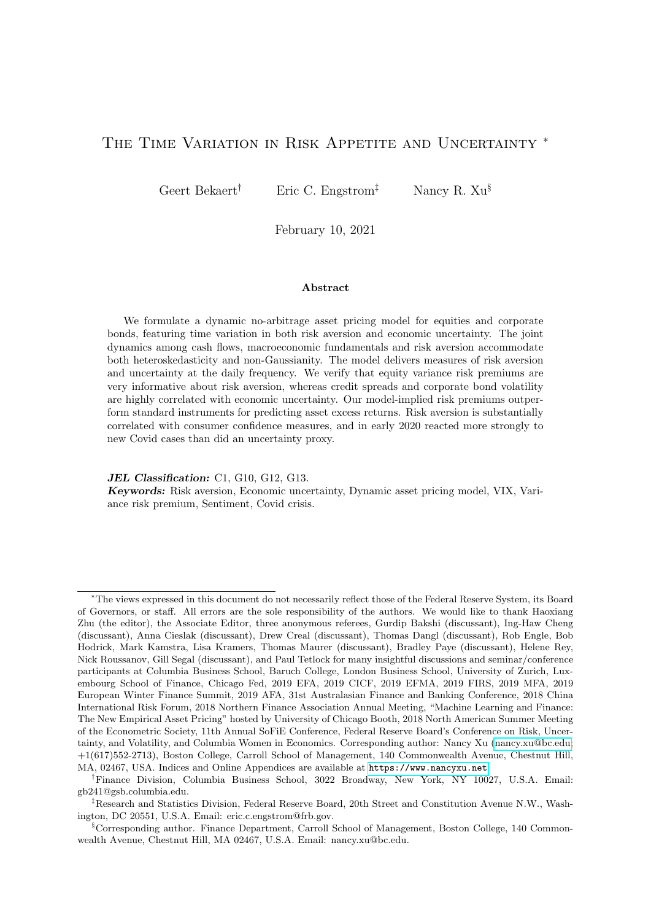# The Time Variation in Risk Appetite and Uncertainty [*]

Geert Bekaert[†] Eric C. Engstrom[‡] Nancy R. Xu[§]

February 10, 2021

### Abstract

We formulate a dynamic no-arbitrage asset pricing model for equities and corporate bonds, featuring time variation in both risk aversion and economic uncertainty. The joint dynamics among cash flows, macroeconomic fundamentals and risk aversion accommodate both heteroskedasticity and non-Gaussianity. The model delivers measures of risk aversion and uncertainty at the daily frequency. We verify that equity variance risk premiums are very informative about risk aversion, whereas credit spreads and corporate bond volatility are highly correlated with economic uncertainty. Our model-implied risk premiums outperform standard instruments for predicting asset excess returns. Risk aversion is substantially correlated with consumer confidence measures, and in early 2020 reacted more strongly to new Covid cases than did an uncertainty proxy.

***JEL Classification:*** C1, G10, G12, G13.
***Keywords:*** Risk aversion, Economic uncertainty, Dynamic asset pricing model, VIX, Variance risk premium, Sentiment, Covid crisis.

---

[*]The views expressed in this document do not necessarily reflect those of the Federal Reserve System, its Board of Governors, or staff. All errors are the sole responsibility of the authors. We would like to thank Haoxiang Zhu (the editor), the Associate Editor, three anonymous referees, Gurdip Bakshi (discussant), Ing-Haw Cheng (discussant), Anna Cieslak (discussant), Drew Creal (discussant), Thomas Dangl (discussant), Rob Engle, Bob Hodrick, Mark Kamstra, Lisa Kramers, Thomas Maurer (discussant), Bradley Paye (discussant), Helene Rey, Nick Roussanov, Gill Segal (discussant), and Paul Tetlock for many insightful discussions and seminar/conference participants at Columbia Business School, Baruch College, London Business School, University of Zurich, Luxembourg School of Finance, Chicago Fed, 2019 EFA, 2019 CICF, 2019 EFMA, 2019 FIRS, 2019 MFA, 2019 European Winter Finance Summit, 2019 AFA, 31st Australasian Finance and Banking Conference, 2018 China International Risk Forum, 2018 Northern Finance Association Annual Meeting, "Machine Learning and Finance: The New Empirical Asset Pricing" hosted by University of Chicago Booth, 2018 North American Summer Meeting of the Econometric Society, 11th Annual SoFiE Conference, Federal Reserve Board's Conference on Risk, Uncertainty, and Volatility, and Columbia Women in Economics. Corresponding author: Nancy Xu (nancy.xu@bc.edu; +1(617)552-2713), Boston College, Carroll School of Management, 140 Commonwealth Avenue, Chestnut Hill, MA, 02467, USA. Indices and Online Appendices are available at https://www.nancyxu.net.

[†]Finance Division, Columbia Business School, 3022 Broadway, New York, NY 10027, U.S.A. Email: gb241@gsb.columbia.edu.

[‡]Research and Statistics Division, Federal Reserve Board, 20th Street and Constitution Avenue N.W., Washington, DC 20551, U.S.A. Email: eric.c.engstrom@frb.gov.

[§]Corresponding author. Finance Department, Carroll School of Management, Boston College, 140 Commonwealth Avenue, Chestnut Hill, MA 02467, U.S.A. Email: nancy.xu@bc.edu.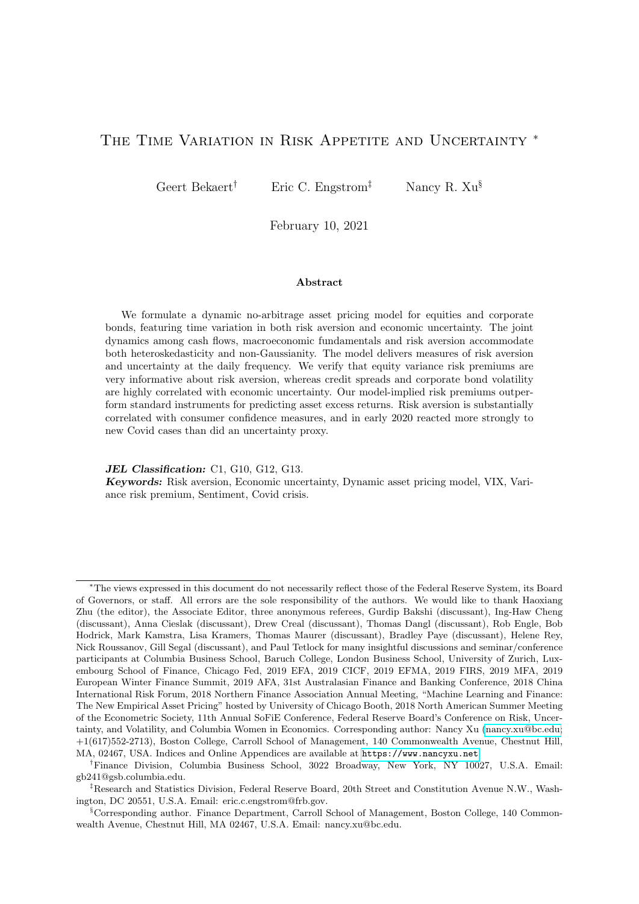# The Time Variation in Risk Appetite and Uncertainty *

Geert Bekaert† Eric C. Engstrom‡ Nancy R. Xu§

February 10, 2021

### Abstract

We formulate a dynamic no-arbitrage asset pricing model for equities and corporate bonds, featuring time variation in both risk aversion and economic uncertainty. The joint dynamics among cash flows, macroeconomic fundamentals and risk aversion accommodate both heteroskedasticity and non-Gaussianity. The model delivers measures of risk aversion and uncertainty at the daily frequency. We verify that equity variance risk premiums are very informative about risk aversion, whereas credit spreads and corporate bond volatility are highly correlated with economic uncertainty. Our model-implied risk premiums outperform standard instruments for predicting asset excess returns. Risk aversion is substantially correlated with consumer confidence measures, and in early 2020 reacted more strongly to new Covid cases than did an uncertainty proxy.

***JEL Classification:*** C1, G10, G12, G13.
***Keywords:*** Risk aversion, Economic uncertainty, Dynamic asset pricing model, VIX, Variance risk premium, Sentiment, Covid crisis.

---

*The views expressed in this document do not necessarily reflect those of the Federal Reserve System, its Board of Governors, or staff. All errors are the sole responsibility of the authors. We would like to thank Haoxiang Zhu (the editor), the Associate Editor, three anonymous referees, Gurdip Bakshi (discussant), Ing-Haw Cheng (discussant), Anna Cieslak (discussant), Drew Creal (discussant), Thomas Dangl (discussant), Rob Engle, Bob Hodrick, Mark Kamstra, Lisa Kramers, Thomas Maurer (discussant), Bradley Paye (discussant), Helene Rey, Nick Roussanov, Gill Segal (discussant), and Paul Tetlock for many insightful discussions and seminar/conference participants at Columbia Business School, Baruch College, London Business School, University of Zurich, Luxembourg School of Finance, Chicago Fed, 2019 EFA, 2019 CICF, 2019 EFMA, 2019 FIRS, 2019 MFA, 2019 European Winter Finance Summit, 2019 AFA, 31st Australasian Finance and Banking Conference, 2018 China International Risk Forum, 2018 Northern Finance Association Annual Meeting, "Machine Learning and Finance: The New Empirical Asset Pricing" hosted by University of Chicago Booth, 2018 North American Summer Meeting of the Econometric Society, 11th Annual SoFiE Conference, Federal Reserve Board's Conference on Risk, Uncertainty, and Volatility, and Columbia Women in Economics. Corresponding author: Nancy Xu (nancy.xu@bc.edu; +1(617)552-2713), Boston College, Carroll School of Management, 140 Commonwealth Avenue, Chestnut Hill, MA, 02467, USA. Indices and Online Appendices are available at https://www.nancyxu.net.

†Finance Division, Columbia Business School, 3022 Broadway, New York, NY 10027, U.S.A. Email: gb241@gsb.columbia.edu.

‡Research and Statistics Division, Federal Reserve Board, 20th Street and Constitution Avenue N.W., Washington, DC 20551, U.S.A. Email: eric.c.engstrom@frb.gov.

§Corresponding author. Finance Department, Carroll School of Management, Boston College, 140 Commonwealth Avenue, Chestnut Hill, MA 02467, U.S.A. Email: nancy.xu@bc.edu.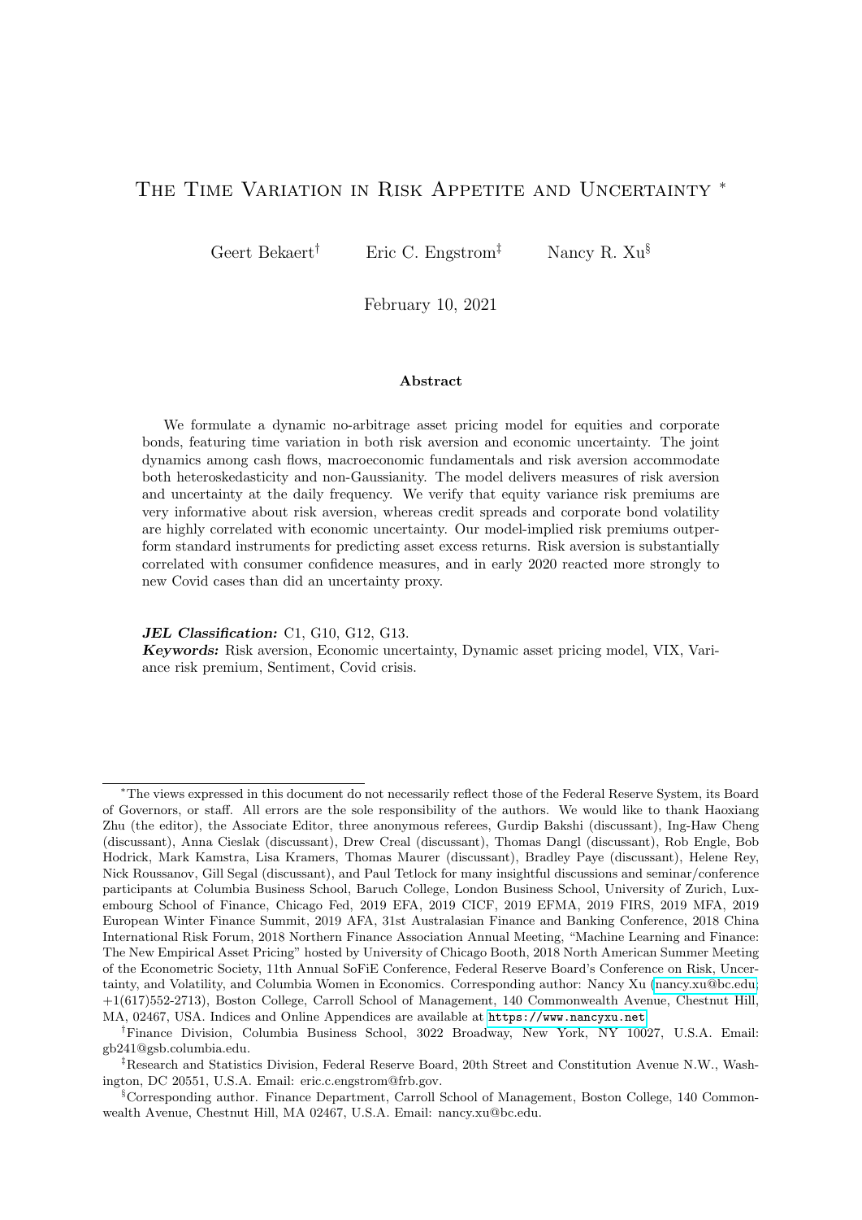# The Time Variation in Risk Appetite and Uncertainty *

Geert Bekaert[†] Eric C. Engstrom[‡] Nancy R. Xu[§]

February 10, 2021

### Abstract

We formulate a dynamic no-arbitrage asset pricing model for equities and corporate bonds, featuring time variation in both risk aversion and economic uncertainty. The joint dynamics among cash flows, macroeconomic fundamentals and risk aversion accommodate both heteroskedasticity and non-Gaussianity. The model delivers measures of risk aversion and uncertainty at the daily frequency. We verify that equity variance risk premiums are very informative about risk aversion, whereas credit spreads and corporate bond volatility are highly correlated with economic uncertainty. Our model-implied risk premiums outperform standard instruments for predicting asset excess returns. Risk aversion is substantially correlated with consumer confidence measures, and in early 2020 reacted more strongly to new Covid cases than did an uncertainty proxy.

***JEL Classification:*** C1, G10, G12, G13.
***Keywords:*** Risk aversion, Economic uncertainty, Dynamic asset pricing model, VIX, Variance risk premium, Sentiment, Covid crisis.

---

*The views expressed in this document do not necessarily reflect those of the Federal Reserve System, its Board of Governors, or staff. All errors are the sole responsibility of the authors. We would like to thank Haoxiang Zhu (the editor), the Associate Editor, three anonymous referees, Gurdip Bakshi (discussant), Ing-Haw Cheng (discussant), Anna Cieslak (discussant), Drew Creal (discussant), Thomas Dangl (discussant), Rob Engle, Bob Hodrick, Mark Kamstra, Lisa Kramers, Thomas Maurer (discussant), Bradley Paye (discussant), Helene Rey, Nick Roussanov, Gill Segal (discussant), and Paul Tetlock for many insightful discussions and seminar/conference participants at Columbia Business School, Baruch College, London Business School, University of Zurich, Luxembourg School of Finance, Chicago Fed, 2019 EFA, 2019 CICF, 2019 EFMA, 2019 FIRS, 2019 MFA, 2019 European Winter Finance Summit, 2019 AFA, 31st Australasian Finance and Banking Conference, 2018 China International Risk Forum, 2018 Northern Finance Association Annual Meeting, "Machine Learning and Finance: The New Empirical Asset Pricing" hosted by University of Chicago Booth, 2018 North American Summer Meeting of the Econometric Society, 11th Annual SoFiE Conference, Federal Reserve Board's Conference on Risk, Uncertainty, and Volatility, and Columbia Women in Economics. Corresponding author: Nancy Xu (nancy.xu@bc.edu; +1(617)552-2713), Boston College, Carroll School of Management, 140 Commonwealth Avenue, Chestnut Hill, MA, 02467, USA. Indices and Online Appendices are available at https://www.nancyxu.net.

[†] Finance Division, Columbia Business School, 3022 Broadway, New York, NY 10027, U.S.A. Email: gb241@gsb.columbia.edu.

[‡] Research and Statistics Division, Federal Reserve Board, 20th Street and Constitution Avenue N.W., Washington, DC 20551, U.S.A. Email: eric.c.engstrom@frb.gov.

[§] Corresponding author. Finance Department, Carroll School of Management, Boston College, 140 Commonwealth Avenue, Chestnut Hill, MA 02467, U.S.A. Email: nancy.xu@bc.edu.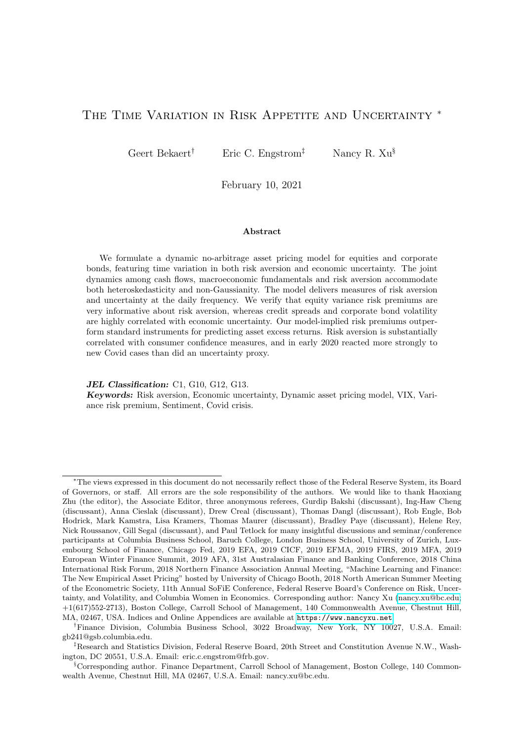# The Time Variation in Risk Appetite and Uncertainty *

Geert Bekaert[†] Eric C. Engstrom[‡] Nancy R. Xu[§]

February 10, 2021

### Abstract

We formulate a dynamic no-arbitrage asset pricing model for equities and corporate bonds, featuring time variation in both risk aversion and economic uncertainty. The joint dynamics among cash flows, macroeconomic fundamentals and risk aversion accommodate both heteroskedasticity and non-Gaussianity. The model delivers measures of risk aversion and uncertainty at the daily frequency. We verify that equity variance risk premiums are very informative about risk aversion, whereas credit spreads and corporate bond volatility are highly correlated with economic uncertainty. Our model-implied risk premiums outperform standard instruments for predicting asset excess returns. Risk aversion is substantially correlated with consumer confidence measures, and in early 2020 reacted more strongly to new Covid cases than did an uncertainty proxy.

***JEL Classification:*** C1, G10, G12, G13.
***Keywords:*** Risk aversion, Economic uncertainty, Dynamic asset pricing model, VIX, Variance risk premium, Sentiment, Covid crisis.

---

*The views expressed in this document do not necessarily reflect those of the Federal Reserve System, its Board of Governors, or staff. All errors are the sole responsibility of the authors. We would like to thank Haoxiang Zhu (the editor), the Associate Editor, three anonymous referees, Gurdip Bakshi (discussant), Ing-Haw Cheng (discussant), Anna Cieslak (discussant), Drew Creal (discussant), Thomas Dangl (discussant), Rob Engle, Bob Hodrick, Mark Kamstra, Lisa Kramers, Thomas Maurer (discussant), Bradley Paye (discussant), Helene Rey, Nick Roussanov, Gill Segal (discussant), and Paul Tetlock for many insightful discussions and seminar/conference participants at Columbia Business School, Baruch College, London Business School, University of Zurich, Luxembourg School of Finance, Chicago Fed, 2019 EFA, 2019 CICF, 2019 EFMA, 2019 FIRS, 2019 MFA, 2019 European Winter Finance Summit, 2019 AFA, 31st Australasian Finance and Banking Conference, 2018 China International Risk Forum, 2018 Northern Finance Association Annual Meeting, "Machine Learning and Finance: The New Empirical Asset Pricing" hosted by University of Chicago Booth, 2018 North American Summer Meeting of the Econometric Society, 11th Annual SoFiE Conference, Federal Reserve Board's Conference on Risk, Uncertainty, and Volatility, and Columbia Women in Economics. Corresponding author: Nancy Xu (nancy.xu@bc.edu; +1(617)552-2713), Boston College, Carroll School of Management, 140 Commonwealth Avenue, Chestnut Hill, MA, 02467, USA. Indices and Online Appendices are available at https://www.nancyxu.net.

[†]Finance Division, Columbia Business School, 3022 Broadway, New York, NY 10027, U.S.A. Email: gb241@gsb.columbia.edu.

[‡]Research and Statistics Division, Federal Reserve Board, 20th Street and Constitution Avenue N.W., Washington, DC 20551, U.S.A. Email: eric.c.engstrom@frb.gov.

[§]Corresponding author. Finance Department, Carroll School of Management, Boston College, 140 Commonwealth Avenue, Chestnut Hill, MA 02467, U.S.A. Email: nancy.xu@bc.edu.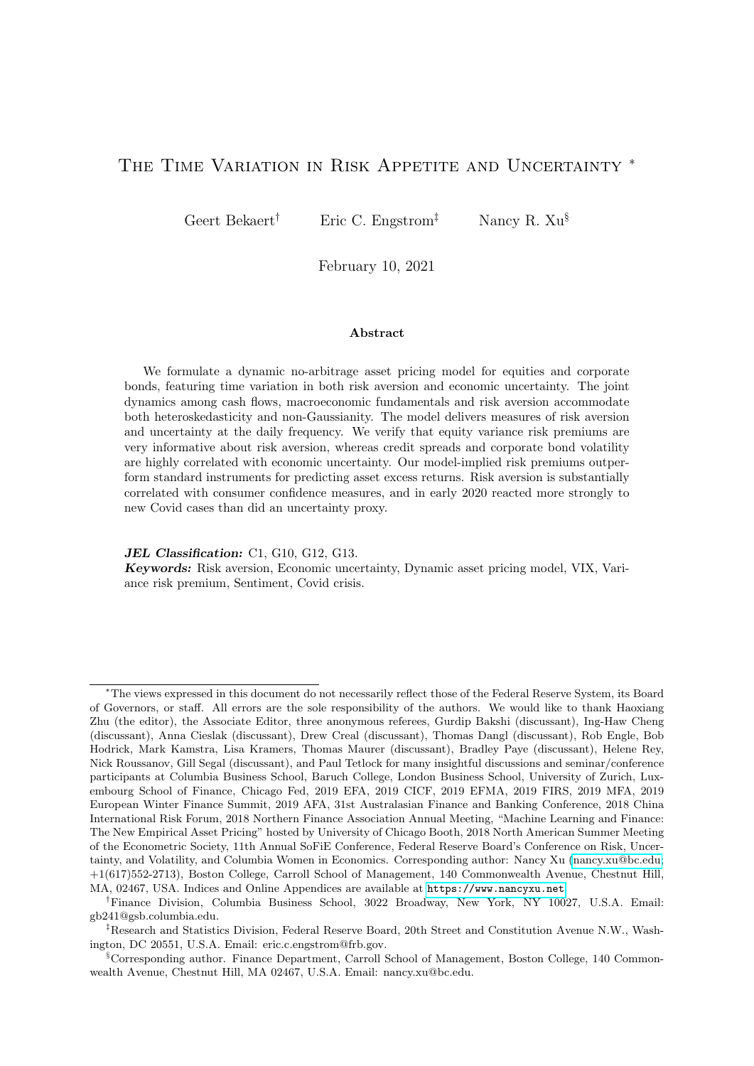# The Time Variation in Risk Appetite and Uncertainty *

Geert Bekaert[†] Eric C. Engstrom[‡] Nancy R. Xu[§]

February 10, 2021

### Abstract

We formulate a dynamic no-arbitrage asset pricing model for equities and corporate bonds, featuring time variation in both risk aversion and economic uncertainty. The joint dynamics among cash flows, macroeconomic fundamentals and risk aversion accommodate both heteroskedasticity and non-Gaussianity. The model delivers measures of risk aversion and uncertainty at the daily frequency. We verify that equity variance risk premiums are very informative about risk aversion, whereas credit spreads and corporate bond volatility are highly correlated with economic uncertainty. Our model-implied risk premiums outperform standard instruments for predicting asset excess returns. Risk aversion is substantially correlated with consumer confidence measures, and in early 2020 reacted more strongly to new Covid cases than did an uncertainty proxy.

***JEL Classification:*** C1, G10, G12, G13.
***Keywords:*** Risk aversion, Economic uncertainty, Dynamic asset pricing model, VIX, Variance risk premium, Sentiment, Covid crisis.

---

*The views expressed in this document do not necessarily reflect those of the Federal Reserve System, its Board of Governors, or staff. All errors are the sole responsibility of the authors. We would like to thank Haoxiang Zhu (the editor), the Associate Editor, three anonymous referees, Gurdip Bakshi (discussant), Ing-Haw Cheng (discussant), Anna Cieslak (discussant), Drew Creal (discussant), Thomas Dangl (discussant), Rob Engle, Bob Hodrick, Mark Kamstra, Lisa Kramers, Thomas Maurer (discussant), Bradley Paye (discussant), Helene Rey, Nick Roussanov, Gill Segal (discussant), and Paul Tetlock for many insightful discussions and seminar/conference participants at Columbia Business School, Baruch College, London Business School, University of Zurich, Luxembourg School of Finance, Chicago Fed, 2019 EFA, 2019 CICF, 2019 EFMA, 2019 FIRS, 2019 MFA, 2019 European Winter Finance Summit, 2019 AFA, 31st Australasian Finance and Banking Conference, 2018 China International Risk Forum, 2018 Northern Finance Association Annual Meeting, "Machine Learning and Finance: The New Empirical Asset Pricing" hosted by University of Chicago Booth, 2018 North American Summer Meeting of the Econometric Society, 11th Annual SoFiE Conference, Federal Reserve Board's Conference on Risk, Uncertainty, and Volatility, and Columbia Women in Economics. Corresponding author: Nancy Xu (nancy.xu@bc.edu; +1(617)552-2713), Boston College, Carroll School of Management, 140 Commonwealth Avenue, Chestnut Hill, MA, 02467, USA. Indices and Online Appendices are available at https://www.nancyxu.net.

[†]Finance Division, Columbia Business School, 3022 Broadway, New York, NY 10027, U.S.A. Email: gb241@gsb.columbia.edu.

[‡]Research and Statistics Division, Federal Reserve Board, 20th Street and Constitution Avenue N.W., Washington, DC 20551, U.S.A. Email: eric.c.engstrom@frb.gov.

[§]Corresponding author. Finance Department, Carroll School of Management, Boston College, 140 Commonwealth Avenue, Chestnut Hill, MA 02467, U.S.A. Email: nancy.xu@bc.edu.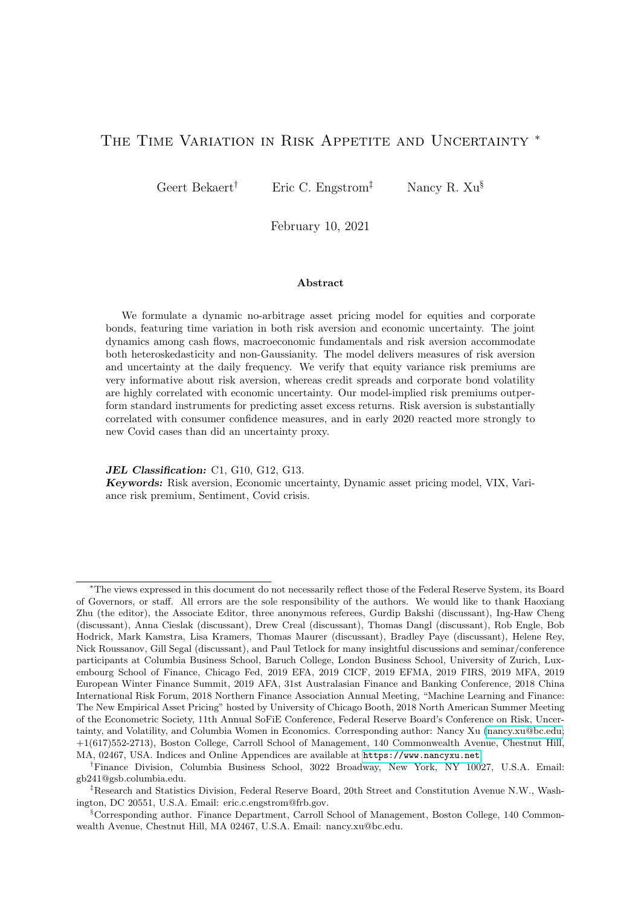# The Time Variation in Risk Appetite and Uncertainty *

Geert Bekaert[†] Eric C. Engstrom[‡] Nancy R. Xu[§]

February 10, 2021

### Abstract

We formulate a dynamic no-arbitrage asset pricing model for equities and corporate bonds, featuring time variation in both risk aversion and economic uncertainty. The joint dynamics among cash flows, macroeconomic fundamentals and risk aversion accommodate both heteroskedasticity and non-Gaussianity. The model delivers measures of risk aversion and uncertainty at the daily frequency. We verify that equity variance risk premiums are very informative about risk aversion, whereas credit spreads and corporate bond volatility are highly correlated with economic uncertainty. Our model-implied risk premiums outperform standard instruments for predicting asset excess returns. Risk aversion is substantially correlated with consumer confidence measures, and in early 2020 reacted more strongly to new Covid cases than did an uncertainty proxy.

***JEL Classification:*** C1, G10, G12, G13.
***Keywords:*** Risk aversion, Economic uncertainty, Dynamic asset pricing model, VIX, Variance risk premium, Sentiment, Covid crisis.

---

*The views expressed in this document do not necessarily reflect those of the Federal Reserve System, its Board of Governors, or staff. All errors are the sole responsibility of the authors. We would like to thank Haoxiang Zhu (the editor), the Associate Editor, three anonymous referees, Gurdip Bakshi (discussant), Ing-Haw Cheng (discussant), Anna Cieslak (discussant), Drew Creal (discussant), Thomas Dangl (discussant), Rob Engle, Bob Hodrick, Mark Kamstra, Lisa Kramers, Thomas Maurer (discussant), Bradley Paye (discussant), Helene Rey, Nick Roussanov, Gill Segal (discussant), and Paul Tetlock for many insightful discussions and seminar/conference participants at Columbia Business School, Baruch College, London Business School, University of Zurich, Luxembourg School of Finance, Chicago Fed, 2019 EFA, 2019 CICF, 2019 EFMA, 2019 FIRS, 2019 MFA, 2019 European Winter Finance Summit, 2019 AFA, 31st Australasian Finance and Banking Conference, 2018 China International Risk Forum, 2018 Northern Finance Association Annual Meeting, "Machine Learning and Finance: The New Empirical Asset Pricing" hosted by University of Chicago Booth, 2018 North American Summer Meeting of the Econometric Society, 11th Annual SoFiE Conference, Federal Reserve Board's Conference on Risk, Uncertainty, and Volatility, and Columbia Women in Economics. Corresponding author: Nancy Xu (nancy.xu@bc.edu; +1(617)552-2713), Boston College, Carroll School of Management, 140 Commonwealth Avenue, Chestnut Hill, MA, 02467, USA. Indices and Online Appendices are available at https://www.nancyxu.net.

[†]Finance Division, Columbia Business School, 3022 Broadway, New York, NY 10027, U.S.A. Email: gb241@gsb.columbia.edu.

[‡]Research and Statistics Division, Federal Reserve Board, 20th Street and Constitution Avenue N.W., Washington, DC 20551, U.S.A. Email: eric.c.engstrom@frb.gov.

[§]Corresponding author. Finance Department, Carroll School of Management, Boston College, 140 Commonwealth Avenue, Chestnut Hill, MA 02467, U.S.A. Email: nancy.xu@bc.edu.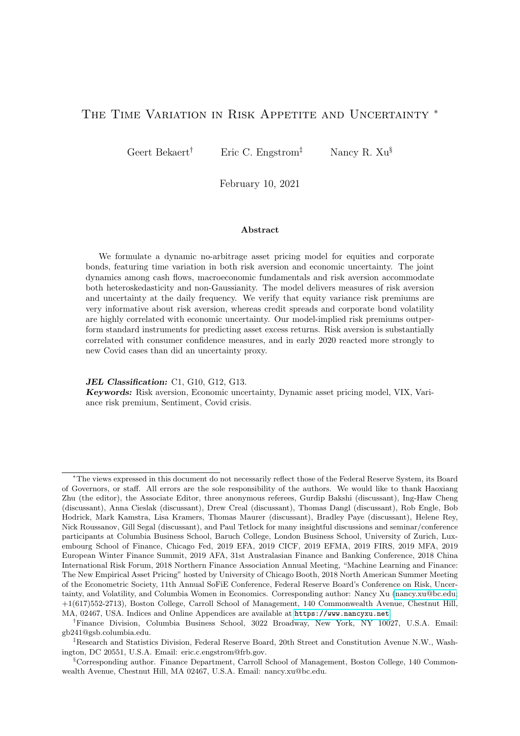# The Time Variation in Risk Appetite and Uncertainty *

Geert Bekaert[†] Eric C. Engstrom[‡] Nancy R. Xu[§]

February 10, 2021

### Abstract

We formulate a dynamic no-arbitrage asset pricing model for equities and corporate bonds, featuring time variation in both risk aversion and economic uncertainty. The joint dynamics among cash flows, macroeconomic fundamentals and risk aversion accommodate both heteroskedasticity and non-Gaussianity. The model delivers measures of risk aversion and uncertainty at the daily frequency. We verify that equity variance risk premiums are very informative about risk aversion, whereas credit spreads and corporate bond volatility are highly correlated with economic uncertainty. Our model-implied risk premiums outperform standard instruments for predicting asset excess returns. Risk aversion is substantially correlated with consumer confidence measures, and in early 2020 reacted more strongly to new Covid cases than did an uncertainty proxy.

***JEL Classification:*** C1, G10, G12, G13.
***Keywords:*** Risk aversion, Economic uncertainty, Dynamic asset pricing model, VIX, Variance risk premium, Sentiment, Covid crisis.

---

*The views expressed in this document do not necessarily reflect those of the Federal Reserve System, its Board of Governors, or staff. All errors are the sole responsibility of the authors. We would like to thank Haoxiang Zhu (the editor), the Associate Editor, three anonymous referees, Gurdip Bakshi (discussant), Ing-Haw Cheng (discussant), Anna Cieslak (discussant), Drew Creal (discussant), Thomas Dangl (discussant), Rob Engle, Bob Hodrick, Mark Kamstra, Lisa Kramers, Thomas Maurer (discussant), Bradley Paye (discussant), Helene Rey, Nick Roussanov, Gill Segal (discussant), and Paul Tetlock for many insightful discussions and seminar/conference participants at Columbia Business School, Baruch College, London Business School, University of Zurich, Luxembourg School of Finance, Chicago Fed, 2019 EFA, 2019 CICF, 2019 EFMA, 2019 FIRS, 2019 MFA, 2019 European Winter Finance Summit, 2019 AFA, 31st Australasian Finance and Banking Conference, 2018 China International Risk Forum, 2018 Northern Finance Association Annual Meeting, "Machine Learning and Finance: The New Empirical Asset Pricing" hosted by University of Chicago Booth, 2018 North American Summer Meeting of the Econometric Society, 11th Annual SoFiE Conference, Federal Reserve Board's Conference on Risk, Uncertainty, and Volatility, and Columbia Women in Economics. Corresponding author: Nancy Xu (nancy.xu@bc.edu; +1(617)552-2713), Boston College, Carroll School of Management, 140 Commonwealth Avenue, Chestnut Hill, MA, 02467, USA. Indices and Online Appendices are available at https://www.nancyxu.net.

[†]Finance Division, Columbia Business School, 3022 Broadway, New York, NY 10027, U.S.A. Email: gb241@gsb.columbia.edu.

[‡]Research and Statistics Division, Federal Reserve Board, 20th Street and Constitution Avenue N.W., Washington, DC 20551, U.S.A. Email: eric.c.engstrom@frb.gov.

[§]Corresponding author. Finance Department, Carroll School of Management, Boston College, 140 Commonwealth Avenue, Chestnut Hill, MA 02467, U.S.A. Email: nancy.xu@bc.edu.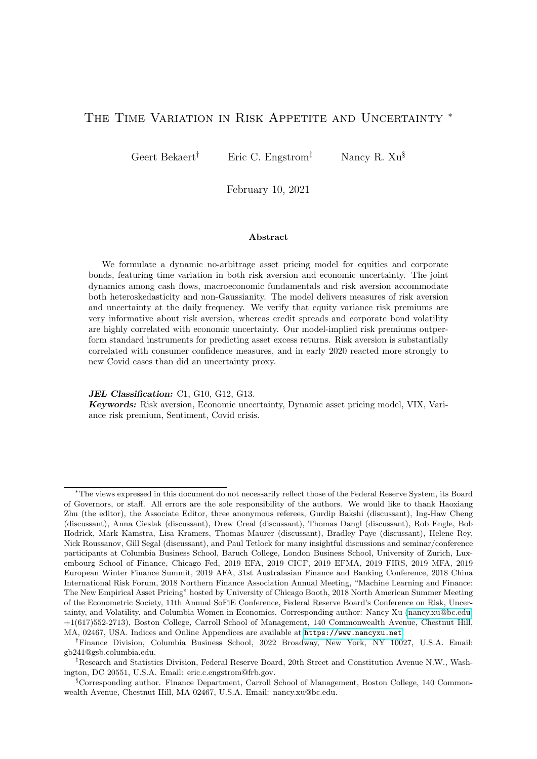# The Time Variation in Risk Appetite and Uncertainty *

Geert Bekaert† Eric C. Engstrom‡ Nancy R. Xu§

February 10, 2021

### Abstract

We formulate a dynamic no-arbitrage asset pricing model for equities and corporate bonds, featuring time variation in both risk aversion and economic uncertainty. The joint dynamics among cash flows, macroeconomic fundamentals and risk aversion accommodate both heteroskedasticity and non-Gaussianity. The model delivers measures of risk aversion and uncertainty at the daily frequency. We verify that equity variance risk premiums are very informative about risk aversion, whereas credit spreads and corporate bond volatility are highly correlated with economic uncertainty. Our model-implied risk premiums outperform standard instruments for predicting asset excess returns. Risk aversion is substantially correlated with consumer confidence measures, and in early 2020 reacted more strongly to new Covid cases than did an uncertainty proxy.

***JEL Classification:*** C1, G10, G12, G13.
***Keywords:*** Risk aversion, Economic uncertainty, Dynamic asset pricing model, VIX, Variance risk premium, Sentiment, Covid crisis.

---

*The views expressed in this document do not necessarily reflect those of the Federal Reserve System, its Board of Governors, or staff. All errors are the sole responsibility of the authors. We would like to thank Haoxiang Zhu (the editor), the Associate Editor, three anonymous referees, Gurdip Bakshi (discussant), Ing-Haw Cheng (discussant), Anna Cieslak (discussant), Drew Creal (discussant), Thomas Dangl (discussant), Rob Engle, Bob Hodrick, Mark Kamstra, Lisa Kramers, Thomas Maurer (discussant), Bradley Paye (discussant), Helene Rey, Nick Roussanov, Gill Segal (discussant), and Paul Tetlock for many insightful discussions and seminar/conference participants at Columbia Business School, Baruch College, London Business School, University of Zurich, Luxembourg School of Finance, Chicago Fed, 2019 EFA, 2019 CICF, 2019 EFMA, 2019 FIRS, 2019 MFA, 2019 European Winter Finance Summit, 2019 AFA, 31st Australasian Finance and Banking Conference, 2018 China International Risk Forum, 2018 Northern Finance Association Annual Meeting, "Machine Learning and Finance: The New Empirical Asset Pricing" hosted by University of Chicago Booth, 2018 North American Summer Meeting of the Econometric Society, 11th Annual SoFiE Conference, Federal Reserve Board's Conference on Risk, Uncertainty, and Volatility, and Columbia Women in Economics. Corresponding author: Nancy Xu (nancy.xu@bc.edu; +1(617)552-2713), Boston College, Carroll School of Management, 140 Commonwealth Avenue, Chestnut Hill, MA, 02467, USA. Indices and Online Appendices are available at https://www.nancyxu.net.

†Finance Division, Columbia Business School, 3022 Broadway, New York, NY 10027, U.S.A. Email: gb241@gsb.columbia.edu.

‡Research and Statistics Division, Federal Reserve Board, 20th Street and Constitution Avenue N.W., Washington, DC 20551, U.S.A. Email: eric.c.engstrom@frb.gov.

§Corresponding author. Finance Department, Carroll School of Management, Boston College, 140 Commonwealth Avenue, Chestnut Hill, MA 02467, U.S.A. Email: nancy.xu@bc.edu.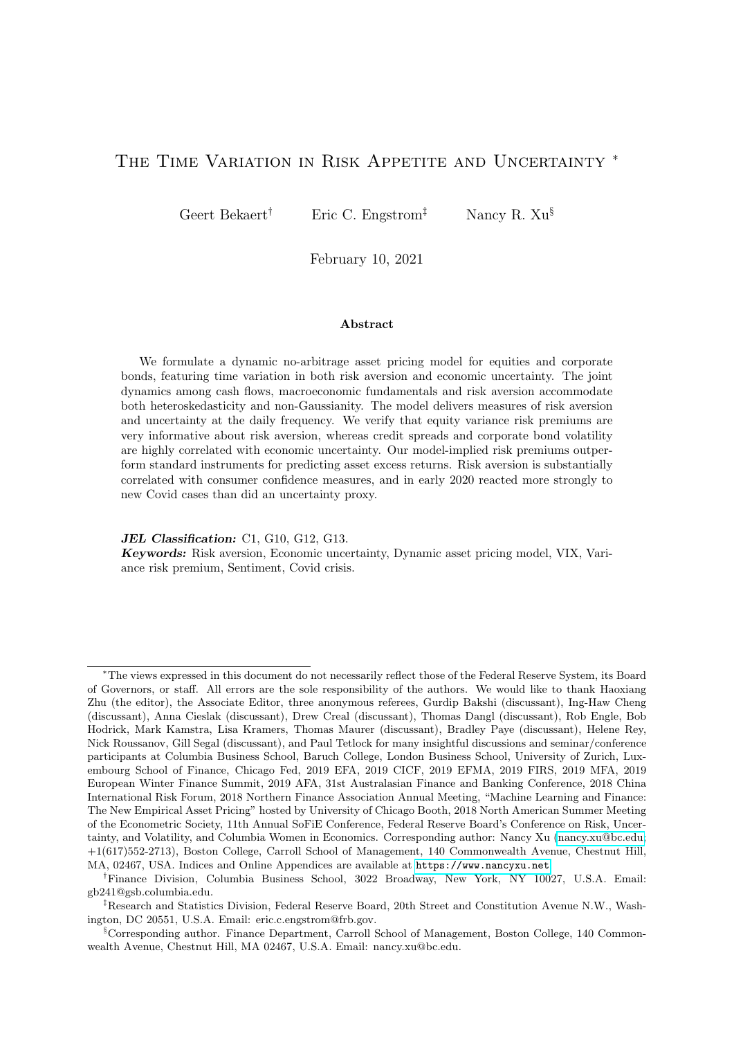# The Time Variation in Risk Appetite and Uncertainty *

Geert Bekaert† Eric C. Engstrom‡ Nancy R. Xu§

February 10, 2021

### Abstract

We formulate a dynamic no-arbitrage asset pricing model for equities and corporate bonds, featuring time variation in both risk aversion and economic uncertainty. The joint dynamics among cash flows, macroeconomic fundamentals and risk aversion accommodate both heteroskedasticity and non-Gaussianity. The model delivers measures of risk aversion and uncertainty at the daily frequency. We verify that equity variance risk premiums are very informative about risk aversion, whereas credit spreads and corporate bond volatility are highly correlated with economic uncertainty. Our model-implied risk premiums outperform standard instruments for predicting asset excess returns. Risk aversion is substantially correlated with consumer confidence measures, and in early 2020 reacted more strongly to new Covid cases than did an uncertainty proxy.

***JEL Classification:*** C1, G10, G12, G13.
***Keywords:*** Risk aversion, Economic uncertainty, Dynamic asset pricing model, VIX, Variance risk premium, Sentiment, Covid crisis.

---

*The views expressed in this document do not necessarily reflect those of the Federal Reserve System, its Board of Governors, or staff. All errors are the sole responsibility of the authors. We would like to thank Haoxiang Zhu (the editor), the Associate Editor, three anonymous referees, Gurdip Bakshi (discussant), Ing-Haw Cheng (discussant), Anna Cieslak (discussant), Drew Creal (discussant), Thomas Dangl (discussant), Rob Engle, Bob Hodrick, Mark Kamstra, Lisa Kramers, Thomas Maurer (discussant), Bradley Paye (discussant), Helene Rey, Nick Roussanov, Gill Segal (discussant), and Paul Tetlock for many insightful discussions and seminar/conference participants at Columbia Business School, Baruch College, London Business School, University of Zurich, Luxembourg School of Finance, Chicago Fed, 2019 EFA, 2019 CICF, 2019 EFMA, 2019 FIRS, 2019 MFA, 2019 European Winter Finance Summit, 2019 AFA, 31st Australasian Finance and Banking Conference, 2018 China International Risk Forum, 2018 Northern Finance Association Annual Meeting, "Machine Learning and Finance: The New Empirical Asset Pricing" hosted by University of Chicago Booth, 2018 North American Summer Meeting of the Econometric Society, 11th Annual SoFiE Conference, Federal Reserve Board's Conference on Risk, Uncertainty, and Volatility, and Columbia Women in Economics. Corresponding author: Nancy Xu (nancy.xu@bc.edu; +1(617)552-2713), Boston College, Carroll School of Management, 140 Commonwealth Avenue, Chestnut Hill, MA, 02467, USA. Indices and Online Appendices are available at https://www.nancyxu.net.

†Finance Division, Columbia Business School, 3022 Broadway, New York, NY 10027, U.S.A. Email: gb241@gsb.columbia.edu.

‡Research and Statistics Division, Federal Reserve Board, 20th Street and Constitution Avenue N.W., Washington, DC 20551, U.S.A. Email: eric.c.engstrom@frb.gov.

§Corresponding author. Finance Department, Carroll School of Management, Boston College, 140 Commonwealth Avenue, Chestnut Hill, MA 02467, U.S.A. Email: nancy.xu@bc.edu.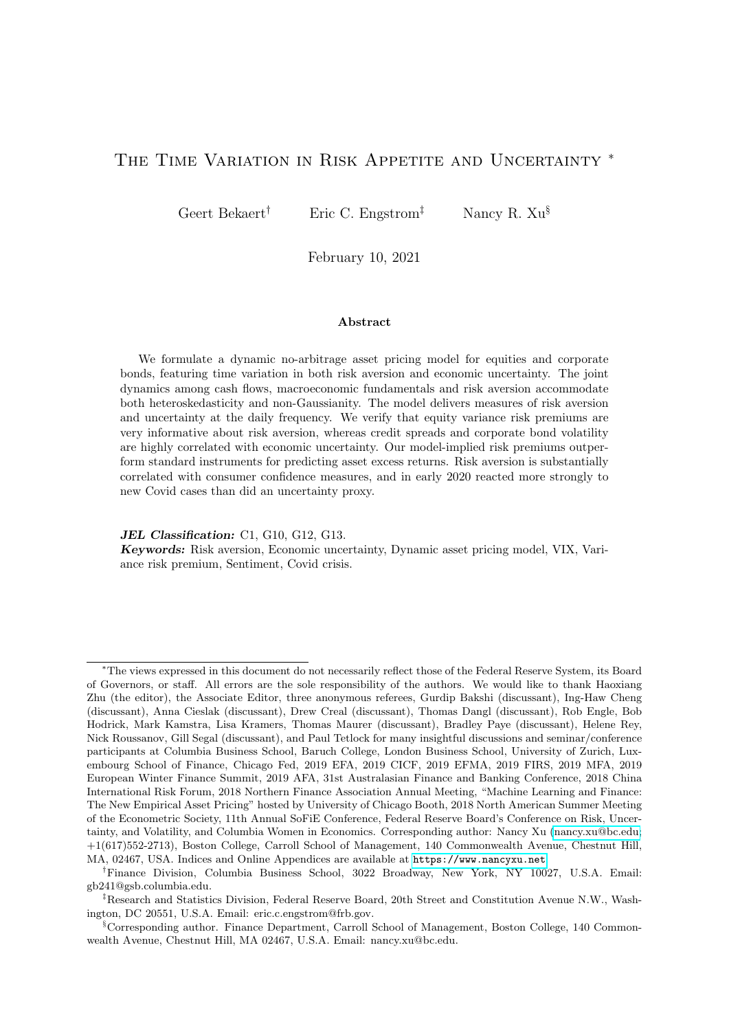# The Time Variation in Risk Appetite and Uncertainty *

Geert Bekaert[†] Eric C. Engstrom[‡] Nancy R. Xu[§]

February 10, 2021

### Abstract

We formulate a dynamic no-arbitrage asset pricing model for equities and corporate bonds, featuring time variation in both risk aversion and economic uncertainty. The joint dynamics among cash flows, macroeconomic fundamentals and risk aversion accommodate both heteroskedasticity and non-Gaussianity. The model delivers measures of risk aversion and uncertainty at the daily frequency. We verify that equity variance risk premiums are very informative about risk aversion, whereas credit spreads and corporate bond volatility are highly correlated with economic uncertainty. Our model-implied risk premiums outperform standard instruments for predicting asset excess returns. Risk aversion is substantially correlated with consumer confidence measures, and in early 2020 reacted more strongly to new Covid cases than did an uncertainty proxy.

***JEL Classification:*** C1, G10, G12, G13.
***Keywords:*** Risk aversion, Economic uncertainty, Dynamic asset pricing model, VIX, Variance risk premium, Sentiment, Covid crisis.

---

*The views expressed in this document do not necessarily reflect those of the Federal Reserve System, its Board of Governors, or staff. All errors are the sole responsibility of the authors. We would like to thank Haoxiang Zhu (the editor), the Associate Editor, three anonymous referees, Gurdip Bakshi (discussant), Ing-Haw Cheng (discussant), Anna Cieslak (discussant), Drew Creal (discussant), Thomas Dangl (discussant), Rob Engle, Bob Hodrick, Mark Kamstra, Lisa Kramers, Thomas Maurer (discussant), Bradley Paye (discussant), Helene Rey, Nick Roussanov, Gill Segal (discussant), and Paul Tetlock for many insightful discussions and seminar/conference participants at Columbia Business School, Baruch College, London Business School, University of Zurich, Luxembourg School of Finance, Chicago Fed, 2019 EFA, 2019 CICF, 2019 EFMA, 2019 FIRS, 2019 MFA, 2019 European Winter Finance Summit, 2019 AFA, 31st Australasian Finance and Banking Conference, 2018 China International Risk Forum, 2018 Northern Finance Association Annual Meeting, "Machine Learning and Finance: The New Empirical Asset Pricing" hosted by University of Chicago Booth, 2018 North American Summer Meeting of the Econometric Society, 11th Annual SoFiE Conference, Federal Reserve Board's Conference on Risk, Uncertainty, and Volatility, and Columbia Women in Economics. Corresponding author: Nancy Xu (nancy.xu@bc.edu; +1(617)552-2713), Boston College, Carroll School of Management, 140 Commonwealth Avenue, Chestnut Hill, MA, 02467, USA. Indices and Online Appendices are available at https://www.nancyxu.net.

[†]Finance Division, Columbia Business School, 3022 Broadway, New York, NY 10027, U.S.A. Email: gb241@gsb.columbia.edu.

[‡]Research and Statistics Division, Federal Reserve Board, 20th Street and Constitution Avenue N.W., Washington, DC 20551, U.S.A. Email: eric.c.engstrom@frb.gov.

[§]Corresponding author. Finance Department, Carroll School of Management, Boston College, 140 Commonwealth Avenue, Chestnut Hill, MA 02467, U.S.A. Email: nancy.xu@bc.edu.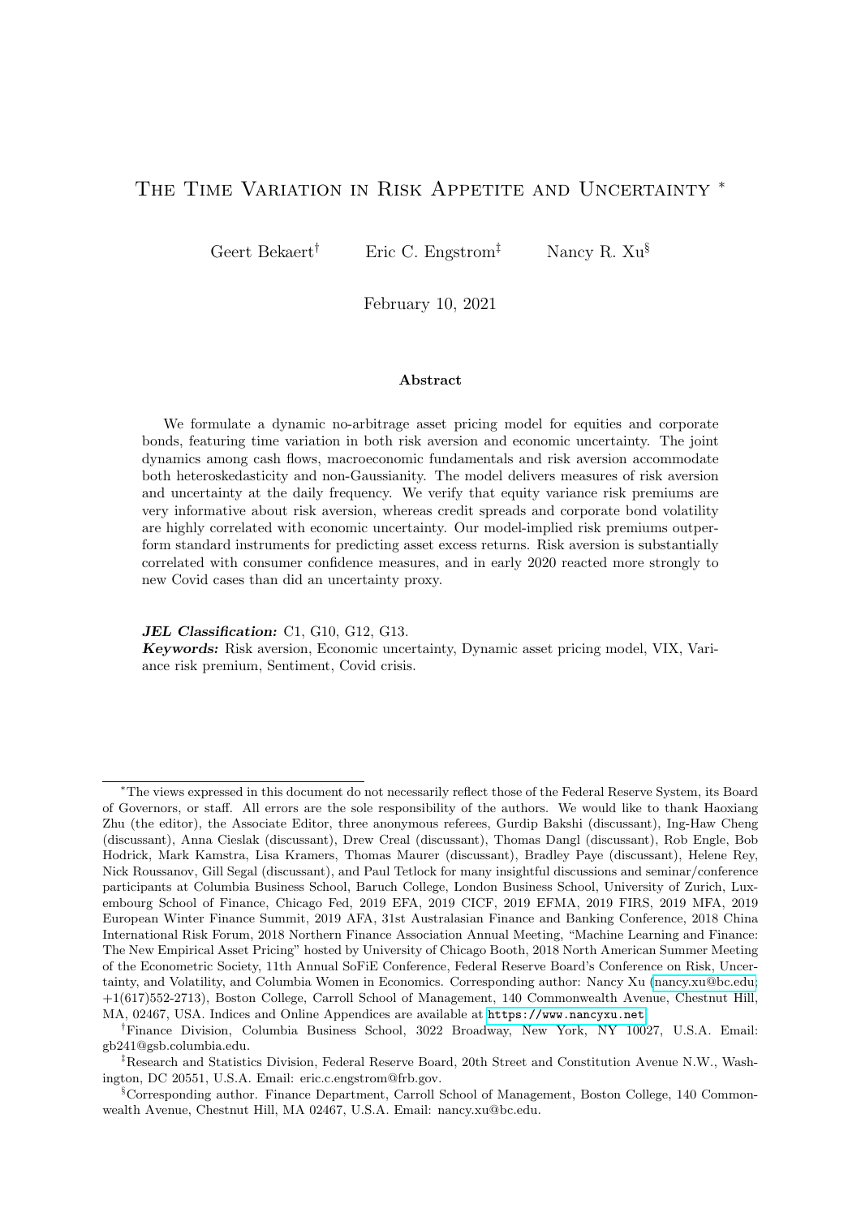# The Time Variation in Risk Appetite and Uncertainty [*]

Geert Bekaert[†] Eric C. Engstrom[‡] Nancy R. Xu[§]

February 10, 2021

### Abstract

We formulate a dynamic no-arbitrage asset pricing model for equities and corporate bonds, featuring time variation in both risk aversion and economic uncertainty. The joint dynamics among cash flows, macroeconomic fundamentals and risk aversion accommodate both heteroskedasticity and non-Gaussianity. The model delivers measures of risk aversion and uncertainty at the daily frequency. We verify that equity variance risk premiums are very informative about risk aversion, whereas credit spreads and corporate bond volatility are highly correlated with economic uncertainty. Our model-implied risk premiums outperform standard instruments for predicting asset excess returns. Risk aversion is substantially correlated with consumer confidence measures, and in early 2020 reacted more strongly to new Covid cases than did an uncertainty proxy.

***JEL Classification:*** C1, G10, G12, G13.
***Keywords:*** Risk aversion, Economic uncertainty, Dynamic asset pricing model, VIX, Variance risk premium, Sentiment, Covid crisis.

---

[*] The views expressed in this document do not necessarily reflect those of the Federal Reserve System, its Board of Governors, or staff. All errors are the sole responsibility of the authors. We would like to thank Haoxiang Zhu (the editor), the Associate Editor, three anonymous referees, Gurdip Bakshi (discussant), Ing-Haw Cheng (discussant), Anna Cieslak (discussant), Drew Creal (discussant), Thomas Dangl (discussant), Rob Engle, Bob Hodrick, Mark Kamstra, Lisa Kramers, Thomas Maurer (discussant), Bradley Paye (discussant), Helene Rey, Nick Roussanov, Gill Segal (discussant), and Paul Tetlock for many insightful discussions and seminar/conference participants at Columbia Business School, Baruch College, London Business School, University of Zurich, Luxembourg School of Finance, Chicago Fed, 2019 EFA, 2019 CICF, 2019 EFMA, 2019 FIRS, 2019 MFA, 2019 European Winter Finance Summit, 2019 AFA, 31st Australasian Finance and Banking Conference, 2018 China International Risk Forum, 2018 Northern Finance Association Annual Meeting, "Machine Learning and Finance: The New Empirical Asset Pricing" hosted by University of Chicago Booth, 2018 North American Summer Meeting of the Econometric Society, 11th Annual SoFiE Conference, Federal Reserve Board's Conference on Risk, Uncertainty, and Volatility, and Columbia Women in Economics. Corresponding author: Nancy Xu (nancy.xu@bc.edu; +1(617)552-2713), Boston College, Carroll School of Management, 140 Commonwealth Avenue, Chestnut Hill, MA, 02467, USA. Indices and Online Appendices are available at https://www.nancyxu.net.

[†] Finance Division, Columbia Business School, 3022 Broadway, New York, NY 10027, U.S.A. Email: gb241@gsb.columbia.edu.

[‡] Research and Statistics Division, Federal Reserve Board, 20th Street and Constitution Avenue N.W., Washington, DC 20551, U.S.A. Email: eric.c.engstrom@frb.gov.

[§] Corresponding author. Finance Department, Carroll School of Management, Boston College, 140 Commonwealth Avenue, Chestnut Hill, MA 02467, U.S.A. Email: nancy.xu@bc.edu.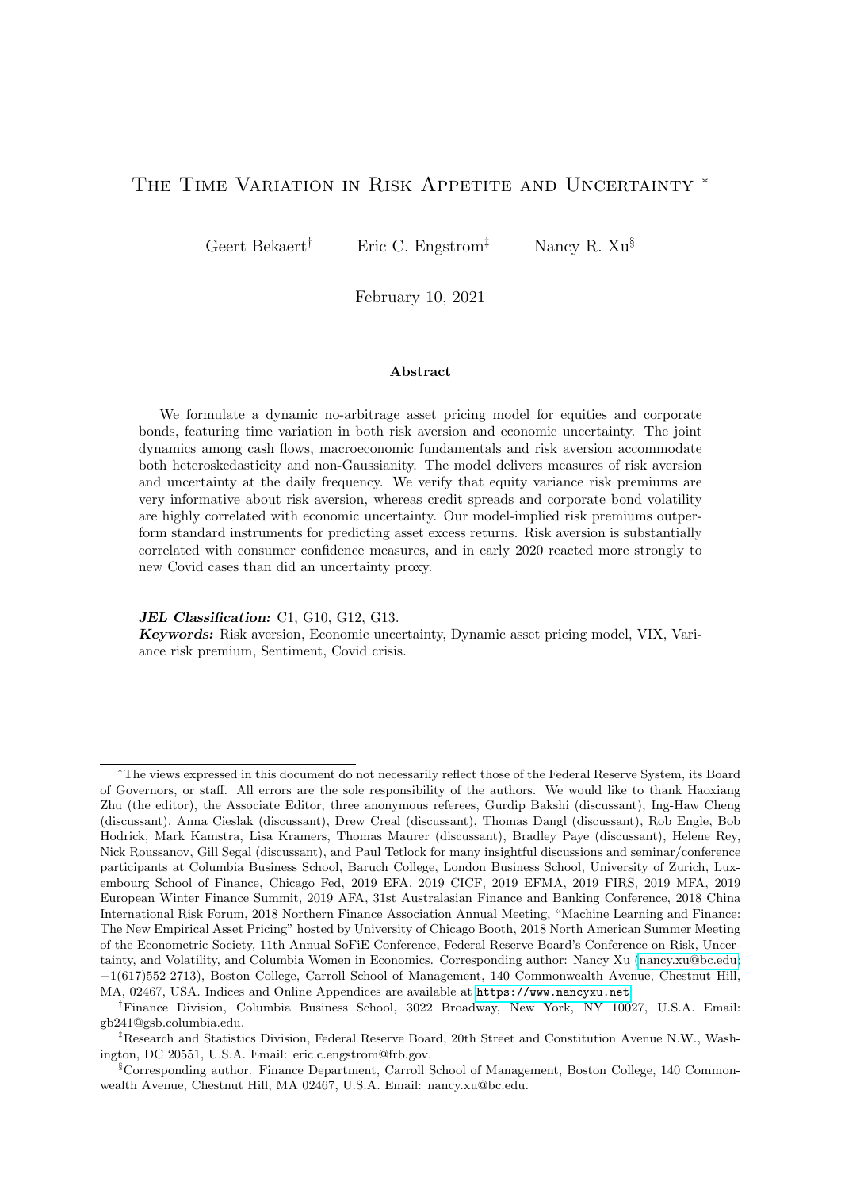# The Time Variation in Risk Appetite and Uncertainty *

Geert Bekaert[†] Eric C. Engstrom[‡] Nancy R. Xu[§]

February 10, 2021

### Abstract

We formulate a dynamic no-arbitrage asset pricing model for equities and corporate bonds, featuring time variation in both risk aversion and economic uncertainty. The joint dynamics among cash flows, macroeconomic fundamentals and risk aversion accommodate both heteroskedasticity and non-Gaussianity. The model delivers measures of risk aversion and uncertainty at the daily frequency. We verify that equity variance risk premiums are very informative about risk aversion, whereas credit spreads and corporate bond volatility are highly correlated with economic uncertainty. Our model-implied risk premiums outperform standard instruments for predicting asset excess returns. Risk aversion is substantially correlated with consumer confidence measures, and in early 2020 reacted more strongly to new Covid cases than did an uncertainty proxy.

***JEL Classification:*** C1, G10, G12, G13.
***Keywords:*** Risk aversion, Economic uncertainty, Dynamic asset pricing model, VIX, Variance risk premium, Sentiment, Covid crisis.

---

*The views expressed in this document do not necessarily reflect those of the Federal Reserve System, its Board of Governors, or staff. All errors are the sole responsibility of the authors. We would like to thank Haoxiang Zhu (the editor), the Associate Editor, three anonymous referees, Gurdip Bakshi (discussant), Ing-Haw Cheng (discussant), Anna Cieslak (discussant), Drew Creal (discussant), Thomas Dangl (discussant), Rob Engle, Bob Hodrick, Mark Kamstra, Lisa Kramers, Thomas Maurer (discussant), Bradley Paye (discussant), Helene Rey, Nick Roussanov, Gill Segal (discussant), and Paul Tetlock for many insightful discussions and seminar/conference participants at Columbia Business School, Baruch College, London Business School, University of Zurich, Luxembourg School of Finance, Chicago Fed, 2019 EFA, 2019 CICF, 2019 EFMA, 2019 FIRS, 2019 MFA, 2019 European Winter Finance Summit, 2019 AFA, 31st Australasian Finance and Banking Conference, 2018 China International Risk Forum, 2018 Northern Finance Association Annual Meeting, "Machine Learning and Finance: The New Empirical Asset Pricing" hosted by University of Chicago Booth, 2018 North American Summer Meeting of the Econometric Society, 11th Annual SoFiE Conference, Federal Reserve Board's Conference on Risk, Uncertainty, and Volatility, and Columbia Women in Economics. Corresponding author: Nancy Xu (nancy.xu@bc.edu; +1(617)552-2713), Boston College, Carroll School of Management, 140 Commonwealth Avenue, Chestnut Hill, MA, 02467, USA. Indices and Online Appendices are available at https://www.nancyxu.net.

[†]Finance Division, Columbia Business School, 3022 Broadway, New York, NY 10027, U.S.A. Email: gb241@gsb.columbia.edu.

[‡]Research and Statistics Division, Federal Reserve Board, 20th Street and Constitution Avenue N.W., Washington, DC 20551, U.S.A. Email: eric.c.engstrom@frb.gov.

[§]Corresponding author. Finance Department, Carroll School of Management, Boston College, 140 Commonwealth Avenue, Chestnut Hill, MA 02467, U.S.A. Email: nancy.xu@bc.edu.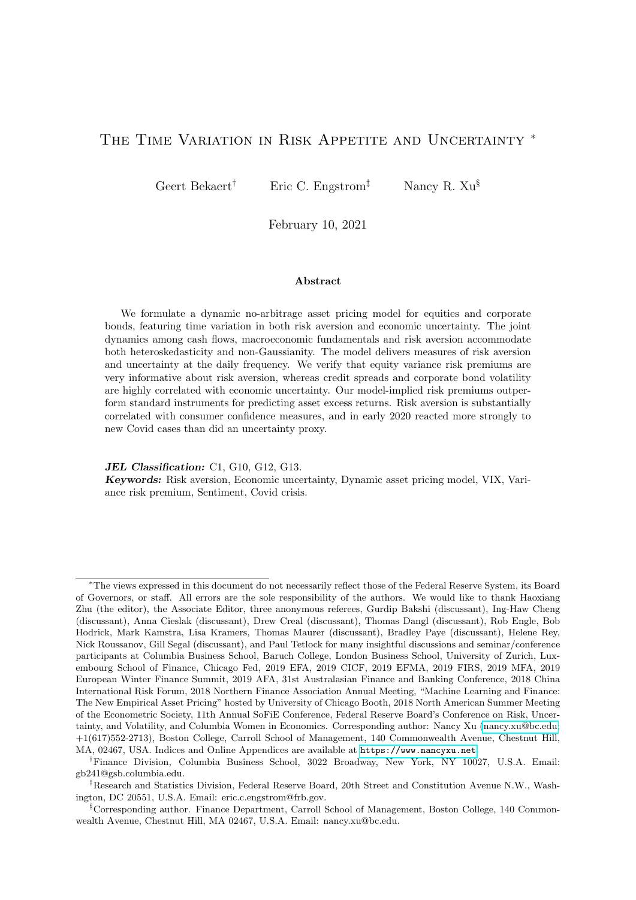# The Time Variation in Risk Appetite and Uncertainty [*]

Geert Bekaert[†] Eric C. Engstrom[‡] Nancy R. Xu[§]

February 10, 2021

### Abstract

We formulate a dynamic no-arbitrage asset pricing model for equities and corporate bonds, featuring time variation in both risk aversion and economic uncertainty. The joint dynamics among cash flows, macroeconomic fundamentals and risk aversion accommodate both heteroskedasticity and non-Gaussianity. The model delivers measures of risk aversion and uncertainty at the daily frequency. We verify that equity variance risk premiums are very informative about risk aversion, whereas credit spreads and corporate bond volatility are highly correlated with economic uncertainty. Our model-implied risk premiums outperform standard instruments for predicting asset excess returns. Risk aversion is substantially correlated with consumer confidence measures, and in early 2020 reacted more strongly to new Covid cases than did an uncertainty proxy.

***JEL Classification:*** C1, G10, G12, G13.
***Keywords:*** Risk aversion, Economic uncertainty, Dynamic asset pricing model, VIX, Variance risk premium, Sentiment, Covid crisis.

---

[*] The views expressed in this document do not necessarily reflect those of the Federal Reserve System, its Board of Governors, or staff. All errors are the sole responsibility of the authors. We would like to thank Haoxiang Zhu (the editor), the Associate Editor, three anonymous referees, Gurdip Bakshi (discussant), Ing-Haw Cheng (discussant), Anna Cieslak (discussant), Drew Creal (discussant), Thomas Dangl (discussant), Rob Engle, Bob Hodrick, Mark Kamstra, Lisa Kramers, Thomas Maurer (discussant), Bradley Paye (discussant), Helene Rey, Nick Roussanov, Gill Segal (discussant), and Paul Tetlock for many insightful discussions and seminar/conference participants at Columbia Business School, Baruch College, London Business School, University of Zurich, Luxembourg School of Finance, Chicago Fed, 2019 EFA, 2019 CICF, 2019 EFMA, 2019 FIRS, 2019 MFA, 2019 European Winter Finance Summit, 2019 AFA, 31st Australasian Finance and Banking Conference, 2018 China International Risk Forum, 2018 Northern Finance Association Annual Meeting, "Machine Learning and Finance: The New Empirical Asset Pricing" hosted by University of Chicago Booth, 2018 North American Summer Meeting of the Econometric Society, 11th Annual SoFiE Conference, Federal Reserve Board's Conference on Risk, Uncertainty, and Volatility, and Columbia Women in Economics. Corresponding author: Nancy Xu (nancy.xu@bc.edu; +1(617)552-2713), Boston College, Carroll School of Management, 140 Commonwealth Avenue, Chestnut Hill, MA, 02467, USA. Indices and Online Appendices are available at https://www.nancyxu.net.

[†] Finance Division, Columbia Business School, 3022 Broadway, New York, NY 10027, U.S.A. Email: gb241@gsb.columbia.edu.

[‡] Research and Statistics Division, Federal Reserve Board, 20th Street and Constitution Avenue N.W., Washington, DC 20551, U.S.A. Email: eric.c.engstrom@frb.gov.

[§] Corresponding author. Finance Department, Carroll School of Management, Boston College, 140 Commonwealth Avenue, Chestnut Hill, MA 02467, U.S.A. Email: nancy.xu@bc.edu.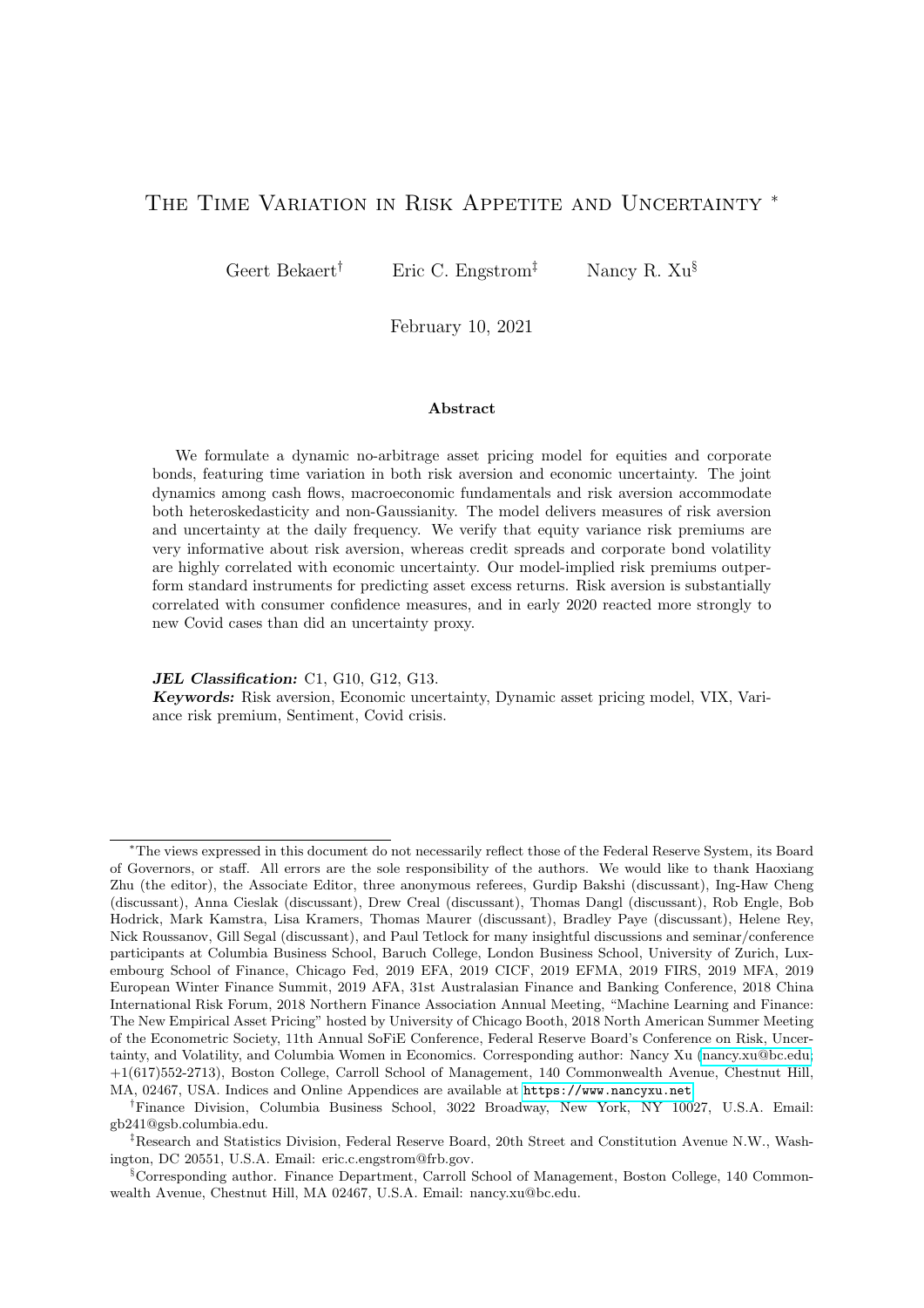# The Time Variation in Risk Appetite and Uncertainty *

Geert Bekaert[†] Eric C. Engstrom[‡] Nancy R. Xu[§]

February 10, 2021

**Abstract**

We formulate a dynamic no-arbitrage asset pricing model for equities and corporate bonds, featuring time variation in both risk aversion and economic uncertainty. The joint dynamics among cash flows, macroeconomic fundamentals and risk aversion accommodate both heteroskedasticity and non-Gaussianity. The model delivers measures of risk aversion and uncertainty at the daily frequency. We verify that equity variance risk premiums are very informative about risk aversion, whereas credit spreads and corporate bond volatility are highly correlated with economic uncertainty. Our model-implied risk premiums outperform standard instruments for predicting asset excess returns. Risk aversion is substantially correlated with consumer confidence measures, and in early 2020 reacted more strongly to new Covid cases than did an uncertainty proxy.

***JEL Classification:*** C1, G10, G12, G13.
***Keywords:*** Risk aversion, Economic uncertainty, Dynamic asset pricing model, VIX, Variance risk premium, Sentiment, Covid crisis.

---

*The views expressed in this document do not necessarily reflect those of the Federal Reserve System, its Board of Governors, or staff. All errors are the sole responsibility of the authors. We would like to thank Haoxiang Zhu (the editor), the Associate Editor, three anonymous referees, Gurdip Bakshi (discussant), Ing-Haw Cheng (discussant), Anna Cieslak (discussant), Drew Creal (discussant), Thomas Dangl (discussant), Rob Engle, Bob Hodrick, Mark Kamstra, Lisa Kramers, Thomas Maurer (discussant), Bradley Paye (discussant), Helene Rey, Nick Roussanov, Gill Segal (discussant), and Paul Tetlock for many insightful discussions and seminar/conference participants at Columbia Business School, Baruch College, London Business School, University of Zurich, Luxembourg School of Finance, Chicago Fed, 2019 EFA, 2019 CICF, 2019 EFMA, 2019 FIRS, 2019 MFA, 2019 European Winter Finance Summit, 2019 AFA, 31st Australasian Finance and Banking Conference, 2018 China International Risk Forum, 2018 Northern Finance Association Annual Meeting, "Machine Learning and Finance: The New Empirical Asset Pricing" hosted by University of Chicago Booth, 2018 North American Summer Meeting of the Econometric Society, 11th Annual SoFiE Conference, Federal Reserve Board's Conference on Risk, Uncertainty, and Volatility, and Columbia Women in Economics. Corresponding author: Nancy Xu (nancy.xu@bc.edu; +1(617)552-2713), Boston College, Carroll School of Management, 140 Commonwealth Avenue, Chestnut Hill, MA, 02467, USA. Indices and Online Appendices are available at https://www.nancyxu.net.

[†]Finance Division, Columbia Business School, 3022 Broadway, New York, NY 10027, U.S.A. Email: gb241@gsb.columbia.edu.

[‡]Research and Statistics Division, Federal Reserve Board, 20th Street and Constitution Avenue N.W., Washington, DC 20551, U.S.A. Email: eric.c.engstrom@frb.gov.

[§]Corresponding author. Finance Department, Carroll School of Management, Boston College, 140 Commonwealth Avenue, Chestnut Hill, MA 02467, U.S.A. Email: nancy.xu@bc.edu.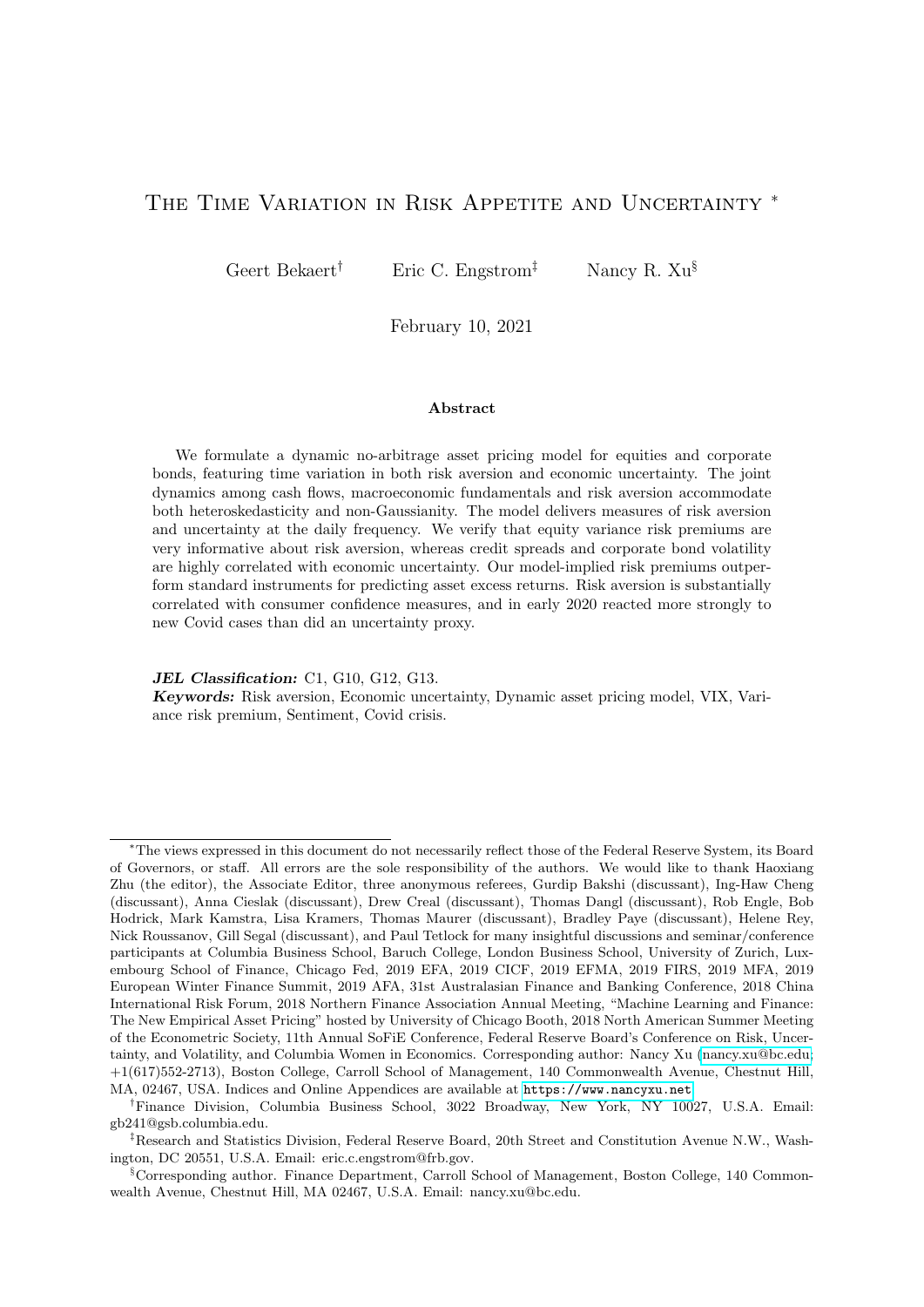# The Time Variation in Risk Appetite and Uncertainty *

Geert Bekaert[†] Eric C. Engstrom[‡] Nancy R. Xu[§]

February 10, 2021

### Abstract

We formulate a dynamic no-arbitrage asset pricing model for equities and corporate bonds, featuring time variation in both risk aversion and economic uncertainty. The joint dynamics among cash flows, macroeconomic fundamentals and risk aversion accommodate both heteroskedasticity and non-Gaussianity. The model delivers measures of risk aversion and uncertainty at the daily frequency. We verify that equity variance risk premiums are very informative about risk aversion, whereas credit spreads and corporate bond volatility are highly correlated with economic uncertainty. Our model-implied risk premiums outperform standard instruments for predicting asset excess returns. Risk aversion is substantially correlated with consumer confidence measures, and in early 2020 reacted more strongly to new Covid cases than did an uncertainty proxy.

***JEL Classification:*** C1, G10, G12, G13.
***Keywords:*** Risk aversion, Economic uncertainty, Dynamic asset pricing model, VIX, Variance risk premium, Sentiment, Covid crisis.

---

*The views expressed in this document do not necessarily reflect those of the Federal Reserve System, its Board of Governors, or staff. All errors are the sole responsibility of the authors. We would like to thank Haoxiang Zhu (the editor), the Associate Editor, three anonymous referees, Gurdip Bakshi (discussant), Ing-Haw Cheng (discussant), Anna Cieslak (discussant), Drew Creal (discussant), Thomas Dangl (discussant), Rob Engle, Bob Hodrick, Mark Kamstra, Lisa Kramers, Thomas Maurer (discussant), Bradley Paye (discussant), Helene Rey, Nick Roussanov, Gill Segal (discussant), and Paul Tetlock for many insightful discussions and seminar/conference participants at Columbia Business School, Baruch College, London Business School, University of Zurich, Luxembourg School of Finance, Chicago Fed, 2019 EFA, 2019 CICF, 2019 EFMA, 2019 FIRS, 2019 MFA, 2019 European Winter Finance Summit, 2019 AFA, 31st Australasian Finance and Banking Conference, 2018 China International Risk Forum, 2018 Northern Finance Association Annual Meeting, "Machine Learning and Finance: The New Empirical Asset Pricing" hosted by University of Chicago Booth, 2018 North American Summer Meeting of the Econometric Society, 11th Annual SoFiE Conference, Federal Reserve Board's Conference on Risk, Uncertainty, and Volatility, and Columbia Women in Economics. Corresponding author: Nancy Xu (nancy.xu@bc.edu; +1(617)552-2713), Boston College, Carroll School of Management, 140 Commonwealth Avenue, Chestnut Hill, MA, 02467, USA. Indices and Online Appendices are available at https://www.nancyxu.net.

[†]Finance Division, Columbia Business School, 3022 Broadway, New York, NY 10027, U.S.A. Email: gb241@gsb.columbia.edu.

[‡]Research and Statistics Division, Federal Reserve Board, 20th Street and Constitution Avenue N.W., Washington, DC 20551, U.S.A. Email: eric.c.engstrom@frb.gov.

[§]Corresponding author. Finance Department, Carroll School of Management, Boston College, 140 Commonwealth Avenue, Chestnut Hill, MA 02467, U.S.A. Email: nancy.xu@bc.edu.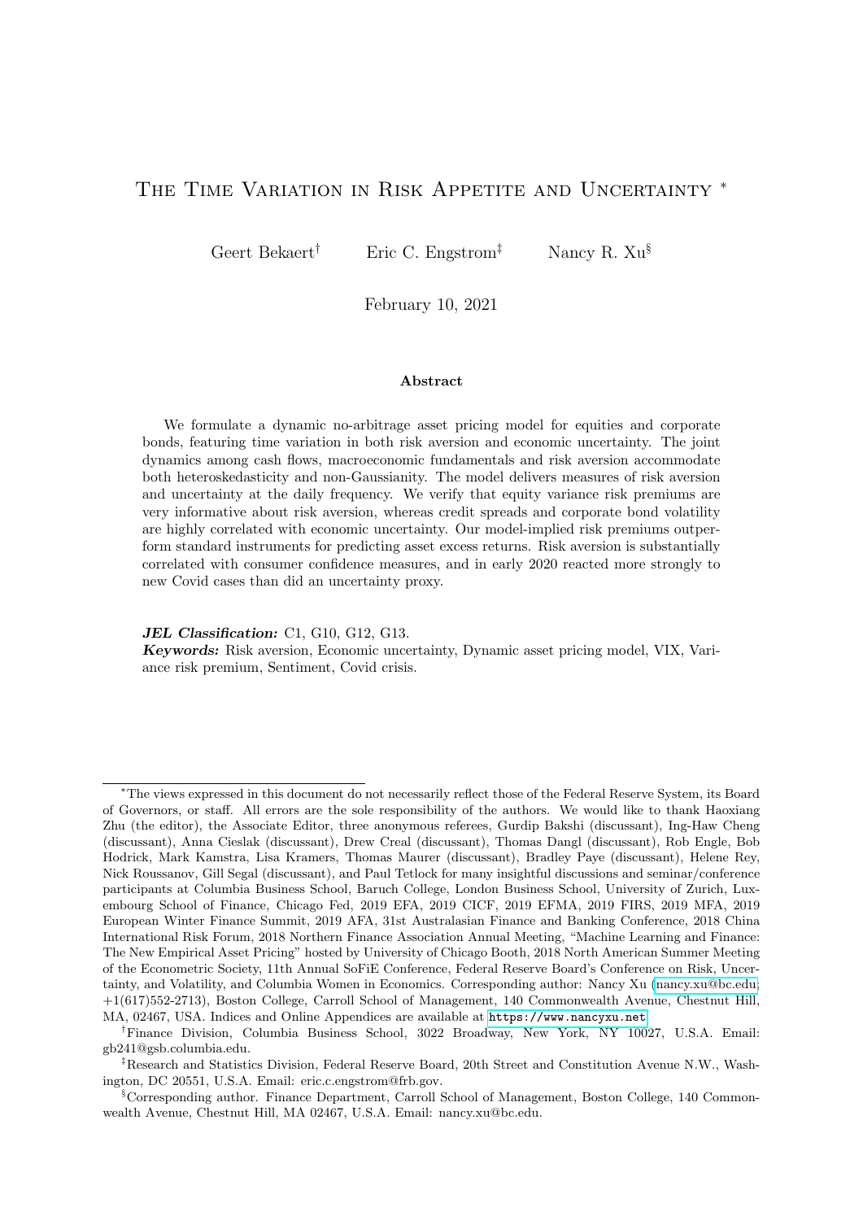# The Time Variation in Risk Appetite and Uncertainty *

Geert Bekaert[†] Eric C. Engstrom[‡] Nancy R. Xu[§]

February 10, 2021

### Abstract

We formulate a dynamic no-arbitrage asset pricing model for equities and corporate bonds, featuring time variation in both risk aversion and economic uncertainty. The joint dynamics among cash flows, macroeconomic fundamentals and risk aversion accommodate both heteroskedasticity and non-Gaussianity. The model delivers measures of risk aversion and uncertainty at the daily frequency. We verify that equity variance risk premiums are very informative about risk aversion, whereas credit spreads and corporate bond volatility are highly correlated with economic uncertainty. Our model-implied risk premiums outperform standard instruments for predicting asset excess returns. Risk aversion is substantially correlated with consumer confidence measures, and in early 2020 reacted more strongly to new Covid cases than did an uncertainty proxy.

***JEL Classification:*** C1, G10, G12, G13.
***Keywords:*** Risk aversion, Economic uncertainty, Dynamic asset pricing model, VIX, Variance risk premium, Sentiment, Covid crisis.

---

*The views expressed in this document do not necessarily reflect those of the Federal Reserve System, its Board of Governors, or staff. All errors are the sole responsibility of the authors. We would like to thank Haoxiang Zhu (the editor), the Associate Editor, three anonymous referees, Gurdip Bakshi (discussant), Ing-Haw Cheng (discussant), Anna Cieslak (discussant), Drew Creal (discussant), Thomas Dangl (discussant), Rob Engle, Bob Hodrick, Mark Kamstra, Lisa Kramers, Thomas Maurer (discussant), Bradley Paye (discussant), Helene Rey, Nick Roussanov, Gill Segal (discussant), and Paul Tetlock for many insightful discussions and seminar/conference participants at Columbia Business School, Baruch College, London Business School, University of Zurich, Luxembourg School of Finance, Chicago Fed, 2019 EFA, 2019 CICF, 2019 EFMA, 2019 FIRS, 2019 MFA, 2019 European Winter Finance Summit, 2019 AFA, 31st Australasian Finance and Banking Conference, 2018 China International Risk Forum, 2018 Northern Finance Association Annual Meeting, "Machine Learning and Finance: The New Empirical Asset Pricing" hosted by University of Chicago Booth, 2018 North American Summer Meeting of the Econometric Society, 11th Annual SoFiE Conference, Federal Reserve Board's Conference on Risk, Uncertainty, and Volatility, and Columbia Women in Economics. Corresponding author: Nancy Xu (nancy.xu@bc.edu; +1(617)552-2713), Boston College, Carroll School of Management, 140 Commonwealth Avenue, Chestnut Hill, MA, 02467, USA. Indices and Online Appendices are available at https://www.nancyxu.net.

[†]Finance Division, Columbia Business School, 3022 Broadway, New York, NY 10027, U.S.A. Email: gb241@gsb.columbia.edu.

[‡]Research and Statistics Division, Federal Reserve Board, 20th Street and Constitution Avenue N.W., Washington, DC 20551, U.S.A. Email: eric.c.engstrom@frb.gov.

[§]Corresponding author. Finance Department, Carroll School of Management, Boston College, 140 Commonwealth Avenue, Chestnut Hill, MA 02467, U.S.A. Email: nancy.xu@bc.edu.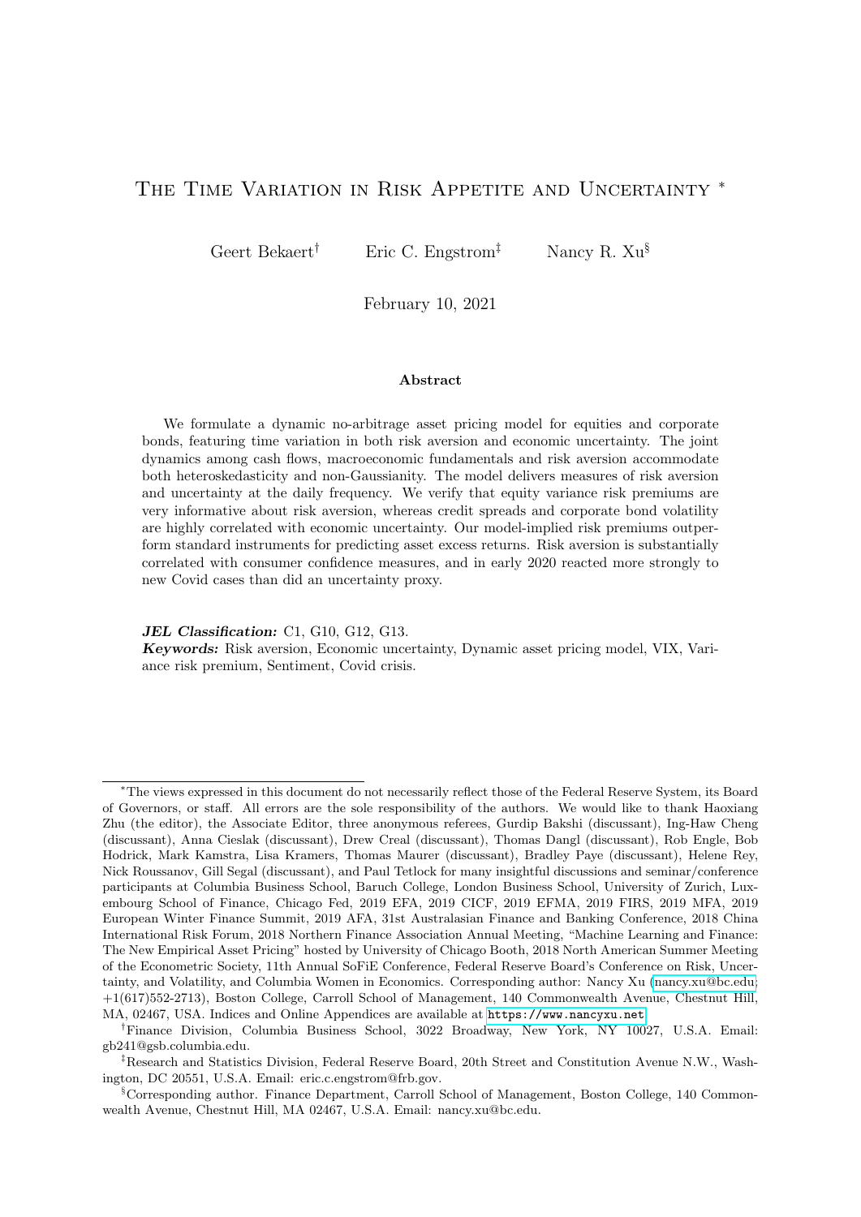# The Time Variation in Risk Appetite and Uncertainty *

Geert Bekaert[†] Eric C. Engstrom[‡] Nancy R. Xu[§]

February 10, 2021

#### Abstract

We formulate a dynamic no-arbitrage asset pricing model for equities and corporate bonds, featuring time variation in both risk aversion and economic uncertainty. The joint dynamics among cash flows, macroeconomic fundamentals and risk aversion accommodate both heteroskedasticity and non-Gaussianity. The model delivers measures of risk aversion and uncertainty at the daily frequency. We verify that equity variance risk premiums are very informative about risk aversion, whereas credit spreads and corporate bond volatility are highly correlated with economic uncertainty. Our model-implied risk premiums outperform standard instruments for predicting asset excess returns. Risk aversion is substantially correlated with consumer confidence measures, and in early 2020 reacted more strongly to new Covid cases than did an uncertainty proxy.

***JEL Classification:*** C1, G10, G12, G13.
***Keywords:*** Risk aversion, Economic uncertainty, Dynamic asset pricing model, VIX, Variance risk premium, Sentiment, Covid crisis.

---

*The views expressed in this document do not necessarily reflect those of the Federal Reserve System, its Board of Governors, or staff. All errors are the sole responsibility of the authors. We would like to thank Haoxiang Zhu (the editor), the Associate Editor, three anonymous referees, Gurdip Bakshi (discussant), Ing-Haw Cheng (discussant), Anna Cieslak (discussant), Drew Creal (discussant), Thomas Dangl (discussant), Rob Engle, Bob Hodrick, Mark Kamstra, Lisa Kramers, Thomas Maurer (discussant), Bradley Paye (discussant), Helene Rey, Nick Roussanov, Gill Segal (discussant), and Paul Tetlock for many insightful discussions and seminar/conference participants at Columbia Business School, Baruch College, London Business School, University of Zurich, Luxembourg School of Finance, Chicago Fed, 2019 EFA, 2019 CICF, 2019 EFMA, 2019 FIRS, 2019 MFA, 2019 European Winter Finance Summit, 2019 AFA, 31st Australasian Finance and Banking Conference, 2018 China International Risk Forum, 2018 Northern Finance Association Annual Meeting, "Machine Learning and Finance: The New Empirical Asset Pricing" hosted by University of Chicago Booth, 2018 North American Summer Meeting of the Econometric Society, 11th Annual SoFiE Conference, Federal Reserve Board's Conference on Risk, Uncertainty, and Volatility, and Columbia Women in Economics. Corresponding author: Nancy Xu (nancy.xu@bc.edu; +1(617)552-2713), Boston College, Carroll School of Management, 140 Commonwealth Avenue, Chestnut Hill, MA, 02467, USA. Indices and Online Appendices are available at https://www.nancyxu.net.

[†]Finance Division, Columbia Business School, 3022 Broadway, New York, NY 10027, U.S.A. Email: gb241@gsb.columbia.edu.

[‡]Research and Statistics Division, Federal Reserve Board, 20th Street and Constitution Avenue N.W., Washington, DC 20551, U.S.A. Email: eric.c.engstrom@frb.gov.

[§]Corresponding author. Finance Department, Carroll School of Management, Boston College, 140 Commonwealth Avenue, Chestnut Hill, MA 02467, U.S.A. Email: nancy.xu@bc.edu.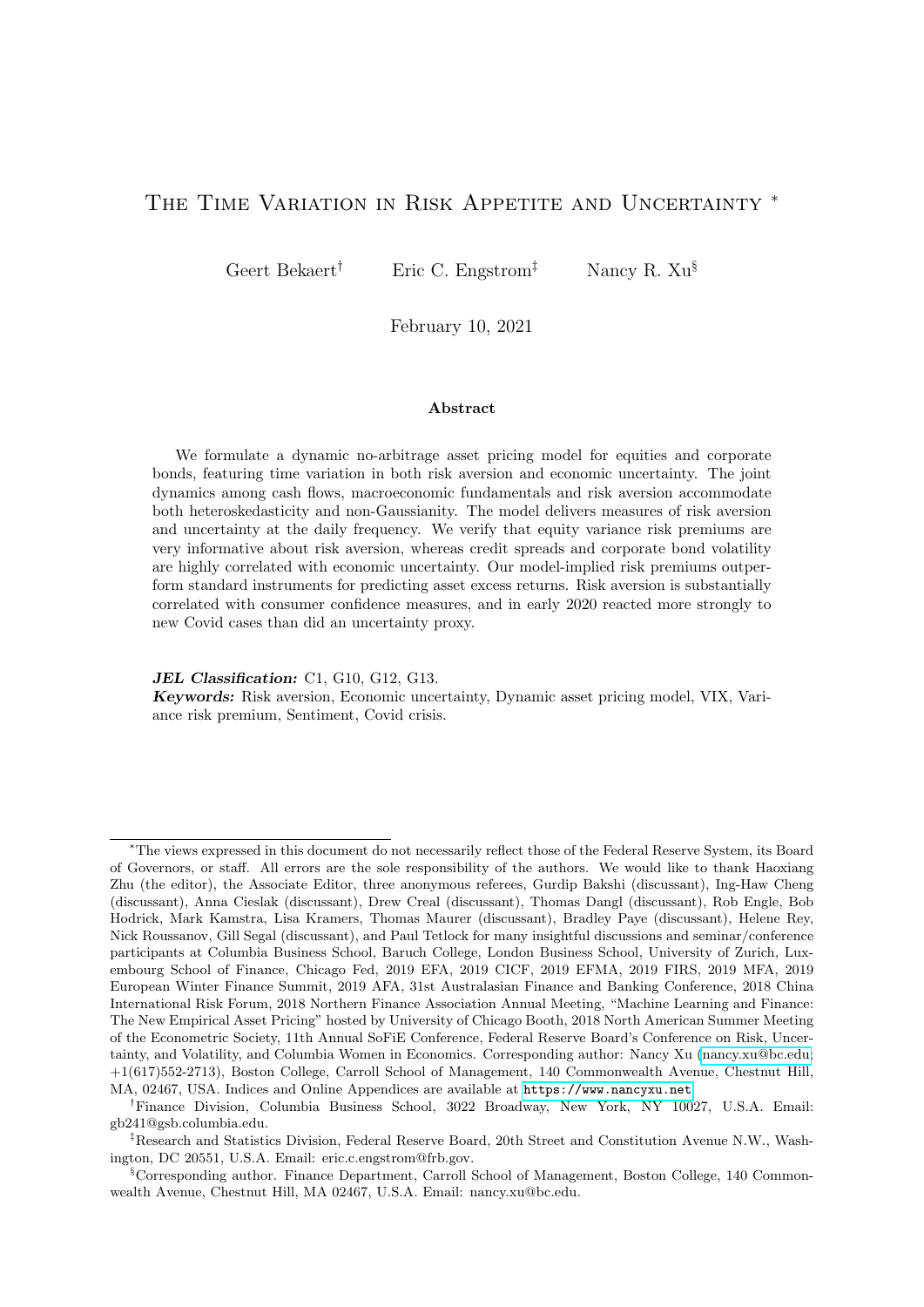# The Time Variation in Risk Appetite and Uncertainty *

Geert Bekaert† Eric C. Engstrom‡ Nancy R. Xu§

February 10, 2021

### Abstract

We formulate a dynamic no-arbitrage asset pricing model for equities and corporate bonds, featuring time variation in both risk aversion and economic uncertainty. The joint dynamics among cash flows, macroeconomic fundamentals and risk aversion accommodate both heteroskedasticity and non-Gaussianity. The model delivers measures of risk aversion and uncertainty at the daily frequency. We verify that equity variance risk premiums are very informative about risk aversion, whereas credit spreads and corporate bond volatility are highly correlated with economic uncertainty. Our model-implied risk premiums outperform standard instruments for predicting asset excess returns. Risk aversion is substantially correlated with consumer confidence measures, and in early 2020 reacted more strongly to new Covid cases than did an uncertainty proxy.

***JEL Classification:*** C1, G10, G12, G13.
***Keywords:*** Risk aversion, Economic uncertainty, Dynamic asset pricing model, VIX, Variance risk premium, Sentiment, Covid crisis.

---

*The views expressed in this document do not necessarily reflect those of the Federal Reserve System, its Board of Governors, or staff. All errors are the sole responsibility of the authors. We would like to thank Haoxiang Zhu (the editor), the Associate Editor, three anonymous referees, Gurdip Bakshi (discussant), Ing-Haw Cheng (discussant), Anna Cieslak (discussant), Drew Creal (discussant), Thomas Dangl (discussant), Rob Engle, Bob Hodrick, Mark Kamstra, Lisa Kramers, Thomas Maurer (discussant), Bradley Paye (discussant), Helene Rey, Nick Roussanov, Gill Segal (discussant), and Paul Tetlock for many insightful discussions and seminar/conference participants at Columbia Business School, Baruch College, London Business School, University of Zurich, Luxembourg School of Finance, Chicago Fed, 2019 EFA, 2019 CICF, 2019 EFMA, 2019 FIRS, 2019 MFA, 2019 European Winter Finance Summit, 2019 AFA, 31st Australasian Finance and Banking Conference, 2018 China International Risk Forum, 2018 Northern Finance Association Annual Meeting, "Machine Learning and Finance: The New Empirical Asset Pricing" hosted by University of Chicago Booth, 2018 North American Summer Meeting of the Econometric Society, 11th Annual SoFiE Conference, Federal Reserve Board's Conference on Risk, Uncertainty, and Volatility, and Columbia Women in Economics. Corresponding author: Nancy Xu (nancy.xu@bc.edu; +1(617)552-2713), Boston College, Carroll School of Management, 140 Commonwealth Avenue, Chestnut Hill, MA, 02467, USA. Indices and Online Appendices are available at https://www.nancyxu.net.

†Finance Division, Columbia Business School, 3022 Broadway, New York, NY 10027, U.S.A. Email: gb241@gsb.columbia.edu.

‡Research and Statistics Division, Federal Reserve Board, 20th Street and Constitution Avenue N.W., Washington, DC 20551, U.S.A. Email: eric.c.engstrom@frb.gov.

§Corresponding author. Finance Department, Carroll School of Management, Boston College, 140 Commonwealth Avenue, Chestnut Hill, MA 02467, U.S.A. Email: nancy.xu@bc.edu.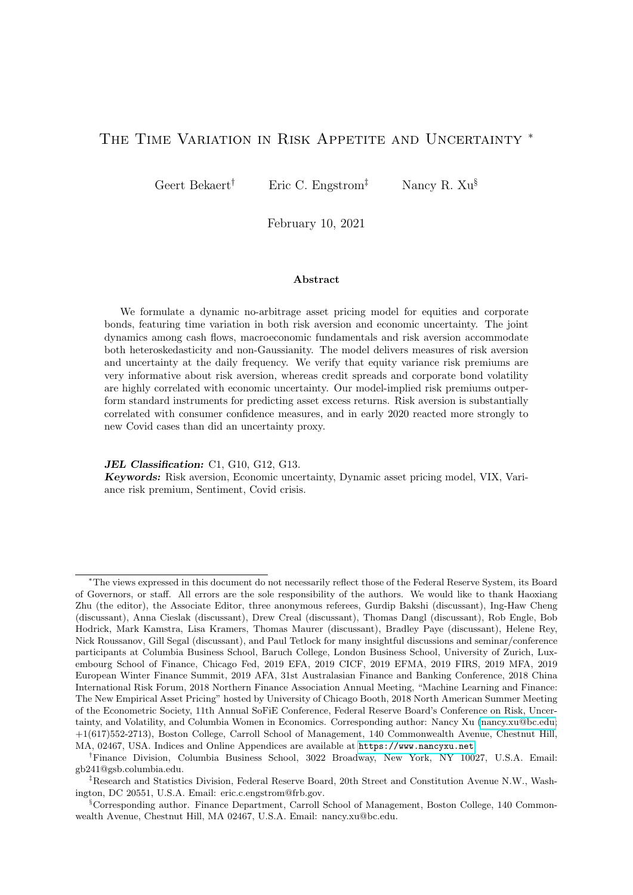# The Time Variation in Risk Appetite and Uncertainty [*]

Geert Bekaert[†] Eric C. Engstrom[‡] Nancy R. Xu[§]

February 10, 2021

### Abstract

We formulate a dynamic no-arbitrage asset pricing model for equities and corporate bonds, featuring time variation in both risk aversion and economic uncertainty. The joint dynamics among cash flows, macroeconomic fundamentals and risk aversion accommodate both heteroskedasticity and non-Gaussianity. The model delivers measures of risk aversion and uncertainty at the daily frequency. We verify that equity variance risk premiums are very informative about risk aversion, whereas credit spreads and corporate bond volatility are highly correlated with economic uncertainty. Our model-implied risk premiums outperform standard instruments for predicting asset excess returns. Risk aversion is substantially correlated with consumer confidence measures, and in early 2020 reacted more strongly to new Covid cases than did an uncertainty proxy.

***JEL Classification:*** C1, G10, G12, G13.
***Keywords:*** Risk aversion, Economic uncertainty, Dynamic asset pricing model, VIX, Variance risk premium, Sentiment, Covid crisis.

---

[*] The views expressed in this document do not necessarily reflect those of the Federal Reserve System, its Board of Governors, or staff. All errors are the sole responsibility of the authors. We would like to thank Haoxiang Zhu (the editor), the Associate Editor, three anonymous referees, Gurdip Bakshi (discussant), Ing-Haw Cheng (discussant), Anna Cieslak (discussant), Drew Creal (discussant), Thomas Dangl (discussant), Rob Engle, Bob Hodrick, Mark Kamstra, Lisa Kramers, Thomas Maurer (discussant), Bradley Paye (discussant), Helene Rey, Nick Roussanov, Gill Segal (discussant), and Paul Tetlock for many insightful discussions and seminar/conference participants at Columbia Business School, Baruch College, London Business School, University of Zurich, Luxembourg School of Finance, Chicago Fed, 2019 EFA, 2019 CICF, 2019 EFMA, 2019 FIRS, 2019 MFA, 2019 European Winter Finance Summit, 2019 AFA, 31st Australasian Finance and Banking Conference, 2018 China International Risk Forum, 2018 Northern Finance Association Annual Meeting, "Machine Learning and Finance: The New Empirical Asset Pricing" hosted by University of Chicago Booth, 2018 North American Summer Meeting of the Econometric Society, 11th Annual SoFiE Conference, Federal Reserve Board's Conference on Risk, Uncertainty, and Volatility, and Columbia Women in Economics. Corresponding author: Nancy Xu (nancy.xu@bc.edu; +1(617)552-2713), Boston College, Carroll School of Management, 140 Commonwealth Avenue, Chestnut Hill, MA, 02467, USA. Indices and Online Appendices are available at https://www.nancyxu.net.

[†] Finance Division, Columbia Business School, 3022 Broadway, New York, NY 10027, U.S.A. Email: gb241@gsb.columbia.edu.

[‡] Research and Statistics Division, Federal Reserve Board, 20th Street and Constitution Avenue N.W., Washington, DC 20551, U.S.A. Email: eric.c.engstrom@frb.gov.

[§] Corresponding author. Finance Department, Carroll School of Management, Boston College, 140 Commonwealth Avenue, Chestnut Hill, MA 02467, U.S.A. Email: nancy.xu@bc.edu.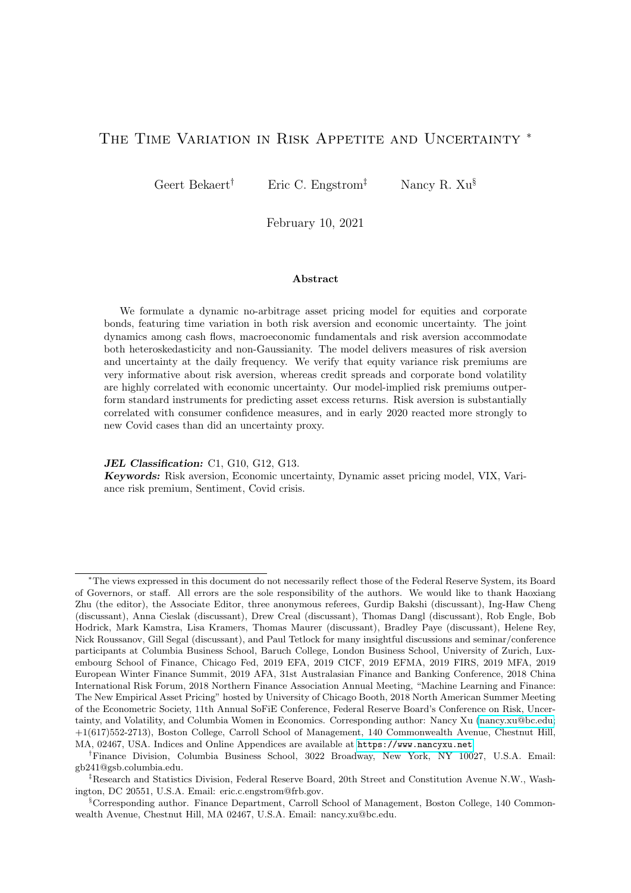# The Time Variation in Risk Appetite and Uncertainty *

Geert Bekaert[†] Eric C. Engstrom[‡] Nancy R. Xu[§]

February 10, 2021

### Abstract

We formulate a dynamic no-arbitrage asset pricing model for equities and corporate bonds, featuring time variation in both risk aversion and economic uncertainty. The joint dynamics among cash flows, macroeconomic fundamentals and risk aversion accommodate both heteroskedasticity and non-Gaussianity. The model delivers measures of risk aversion and uncertainty at the daily frequency. We verify that equity variance risk premiums are very informative about risk aversion, whereas credit spreads and corporate bond volatility are highly correlated with economic uncertainty. Our model-implied risk premiums outperform standard instruments for predicting asset excess returns. Risk aversion is substantially correlated with consumer confidence measures, and in early 2020 reacted more strongly to new Covid cases than did an uncertainty proxy.

***JEL Classification:*** C1, G10, G12, G13.
***Keywords:*** Risk aversion, Economic uncertainty, Dynamic asset pricing model, VIX, Variance risk premium, Sentiment, Covid crisis.

---

*The views expressed in this document do not necessarily reflect those of the Federal Reserve System, its Board of Governors, or staff. All errors are the sole responsibility of the authors. We would like to thank Haoxiang Zhu (the editor), the Associate Editor, three anonymous referees, Gurdip Bakshi (discussant), Ing-Haw Cheng (discussant), Anna Cieslak (discussant), Drew Creal (discussant), Thomas Dangl (discussant), Rob Engle, Bob Hodrick, Mark Kamstra, Lisa Kramers, Thomas Maurer (discussant), Bradley Paye (discussant), Helene Rey, Nick Roussanov, Gill Segal (discussant), and Paul Tetlock for many insightful discussions and seminar/conference participants at Columbia Business School, Baruch College, London Business School, University of Zurich, Luxembourg School of Finance, Chicago Fed, 2019 EFA, 2019 CICF, 2019 EFMA, 2019 FIRS, 2019 MFA, 2019 European Winter Finance Summit, 2019 AFA, 31st Australasian Finance and Banking Conference, 2018 China International Risk Forum, 2018 Northern Finance Association Annual Meeting, "Machine Learning and Finance: The New Empirical Asset Pricing" hosted by University of Chicago Booth, 2018 North American Summer Meeting of the Econometric Society, 11th Annual SoFiE Conference, Federal Reserve Board's Conference on Risk, Uncertainty, and Volatility, and Columbia Women in Economics. Corresponding author: Nancy Xu (nancy.xu@bc.edu; +1(617)552-2713), Boston College, Carroll School of Management, 140 Commonwealth Avenue, Chestnut Hill, MA, 02467, USA. Indices and Online Appendices are available at https://www.nancyxu.net.

[†]Finance Division, Columbia Business School, 3022 Broadway, New York, NY 10027, U.S.A. Email: gb241@gsb.columbia.edu.

[‡]Research and Statistics Division, Federal Reserve Board, 20th Street and Constitution Avenue N.W., Washington, DC 20551, U.S.A. Email: eric.c.engstrom@frb.gov.

[§]Corresponding author. Finance Department, Carroll School of Management, Boston College, 140 Commonwealth Avenue, Chestnut Hill, MA 02467, U.S.A. Email: nancy.xu@bc.edu.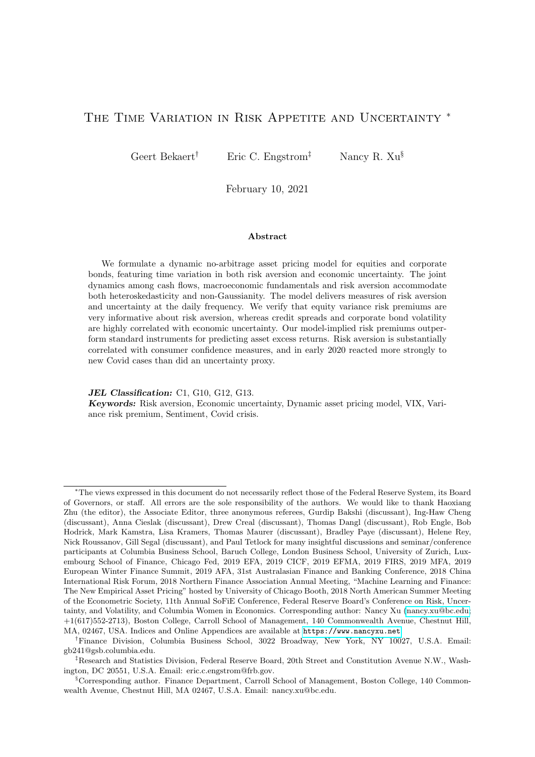# The Time Variation in Risk Appetite and Uncertainty *

Geert Bekaert[†] Eric C. Engstrom[‡] Nancy R. Xu[§]

February 10, 2021

### Abstract

We formulate a dynamic no-arbitrage asset pricing model for equities and corporate bonds, featuring time variation in both risk aversion and economic uncertainty. The joint dynamics among cash flows, macroeconomic fundamentals and risk aversion accommodate both heteroskedasticity and non-Gaussianity. The model delivers measures of risk aversion and uncertainty at the daily frequency. We verify that equity variance risk premiums are very informative about risk aversion, whereas credit spreads and corporate bond volatility are highly correlated with economic uncertainty. Our model-implied risk premiums outperform standard instruments for predicting asset excess returns. Risk aversion is substantially correlated with consumer confidence measures, and in early 2020 reacted more strongly to new Covid cases than did an uncertainty proxy.

***JEL Classification:*** C1, G10, G12, G13.

***Keywords:*** Risk aversion, Economic uncertainty, Dynamic asset pricing model, VIX, Variance risk premium, Sentiment, Covid crisis.

---

*The views expressed in this document do not necessarily reflect those of the Federal Reserve System, its Board of Governors, or staff. All errors are the sole responsibility of the authors. We would like to thank Haoxiang Zhu (the editor), the Associate Editor, three anonymous referees, Gurdip Bakshi (discussant), Ing-Haw Cheng (discussant), Anna Cieslak (discussant), Drew Creal (discussant), Thomas Dangl (discussant), Rob Engle, Bob Hodrick, Mark Kamstra, Lisa Kramers, Thomas Maurer (discussant), Bradley Paye (discussant), Helene Rey, Nick Roussanov, Gill Segal (discussant), and Paul Tetlock for many insightful discussions and seminar/conference participants at Columbia Business School, Baruch College, London Business School, University of Zurich, Luxembourg School of Finance, Chicago Fed, 2019 EFA, 2019 CICF, 2019 EFMA, 2019 FIRS, 2019 MFA, 2019 European Winter Finance Summit, 2019 AFA, 31st Australasian Finance and Banking Conference, 2018 China International Risk Forum, 2018 Northern Finance Association Annual Meeting, "Machine Learning and Finance: The New Empirical Asset Pricing" hosted by University of Chicago Booth, 2018 North American Summer Meeting of the Econometric Society, 11th Annual SoFiE Conference, Federal Reserve Board's Conference on Risk, Uncertainty, and Volatility, and Columbia Women in Economics. Corresponding author: Nancy Xu (nancy.xu@bc.edu; +1(617)552-2713), Boston College, Carroll School of Management, 140 Commonwealth Avenue, Chestnut Hill, MA, 02467, USA. Indices and Online Appendices are available at https://www.nancyxu.net.

[†]Finance Division, Columbia Business School, 3022 Broadway, New York, NY 10027, U.S.A. Email: gb241@gsb.columbia.edu.

[‡]Research and Statistics Division, Federal Reserve Board, 20th Street and Constitution Avenue N.W., Washington, DC 20551, U.S.A. Email: eric.c.engstrom@frb.gov.

[§]Corresponding author. Finance Department, Carroll School of Management, Boston College, 140 Commonwealth Avenue, Chestnut Hill, MA 02467, U.S.A. Email: nancy.xu@bc.edu.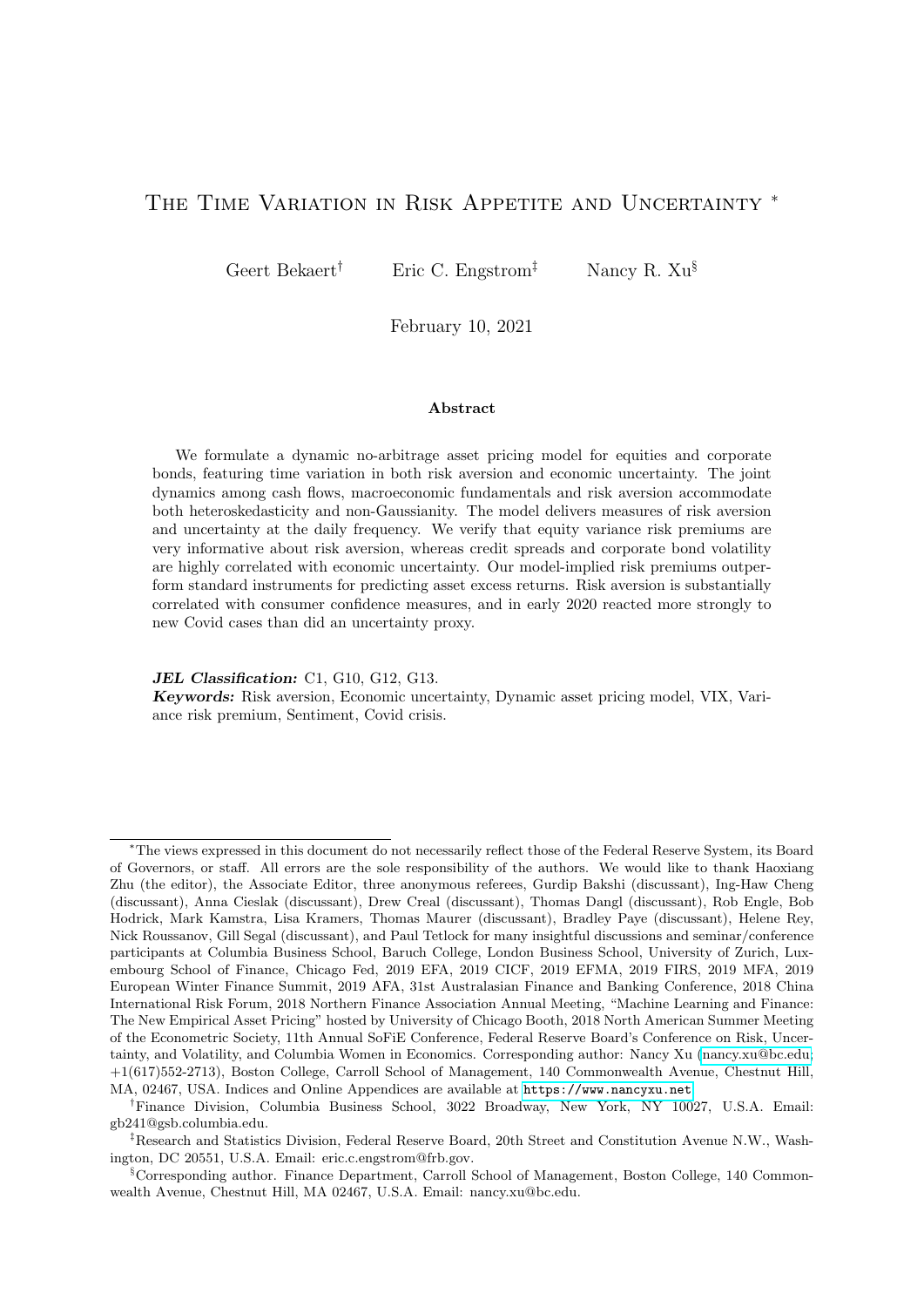# The Time Variation in Risk Appetite and Uncertainty [*]

Geert Bekaert[†] Eric C. Engstrom[‡] Nancy R. Xu[§]

February 10, 2021

### Abstract

We formulate a dynamic no-arbitrage asset pricing model for equities and corporate bonds, featuring time variation in both risk aversion and economic uncertainty. The joint dynamics among cash flows, macroeconomic fundamentals and risk aversion accommodate both heteroskedasticity and non-Gaussianity. The model delivers measures of risk aversion and uncertainty at the daily frequency. We verify that equity variance risk premiums are very informative about risk aversion, whereas credit spreads and corporate bond volatility are highly correlated with economic uncertainty. Our model-implied risk premiums outperform standard instruments for predicting asset excess returns. Risk aversion is substantially correlated with consumer confidence measures, and in early 2020 reacted more strongly to new Covid cases than did an uncertainty proxy.

***JEL Classification:*** C1, G10, G12, G13.
***Keywords:*** Risk aversion, Economic uncertainty, Dynamic asset pricing model, VIX, Variance risk premium, Sentiment, Covid crisis.

---

[*]The views expressed in this document do not necessarily reflect those of the Federal Reserve System, its Board of Governors, or staff. All errors are the sole responsibility of the authors. We would like to thank Haoxiang Zhu (the editor), the Associate Editor, three anonymous referees, Gurdip Bakshi (discussant), Ing-Haw Cheng (discussant), Anna Cieslak (discussant), Drew Creal (discussant), Thomas Dangl (discussant), Rob Engle, Bob Hodrick, Mark Kamstra, Lisa Kramers, Thomas Maurer (discussant), Bradley Paye (discussant), Helene Rey, Nick Roussanov, Gill Segal (discussant), and Paul Tetlock for many insightful discussions and seminar/conference participants at Columbia Business School, Baruch College, London Business School, University of Zurich, Luxembourg School of Finance, Chicago Fed, 2019 EFA, 2019 CICF, 2019 EFMA, 2019 FIRS, 2019 MFA, 2019 European Winter Finance Summit, 2019 AFA, 31st Australasian Finance and Banking Conference, 2018 China International Risk Forum, 2018 Northern Finance Association Annual Meeting, "Machine Learning and Finance: The New Empirical Asset Pricing" hosted by University of Chicago Booth, 2018 North American Summer Meeting of the Econometric Society, 11th Annual SoFiE Conference, Federal Reserve Board's Conference on Risk, Uncertainty, and Volatility, and Columbia Women in Economics. Corresponding author: Nancy Xu (nancy.xu@bc.edu; +1(617)552-2713), Boston College, Carroll School of Management, 140 Commonwealth Avenue, Chestnut Hill, MA, 02467, USA. Indices and Online Appendices are available at https://www.nancyxu.net.

[†]Finance Division, Columbia Business School, 3022 Broadway, New York, NY 10027, U.S.A. Email: gb241@gsb.columbia.edu.

[‡]Research and Statistics Division, Federal Reserve Board, 20th Street and Constitution Avenue N.W., Washington, DC 20551, U.S.A. Email: eric.c.engstrom@frb.gov.

[§]Corresponding author. Finance Department, Carroll School of Management, Boston College, 140 Commonwealth Avenue, Chestnut Hill, MA 02467, U.S.A. Email: nancy.xu@bc.edu.